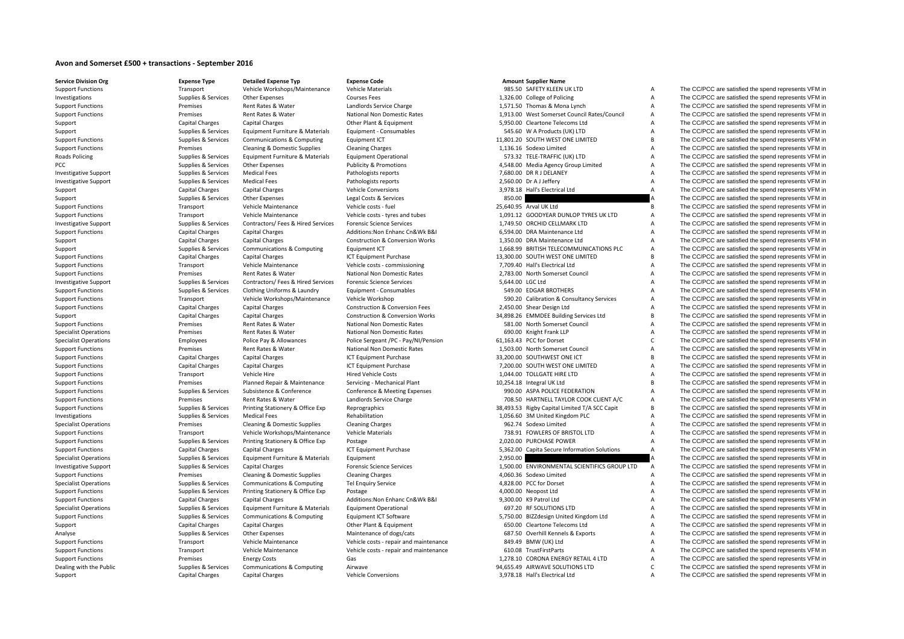# Avon and Somerset £500 + transactions - September 2016

| Service Division Org | Expense Type | Detailed Expense Typ | Expense Code | Amount | Supplier Name | | |
|---|---|---|---|---|---|---|---|
| Support Functions | Transport | Vehicle Workshops/Maintenance | Vehicle Materials | 985.50 | SAFETY KLEEN UK LTD | A | The CC/PCC are satisfied the spend represents VFM in |
| Investigations | Supplies & Services | Other Expenses | Courses Fees | 1,326.00 | College of Policing | A | The CC/PCC are satisfied the spend represents VFM in |
| Support Functions | Premises | Rent Rates & Water | Landlords Service Charge | 1,571.50 | Thomas & Mona Lynch | A | The CC/PCC are satisfied the spend represents VFM in |
| Support Functions | Premises | Rent Rates & Water | National Non Domestic Rates | 1,913.00 | West Somerset Council Rates/Council | A | The CC/PCC are satisfied the spend represents VFM in |
| Support | Capital Charges | Capital Charges | Other Plant & Equipment | 5,950.00 | Cleartone Telecoms Ltd | A | The CC/PCC are satisfied the spend represents VFM in |
| Support | Supplies & Services | Equipment Furniture & Materials | Equipment - Consumables | 545.60 | W A Products (UK) LTD | A | The CC/PCC are satisfied the spend represents VFM in |
| Support Functions | Supplies & Services | Communications & Computing | Equipment ICT | 11,801.20 | SOUTH WEST ONE LIMITED | B | The CC/PCC are satisfied the spend represents VFM in |
| Support Functions | Premises | Cleaning & Domestic Supplies | Cleaning Charges | 1,136.16 | Sodexo Limited | A | The CC/PCC are satisfied the spend represents VFM in |
| Roads Policing | Supplies & Services | Equipment Furniture & Materials | Equipment Operational | 573.32 | TELE-TRAFFIC (UK) LTD | A | The CC/PCC are satisfied the spend represents VFM in |
| PCC | Supplies & Services | Other Expenses | Publicity & Promotions | 4,548.00 | Media Agency Group Limited | A | The CC/PCC are satisfied the spend represents VFM in |
| Investigative Support | Supplies & Services | Medical Fees | Pathologists reports | 7,680.00 | DR R J DELANEY | A | The CC/PCC are satisfied the spend represents VFM in |
| Investigative Support | Supplies & Services | Medical Fees | Pathologists reports | 2,560.00 | Dr A J Jeffery | A | The CC/PCC are satisfied the spend represents VFM in |
| Support | Capital Charges | Capital Charges | Vehicle Conversions | 3,978.18 | Hall's Electrical Ltd | A | The CC/PCC are satisfied the spend represents VFM in |
| Support | Supplies & Services | Other Expenses | Legal Costs & Services | 850.00 | | A | The CC/PCC are satisfied the spend represents VFM in |
| Support Functions | Transport | Vehicle Maintenance | Vehicle costs - fuel | 25,640.95 | Arval UK Ltd | B | The CC/PCC are satisfied the spend represents VFM in |
| Support Functions | Transport | Vehicle Maintenance | Vehicle costs - tyres and tubes | 1,091.12 | GOODYEAR DUNLOP TYRES UK LTD | A | The CC/PCC are satisfied the spend represents VFM in |
| Investigative Support | Supplies & Services | Contractors/ Fees & Hired Services | Forensic Science Services | 1,749.50 | ORCHID CELLMARK LTD | A | The CC/PCC are satisfied the spend represents VFM in |
| Support Functions | Capital Charges | Capital Charges | Additions:Non Enhanc Cn&Wk B&I | 6,594.00 | DRA Maintenance Ltd | A | The CC/PCC are satisfied the spend represents VFM in |
| Support | Capital Charges | Capital Charges | Construction & Conversion Works | 1,350.00 | DRA Maintenance Ltd | A | The CC/PCC are satisfied the spend represents VFM in |
| Support | Supplies & Services | Communications & Computing | Equipment ICT | 1,668.99 | BRITISH TELECOMMUNICATIONS PLC | A | The CC/PCC are satisfied the spend represents VFM in |
| Support Functions | Capital Charges | Capital Charges | ICT Equipment Purchase | 13,300.00 | SOUTH WEST ONE LIMITED | B | The CC/PCC are satisfied the spend represents VFM in |
| Support Functions | Transport | Vehicle Maintenance | Vehicle costs - commissioning | 7,709.40 | Hall's Electrical Ltd | A | The CC/PCC are satisfied the spend represents VFM in |
| Support Functions | Premises | Rent Rates & Water | National Non Domestic Rates | 2,783.00 | North Somerset Council | A | The CC/PCC are satisfied the spend represents VFM in |
| Investigative Support | Supplies & Services | Contractors/ Fees & Hired Services | Forensic Science Services | 5,644.00 | LGC Ltd | A | The CC/PCC are satisfied the spend represents VFM in |
| Support Functions | Supplies & Services | Clothing Uniforms & Laundry | Equipment - Consumables | 549.00 | EDGAR BROTHERS | A | The CC/PCC are satisfied the spend represents VFM in |
| Support Functions | Transport | Vehicle Workshops/Maintenance | Vehicle Workshop | 590.20 | Calibration & Consultancy Services | A | The CC/PCC are satisfied the spend represents VFM in |
| Support Functions | Capital Charges | Capital Charges | Construction & Conversion Fees | 2,450.00 | Shear Design Ltd | A | The CC/PCC are satisfied the spend represents VFM in |
| Support | Capital Charges | Capital Charges | Construction & Conversion Works | 34,898.26 | EMMDEE Building Services Ltd | B | The CC/PCC are satisfied the spend represents VFM in |
| Support Functions | Premises | Rent Rates & Water | National Non Domestic Rates | 581.00 | North Somerset Council | A | The CC/PCC are satisfied the spend represents VFM in |
| Specialist Operations | Premises | Rent Rates & Water | National Non Domestic Rates | 690.00 | Knight Frank LLP | A | The CC/PCC are satisfied the spend represents VFM in |
| Specialist Operations | Employees | Police Pay & Allowances | Police Sergeant /PC - Pay/NI/Pension | 61,163.43 | PCC for Dorset | C | The CC/PCC are satisfied the spend represents VFM in |
| Support Functions | Premises | Rent Rates & Water | National Non Domestic Rates | 1,503.00 | North Somerset Council | A | The CC/PCC are satisfied the spend represents VFM in |
| Support Functions | Capital Charges | Capital Charges | ICT Equipment Purchase | 33,200.00 | SOUTHWEST ONE ICT | B | The CC/PCC are satisfied the spend represents VFM in |
| Support Functions | Capital Charges | Capital Charges | ICT Equipment Purchase | 7,200.00 | SOUTH WEST ONE LIMITED | A | The CC/PCC are satisfied the spend represents VFM in |
| Support Functions | Transport | Vehicle Hire | Hired Vehicle Costs | 1,044.00 | TOLLGATE HIRE LTD | A | The CC/PCC are satisfied the spend represents VFM in |
| Support Functions | Premises | Planned Repair & Maintenance | Servicing - Mechanical Plant | 10,254.18 | Integral UK Ltd | B | The CC/PCC are satisfied the spend represents VFM in |
| Support Functions | Supplies & Services | Subsistence & Conference | Conference & Meeting Expenses | 990.00 | ASPA POLICE FEDERATION | A | The CC/PCC are satisfied the spend represents VFM in |
| Support Functions | Premises | Rent Rates & Water | Landlords Service Charge | 708.50 | HARTNELL TAYLOR COOK CLIENT A/C | A | The CC/PCC are satisfied the spend represents VFM in |
| Support Functions | Supplies & Services | Printing Stationery & Office Exp | Reprographics | 38,493.53 | Rigby Capital Limited T/A SCC Capit | B | The CC/PCC are satisfied the spend represents VFM in |
| Investigations | Supplies & Services | Medical Fees | Rehabilitation | 1,056.60 | 3M United Kingdom PLC | A | The CC/PCC are satisfied the spend represents VFM in |
| Specialist Operations | Premises | Cleaning & Domestic Supplies | Cleaning Charges | 962.74 | Sodexo Limited | A | The CC/PCC are satisfied the spend represents VFM in |
| Support Functions | Transport | Vehicle Workshops/Maintenance | Vehicle Materials | 738.91 | FOWLERS OF BRISTOL LTD | A | The CC/PCC are satisfied the spend represents VFM in |
| Support Functions | Supplies & Services | Printing Stationery & Office Exp | Postage | 2,020.00 | PURCHASE POWER | A | The CC/PCC are satisfied the spend represents VFM in |
| Support Functions | Capital Charges | Capital Charges | ICT Equipment Purchase | 5,362.00 | Capita Secure Information Solutions | A | The CC/PCC are satisfied the spend represents VFM in |
| Specialist Operations | Supplies & Services | Equipment Furniture & Materials | Equipment | 2,950.00 | | A | The CC/PCC are satisfied the spend represents VFM in |
| Investigative Support | Supplies & Services | Capital Charges | Forensic Science Services | 1,500.00 | ENVIRONMENTAL SCIENTIFICS GROUP LTD | A | The CC/PCC are satisfied the spend represents VFM in |
| Support Functions | Premises | Cleaning & Domestic Supplies | Cleaning Charges | 4,060.36 | Sodexo Limited | A | The CC/PCC are satisfied the spend represents VFM in |
| Specialist Operations | Supplies & Services | Communications & Computing | Tel Enquiry Service | 4,828.00 | PCC for Dorset | A | The CC/PCC are satisfied the spend represents VFM in |
| Support Functions | Supplies & Services | Printing Stationery & Office Exp | Postage | 4,000.00 | Neopost Ltd | A | The CC/PCC are satisfied the spend represents VFM in |
| Support Functions | Capital Charges | Capital Charges | Additions:Non Enhanc Cn&Wk B&I | 9,300.00 | K9 Patrol Ltd | A | The CC/PCC are satisfied the spend represents VFM in |
| Specialist Operations | Supplies & Services | Equipment Furniture & Materials | Equipment Operational | 697.20 | RF SOLUTIONS LTD | A | The CC/PCC are satisfied the spend represents VFM in |
| Support Functions | Supplies & Services | Communications & Computing | Equipment ICT Software | 5,750.00 | BIZZdesign United Kingdom Ltd | A | The CC/PCC are satisfied the spend represents VFM in |
| Support | Capital Charges | Capital Charges | Other Plant & Equipment | 650.00 | Cleartone Telecoms Ltd | A | The CC/PCC are satisfied the spend represents VFM in |
| Analyse | Supplies & Services | Other Expenses | Maintenance of dogs/cats | 687.50 | Overhill Kennels & Exports | A | The CC/PCC are satisfied the spend represents VFM in |
| Support Functions | Transport | Vehicle Maintenance | Vehicle costs - repair and maintenance | 849.49 | BMW (UK) Ltd | A | The CC/PCC are satisfied the spend represents VFM in |
| Support Functions | Transport | Vehicle Maintenance | Vehicle costs - repair and maintenance | 610.08 | TrustFirstParts | A | The CC/PCC are satisfied the spend represents VFM in |
| Support Functions | Premises | Energy Costs | Gas | 1,278.10 | CORONA ENERGY RETAIL 4 LTD | A | The CC/PCC are satisfied the spend represents VFM in |
| Dealing with the Public | Supplies & Services | Communications & Computing | Airwave | 94,655.49 | AIRWAVE SOLUTIONS LTD | C | The CC/PCC are satisfied the spend represents VFM in |
| Support | Capital Charges | Capital Charges | Vehicle Conversions | 3,978.18 | Hall's Electrical Ltd | A | The CC/PCC are satisfied the spend represents VFM in |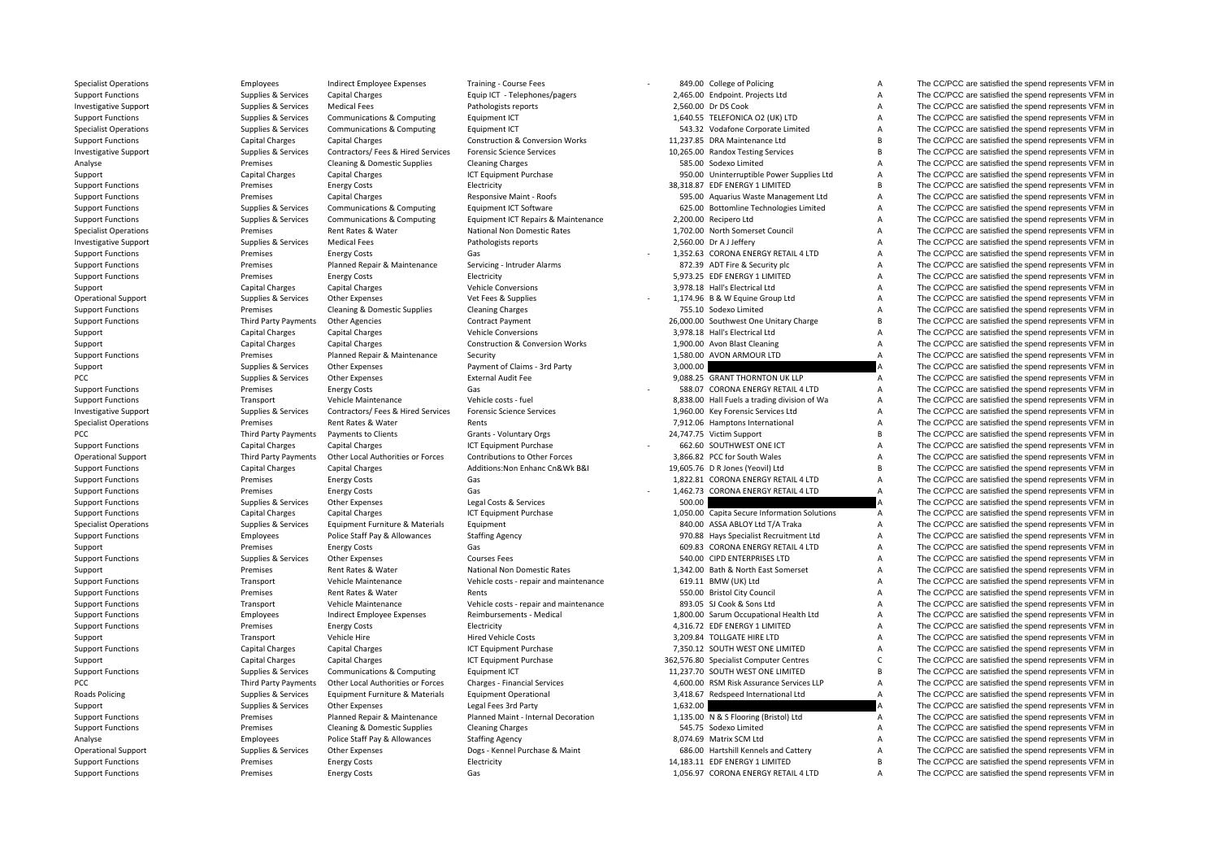| | | | | | | | | |
|---|---|---|---|---|---|---|---|---|
| Specialist Operations | Employees | Indirect Employee Expenses | Training - Course Fees | - | 849.00 | College of Policing | A | The CC/PCC are satisfied the spend represents VFM in |
| Support Functions | Supplies & Services | Capital Charges | Equip ICT - Telephones/pagers | | 2,465.00 | Endpoint. Projects Ltd | A | The CC/PCC are satisfied the spend represents VFM in |
| Investigative Support | Supplies & Services | Medical Fees | Pathologists reports | | 2,560.00 | Dr DS Cook | A | The CC/PCC are satisfied the spend represents VFM in |
| Support Functions | Supplies & Services | Communications & Computing | Equipment ICT | | 1,640.55 | TELEFONICA O2 (UK) LTD | A | The CC/PCC are satisfied the spend represents VFM in |
| Specialist Operations | Supplies & Services | Communications & Computing | Equipment ICT | | 543.32 | Vodafone Corporate Limited | A | The CC/PCC are satisfied the spend represents VFM in |
| Support Functions | Capital Charges | Capital Charges | Construction & Conversion Works | | 11,237.85 | DRA Maintenance Ltd | B | The CC/PCC are satisfied the spend represents VFM in |
| Investigative Support | Supplies & Services | Contractors/ Fees & Hired Services | Forensic Science Services | | 10,265.00 | Randox Testing Services | B | The CC/PCC are satisfied the spend represents VFM in |
| Analyse | Premises | Cleaning & Domestic Supplies | Cleaning Charges | | 585.00 | Sodexo Limited | A | The CC/PCC are satisfied the spend represents VFM in |
| Support | Capital Charges | Capital Charges | ICT Equipment Purchase | | 950.00 | Uninterruptible Power Supplies Ltd | A | The CC/PCC are satisfied the spend represents VFM in |
| Support Functions | Premises | Energy Costs | Electricity | | 38,318.87 | EDF ENERGY 1 LIMITED | B | The CC/PCC are satisfied the spend represents VFM in |
| Support Functions | Premises | Capital Charges | Responsive Maint - Roofs | | 595.00 | Aquarius Waste Management Ltd | A | The CC/PCC are satisfied the spend represents VFM in |
| Support Functions | Supplies & Services | Communications & Computing | Equipment ICT Software | | 625.00 | Bottomline Technologies Limited | A | The CC/PCC are satisfied the spend represents VFM in |
| Support Functions | Supplies & Services | Communications & Computing | Equipment ICT Repairs & Maintenance | | 2,200.00 | Recipero Ltd | A | The CC/PCC are satisfied the spend represents VFM in |
| Specialist Operations | Premises | Rent Rates & Water | National Non Domestic Rates | | 1,702.00 | North Somerset Council | A | The CC/PCC are satisfied the spend represents VFM in |
| Investigative Support | Supplies & Services | Medical Fees | Pathologists reports | | 2,560.00 | Dr A J Jeffery | A | The CC/PCC are satisfied the spend represents VFM in |
| Support Functions | Premises | Energy Costs | Gas | - | 1,352.63 | CORONA ENERGY RETAIL 4 LTD | A | The CC/PCC are satisfied the spend represents VFM in |
| Support Functions | Premises | Planned Repair & Maintenance | Servicing - Intruder Alarms | | 872.39 | ADT Fire & Security plc | A | The CC/PCC are satisfied the spend represents VFM in |
| Support Functions | Premises | Energy Costs | Electricity | | 5,973.25 | EDF ENERGY 1 LIMITED | A | The CC/PCC are satisfied the spend represents VFM in |
| Support | Capital Charges | Capital Charges | Vehicle Conversions | | 3,978.18 | Hall's Electrical Ltd | A | The CC/PCC are satisfied the spend represents VFM in |
| Operational Support | Supplies & Services | Other Expenses | Vet Fees & Supplies | - | 1,174.96 | B & W Equine Group Ltd | A | The CC/PCC are satisfied the spend represents VFM in |
| Support Functions | Premises | Cleaning & Domestic Supplies | Cleaning Charges | | 755.10 | Sodexo Limited | A | The CC/PCC are satisfied the spend represents VFM in |
| Support Functions | Third Party Payments | Other Agencies | Contract Payment | | 26,000.00 | Southwest One Unitary Charge | B | The CC/PCC are satisfied the spend represents VFM in |
| Support | Capital Charges | Capital Charges | Vehicle Conversions | | 3,978.18 | Hall's Electrical Ltd | A | The CC/PCC are satisfied the spend represents VFM in |
| Support | Capital Charges | Capital Charges | Construction & Conversion Works | | 1,900.00 | Avon Blast Cleaning | A | The CC/PCC are satisfied the spend represents VFM in |
| Support Functions | Premises | Planned Repair & Maintenance | Security | | 1,580.00 | AVON ARMOUR LTD | A | The CC/PCC are satisfied the spend represents VFM in |
| Support | Supplies & Services | Other Expenses | Payment of Claims - 3rd Party | | 3,000.00 | | A | The CC/PCC are satisfied the spend represents VFM in |
| PCC | Supplies & Services | Other Expenses | External Audit Fee | | 9,088.25 | GRANT THORNTON UK LLP | A | The CC/PCC are satisfied the spend represents VFM in |
| Support Functions | Premises | Energy Costs | Gas | - | 588.07 | CORONA ENERGY RETAIL 4 LTD | A | The CC/PCC are satisfied the spend represents VFM in |
| Support Functions | Transport | Vehicle Maintenance | Vehicle costs - fuel | | 8,838.00 | Hall Fuels a trading division of Wa | A | The CC/PCC are satisfied the spend represents VFM in |
| Investigative Support | Supplies & Services | Contractors/ Fees & Hired Services | Forensic Science Services | | 1,960.00 | Key Forensic Services Ltd | A | The CC/PCC are satisfied the spend represents VFM in |
| Specialist Operations | Premises | Rent Rates & Water | Rents | | 7,912.06 | Hamptons International | A | The CC/PCC are satisfied the spend represents VFM in |
| PCC | Third Party Payments | Payments to Clients | Grants - Voluntary Orgs | | 24,747.75 | Victim Support | B | The CC/PCC are satisfied the spend represents VFM in |
| Support Functions | Capital Charges | Capital Charges | ICT Equipment Purchase | - | 662.60 | SOUTHWEST ONE ICT | A | The CC/PCC are satisfied the spend represents VFM in |
| Operational Support | Third Party Payments | Other Local Authorities or Forces | Contributions to Other Forces | | 3,866.82 | PCC for South Wales | A | The CC/PCC are satisfied the spend represents VFM in |
| Support Functions | Capital Charges | Capital Charges | Additions:Non Enhanc Cn&Wk B&I | | 19,605.76 | D R Jones (Yeovil) Ltd | B | The CC/PCC are satisfied the spend represents VFM in |
| Support Functions | Premises | Energy Costs | Gas | | 1,822.81 | CORONA ENERGY RETAIL 4 LTD | A | The CC/PCC are satisfied the spend represents VFM in |
| Support Functions | Premises | Energy Costs | Gas | - | 1,462.73 | CORONA ENERGY RETAIL 4 LTD | A | The CC/PCC are satisfied the spend represents VFM in |
| Support Functions | Supplies & Services | Other Expenses | Legal Costs & Services | | 500.00 | | A | The CC/PCC are satisfied the spend represents VFM in |
| Support Functions | Capital Charges | Capital Charges | ICT Equipment Purchase | | 1,050.00 | Capita Secure Information Solutions | A | The CC/PCC are satisfied the spend represents VFM in |
| Specialist Operations | Supplies & Services | Equipment Furniture & Materials | Equipment | | 840.00 | ASSA ABLOY Ltd T/A Traka | A | The CC/PCC are satisfied the spend represents VFM in |
| Support Functions | Employees | Police Staff Pay & Allowances | Staffing Agency | | 970.88 | Hays Specialist Recruitment Ltd | A | The CC/PCC are satisfied the spend represents VFM in |
| Support | Premises | Energy Costs | Gas | | 609.83 | CORONA ENERGY RETAIL 4 LTD | A | The CC/PCC are satisfied the spend represents VFM in |
| Support Functions | Supplies & Services | Other Expenses | Courses Fees | | 540.00 | CIPD ENTERPRISES LTD | A | The CC/PCC are satisfied the spend represents VFM in |
| Support | Premises | Rent Rates & Water | National Non Domestic Rates | | 1,342.00 | Bath & North East Somerset | A | The CC/PCC are satisfied the spend represents VFM in |
| Support Functions | Transport | Vehicle Maintenance | Vehicle costs - repair and maintenance | | 619.11 | BMW (UK) Ltd | A | The CC/PCC are satisfied the spend represents VFM in |
| Support Functions | Premises | Rent Rates & Water | Rents | | 550.00 | Bristol City Council | A | The CC/PCC are satisfied the spend represents VFM in |
| Support Functions | Transport | Vehicle Maintenance | Vehicle costs - repair and maintenance | | 893.05 | SJ Cook & Sons Ltd | A | The CC/PCC are satisfied the spend represents VFM in |
| Support Functions | Employees | Indirect Employee Expenses | Reimbursements - Medical | | 1,800.00 | Sarum Occupational Health Ltd | A | The CC/PCC are satisfied the spend represents VFM in |
| Support Functions | Premises | Energy Costs | Electricity | | 4,316.72 | EDF ENERGY 1 LIMITED | A | The CC/PCC are satisfied the spend represents VFM in |
| Support | Transport | Vehicle Hire | Hired Vehicle Costs | | 3,209.84 | TOLLGATE HIRE LTD | A | The CC/PCC are satisfied the spend represents VFM in |
| Support Functions | Capital Charges | Capital Charges | ICT Equipment Purchase | | 7,350.12 | SOUTH WEST ONE LIMITED | A | The CC/PCC are satisfied the spend represents VFM in |
| Support | Capital Charges | Capital Charges | ICT Equipment Purchase | | 362,576.80 | Specialist Computer Centres | C | The CC/PCC are satisfied the spend represents VFM in |
| Support Functions | Supplies & Services | Communications & Computing | Equipment ICT | | 11,237.70 | SOUTH WEST ONE LIMITED | B | The CC/PCC are satisfied the spend represents VFM in |
| PCC | Third Party Payments | Other Local Authorities or Forces | Charges - Financial Services | | 4,600.00 | RSM Risk Assurance Services LLP | A | The CC/PCC are satisfied the spend represents VFM in |
| Roads Policing | Supplies & Services | Equipment Furniture & Materials | Equipment Operational | | 3,418.67 | Redspeed International Ltd | A | The CC/PCC are satisfied the spend represents VFM in |
| Support | Supplies & Services | Other Expenses | Legal Fees 3rd Party | | 1,632.00 | | A | The CC/PCC are satisfied the spend represents VFM in |
| Support Functions | Premises | Planned Repair & Maintenance | Planned Maint - Internal Decoration | | 1,135.00 | N & S Flooring (Bristol) Ltd | A | The CC/PCC are satisfied the spend represents VFM in |
| Support Functions | Premises | Cleaning & Domestic Supplies | Cleaning Charges | | 545.75 | Sodexo Limited | A | The CC/PCC are satisfied the spend represents VFM in |
| Analyse | Employees | Police Staff Pay & Allowances | Staffing Agency | | 8,074.69 | Matrix SCM Ltd | A | The CC/PCC are satisfied the spend represents VFM in |
| Operational Support | Supplies & Services | Other Expenses | Dogs - Kennel Purchase & Maint | | 686.00 | Hartshill Kennels and Cattery | A | The CC/PCC are satisfied the spend represents VFM in |
| Support Functions | Premises | Energy Costs | Electricity | | 14,183.11 | EDF ENERGY 1 LIMITED | B | The CC/PCC are satisfied the spend represents VFM in |
| Support Functions | Premises | Energy Costs | Gas | | 1,056.97 | CORONA ENERGY RETAIL 4 LTD | A | The CC/PCC are satisfied the spend represents VFM in |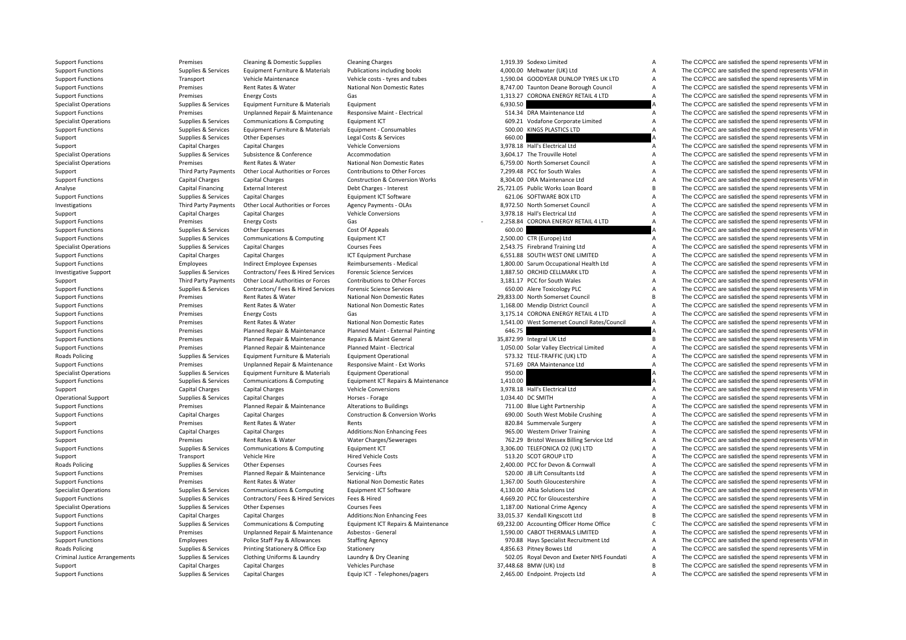| | | | | | | | |
|---|---|---|---|---|---|---|---|
| Support Functions | Premises | Cleaning & Domestic Supplies | Cleaning Charges | 1,919.39 | Sodexo Limited | A | The CC/PCC are satisfied the spend represents VFM in |
| Support Functions | Supplies & Services | Equipment Furniture & Materials | Publications including books | 4,000.00 | Meltwater (UK) Ltd | A | The CC/PCC are satisfied the spend represents VFM in |
| Support Functions | Transport | Vehicle Maintenance | Vehicle costs - tyres and tubes | 1,590.04 | GOODYEAR DUNLOP TYRES UK LTD | A | The CC/PCC are satisfied the spend represents VFM in |
| Support Functions | Premises | Rent Rates & Water | National Non Domestic Rates | 8,747.00 | Taunton Deane Borough Council | A | The CC/PCC are satisfied the spend represents VFM in |
| Support Functions | Premises | Energy Costs | Gas | 1,313.27 | CORONA ENERGY RETAIL 4 LTD | A | The CC/PCC are satisfied the spend represents VFM in |
| Specialist Operations | Supplies & Services | Equipment Furniture & Materials | Equipment | 6,930.50 | | A | The CC/PCC are satisfied the spend represents VFM in |
| Support Functions | Premises | Unplanned Repair & Maintenance | Responsive Maint - Electrical | 514.34 | DRA Maintenance Ltd | A | The CC/PCC are satisfied the spend represents VFM in |
| Specialist Operations | Supplies & Services | Communications & Computing | Equipment ICT | 609.21 | Vodafone Corporate Limited | A | The CC/PCC are satisfied the spend represents VFM in |
| Support Functions | Supplies & Services | Equipment Furniture & Materials | Equipment - Consumables | 500.00 | KINGS PLASTICS LTD | A | The CC/PCC are satisfied the spend represents VFM in |
| Support | Supplies & Services | Other Expenses | Legal Costs & Services | 660.00 | | A | The CC/PCC are satisfied the spend represents VFM in |
| Support | Capital Charges | Capital Charges | Vehicle Conversions | 3,978.18 | Hall's Electrical Ltd | A | The CC/PCC are satisfied the spend represents VFM in |
| Specialist Operations | Supplies & Services | Subsistence & Conference | Accommodation | 3,604.17 | The Trouville Hotel | A | The CC/PCC are satisfied the spend represents VFM in |
| Specialist Operations | Premises | Rent Rates & Water | National Non Domestic Rates | 6,759.00 | North Somerset Council | A | The CC/PCC are satisfied the spend represents VFM in |
| Support | Third Party Payments | Other Local Authorities or Forces | Contributions to Other Forces | 7,299.48 | PCC for South Wales | A | The CC/PCC are satisfied the spend represents VFM in |
| Support Functions | Capital Charges | Capital Charges | Construction & Conversion Works | 8,304.00 | DRA Maintenance Ltd | A | The CC/PCC are satisfied the spend represents VFM in |
| Analyse | Capital Financing | External Interest | Debt Charges - Interest | 25,721.05 | Public Works Loan Board | B | The CC/PCC are satisfied the spend represents VFM in |
| Support Functions | Supplies & Services | Capital Charges | Equipment ICT Software | 621.06 | SOFTWARE BOX LTD | A | The CC/PCC are satisfied the spend represents VFM in |
| Investigations | Third Party Payments | Other Local Authorities or Forces | Agency Payments - OLAs | 8,972.50 | North Somerset Council | A | The CC/PCC are satisfied the spend represents VFM in |
| Support | Capital Charges | Capital Charges | Vehicle Conversions | 3,978.18 | Hall's Electrical Ltd | A | The CC/PCC are satisfied the spend represents VFM in |
| Support Functions | Premises | Energy Costs | Gas | -2,258.84 | CORONA ENERGY RETAIL 4 LTD | A | The CC/PCC are satisfied the spend represents VFM in |
| Support Functions | Supplies & Services | Other Expenses | Cost Of Appeals | 600.00 | | A | The CC/PCC are satisfied the spend represents VFM in |
| Support Functions | Supplies & Services | Communications & Computing | Equipment ICT | 2,500.00 | CTR (Europe) Ltd | A | The CC/PCC are satisfied the spend represents VFM in |
| Specialist Operations | Supplies & Services | Capital Charges | Courses Fees | 2,543.75 | Firebrand Training Ltd | A | The CC/PCC are satisfied the spend represents VFM in |
| Support Functions | Capital Charges | Capital Charges | ICT Equipment Purchase | 6,551.88 | SOUTH WEST ONE LIMITED | A | The CC/PCC are satisfied the spend represents VFM in |
| Support Functions | Employees | Indirect Employee Expenses | Reimbursements - Medical | 1,800.00 | Sarum Occupational Health Ltd | A | The CC/PCC are satisfied the spend represents VFM in |
| Investigative Support | Supplies & Services | Contractors/ Fees & Hired Services | Forensic Science Services | 1,887.50 | ORCHID CELLMARK LTD | A | The CC/PCC are satisfied the spend represents VFM in |
| Support | Third Party Payments | Other Local Authorities or Forces | Contributions to Other Forces | 3,181.17 | PCC for South Wales | A | The CC/PCC are satisfied the spend represents VFM in |
| Support Functions | Supplies & Services | Contractors/ Fees & Hired Services | Forensic Science Services | 650.00 | Alere Toxicology PLC | A | The CC/PCC are satisfied the spend represents VFM in |
| Support Functions | Premises | Rent Rates & Water | National Non Domestic Rates | 29,833.00 | North Somerset Council | B | The CC/PCC are satisfied the spend represents VFM in |
| Support Functions | Premises | Rent Rates & Water | National Non Domestic Rates | 1,168.00 | Mendip District Council | A | The CC/PCC are satisfied the spend represents VFM in |
| Support Functions | Premises | Energy Costs | Gas | 3,175.14 | CORONA ENERGY RETAIL 4 LTD | A | The CC/PCC are satisfied the spend represents VFM in |
| Support Functions | Premises | Rent Rates & Water | National Non Domestic Rates | 1,541.00 | West Somerset Council Rates/Council | A | The CC/PCC are satisfied the spend represents VFM in |
| Support Functions | Premises | Planned Repair & Maintenance | Planned Maint - External Painting | 646.75 | | A | The CC/PCC are satisfied the spend represents VFM in |
| Support Functions | Premises | Planned Repair & Maintenance | Repairs & Maint General | 35,872.99 | Integral UK Ltd | B | The CC/PCC are satisfied the spend represents VFM in |
| Support Functions | Premises | Planned Repair & Maintenance | Planned Maint - Electrical | 1,050.00 | Solar Valley Electrical Limited | A | The CC/PCC are satisfied the spend represents VFM in |
| Roads Policing | Supplies & Services | Equipment Furniture & Materials | Equipment Operational | 573.32 | TELE-TRAFFIC (UK) LTD | A | The CC/PCC are satisfied the spend represents VFM in |
| Support Functions | Premises | Unplanned Repair & Maintenance | Responsive Maint - Ext Works | 571.69 | DRA Maintenance Ltd | A | The CC/PCC are satisfied the spend represents VFM in |
| Specialist Operations | Supplies & Services | Equipment Furniture & Materials | Equipment Operational | 950.00 | | A | The CC/PCC are satisfied the spend represents VFM in |
| Support Functions | Supplies & Services | Communications & Computing | Equipment ICT Repairs & Maintenance | 1,410.00 | | A | The CC/PCC are satisfied the spend represents VFM in |
| Support | Capital Charges | Capital Charges | Vehicle Conversions | 3,978.18 | Hall's Electrical Ltd | A | The CC/PCC are satisfied the spend represents VFM in |
| Operational Support | Supplies & Services | Capital Charges | Horses - Forage | 1,034.40 | DC SMITH | A | The CC/PCC are satisfied the spend represents VFM in |
| Support Functions | Premises | Planned Repair & Maintenance | Alterations to Buildings | 711.00 | Blue Light Partnership | A | The CC/PCC are satisfied the spend represents VFM in |
| Support Functions | Capital Charges | Capital Charges | Construction & Conversion Works | 690.00 | South West Mobile Crushing | A | The CC/PCC are satisfied the spend represents VFM in |
| Support | Premises | Rent Rates & Water | Rents | 820.84 | Summervale Surgery | A | The CC/PCC are satisfied the spend represents VFM in |
| Support Functions | Capital Charges | Capital Charges | Additions:Non Enhancing Fees | 965.00 | Western Driver Training | A | The CC/PCC are satisfied the spend represents VFM in |
| Support | Premises | Rent Rates & Water | Water Charges/Sewerages | 762.29 | Bristol Wessex Billing Service Ltd | A | The CC/PCC are satisfied the spend represents VFM in |
| Support Functions | Supplies & Services | Communications & Computing | Equipment ICT | 3,306.00 | TELEFONICA O2 (UK) LTD | A | The CC/PCC are satisfied the spend represents VFM in |
| Support | Transport | Vehicle Hire | Hired Vehicle Costs | 513.20 | SCOT GROUP LTD | A | The CC/PCC are satisfied the spend represents VFM in |
| Roads Policing | Supplies & Services | Other Expenses | Courses Fees | 2,400.00 | PCC for Devon & Cornwall | A | The CC/PCC are satisfied the spend represents VFM in |
| Support Functions | Premises | Planned Repair & Maintenance | Servicing - Lifts | 520.00 | JB Lift Consultants Ltd | A | The CC/PCC are satisfied the spend represents VFM in |
| Support Functions | Premises | Rent Rates & Water | National Non Domestic Rates | 1,367.00 | South Gloucestershire | A | The CC/PCC are satisfied the spend represents VFM in |
| Specialist Operations | Supplies & Services | Communications & Computing | Equipment ICT Software | 4,130.00 | Altia Solutions Ltd | A | The CC/PCC are satisfied the spend represents VFM in |
| Support Functions | Supplies & Services | Contractors/ Fees & Hired Services | Fees & Hired | 4,669.20 | PCC for Gloucestershire | A | The CC/PCC are satisfied the spend represents VFM in |
| Specialist Operations | Supplies & Services | Other Expenses | Courses Fees | 1,187.00 | National Crime Agency | A | The CC/PCC are satisfied the spend represents VFM in |
| Support Functions | Capital Charges | Capital Charges | Additions:Non Enhancing Fees | 33,015.37 | Kendall Kingscott Ltd | B | The CC/PCC are satisfied the spend represents VFM in |
| Support Functions | Supplies & Services | Communications & Computing | Equipment ICT Repairs & Maintenance | 69,232.00 | Accounting Officer Home Office | C | The CC/PCC are satisfied the spend represents VFM in |
| Support Functions | Premises | Unplanned Repair & Maintenance | Asbestos - General | 1,590.00 | CABOT THERMALS LIMITED | A | The CC/PCC are satisfied the spend represents VFM in |
| Support Functions | Employees | Police Staff Pay & Allowances | Staffing Agency | 970.88 | Hays Specialist Recruitment Ltd | A | The CC/PCC are satisfied the spend represents VFM in |
| Roads Policing | Supplies & Services | Printing Stationery & Office Exp | Stationery | 4,856.63 | Pitney Bowes Ltd | A | The CC/PCC are satisfied the spend represents VFM in |
| Criminal Justice Arrangements | Supplies & Services | Clothing Uniforms & Laundry | Laundry & Dry Cleaning | 502.05 | Royal Devon and Exeter NHS Foundati | A | The CC/PCC are satisfied the spend represents VFM in |
| Support | Capital Charges | Capital Charges | Vehicles Purchase | 37,448.68 | BMW (UK) Ltd | B | The CC/PCC are satisfied the spend represents VFM in |
| Support Functions | Supplies & Services | Capital Charges | Equip ICT - Telephones/pagers | 2,465.00 | Endpoint. Projects Ltd | A | The CC/PCC are satisfied the spend represents VFM in |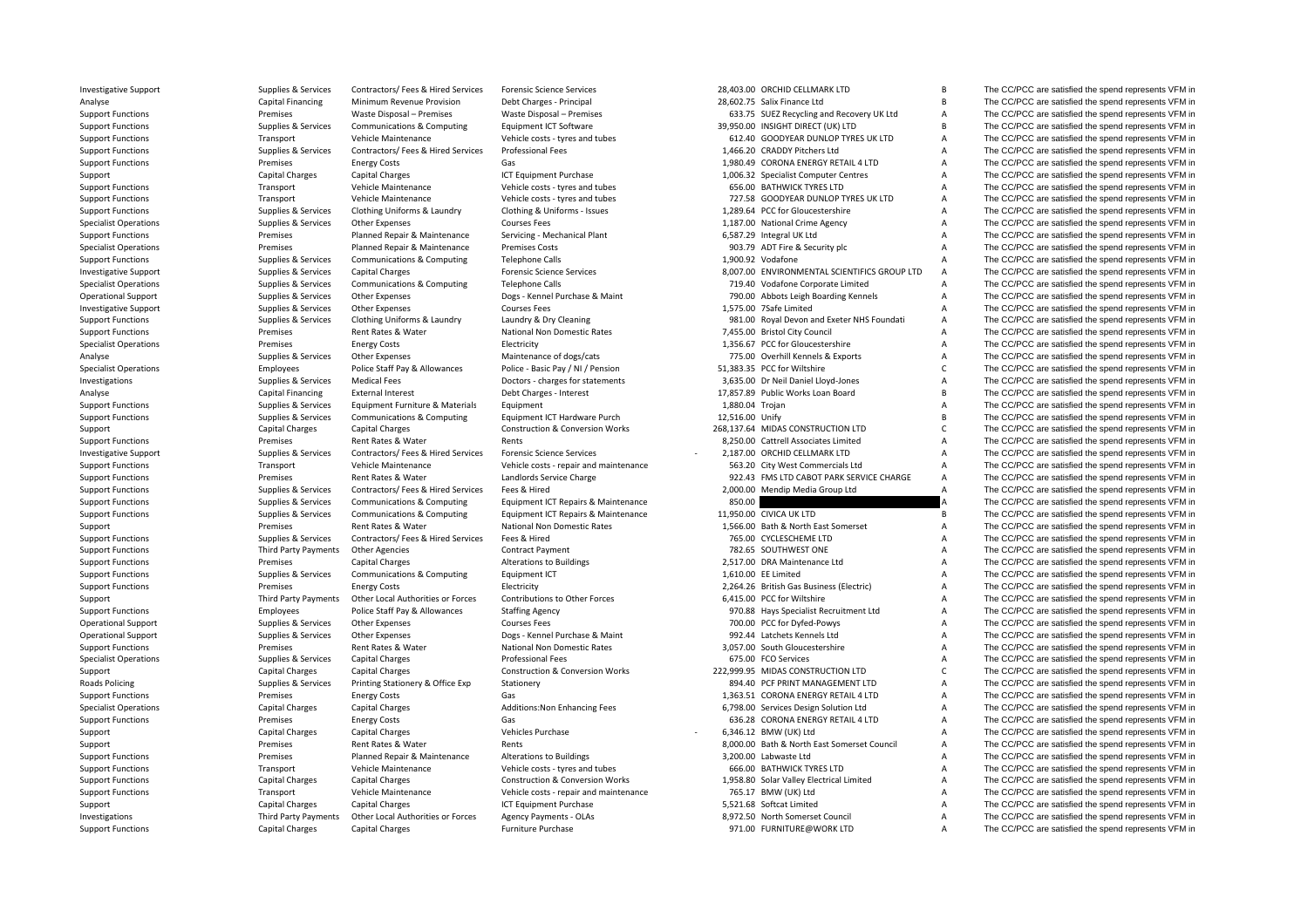| | | | | | | | |
|---|---|---|---|---|---|---|---|
| Investigative Support | Supplies & Services | Contractors/ Fees & Hired Services | Forensic Science Services | 28,403.00 | ORCHID CELLMARK LTD | B | The CC/PCC are satisfied the spend represents VFM in |
| Analyse | Capital Financing | Minimum Revenue Provision | Debt Charges - Principal | 28,602.75 | Salix Finance Ltd | B | The CC/PCC are satisfied the spend represents VFM in |
| Support Functions | Premises | Waste Disposal – Premises | Waste Disposal – Premises | 633.75 | SUEZ Recycling and Recovery UK Ltd | A | The CC/PCC are satisfied the spend represents VFM in |
| Support Functions | Supplies & Services | Communications & Computing | Equipment ICT Software | 39,950.00 | INSIGHT DIRECT (UK) LTD | B | The CC/PCC are satisfied the spend represents VFM in |
| Support Functions | Transport | Vehicle Maintenance | Vehicle costs - tyres and tubes | 612.40 | GOODYEAR DUNLOP TYRES UK LTD | A | The CC/PCC are satisfied the spend represents VFM in |
| Support Functions | Supplies & Services | Contractors/ Fees & Hired Services | Professional Fees | 1,466.20 | CRADDY Pitchers Ltd | A | The CC/PCC are satisfied the spend represents VFM in |
| Support Functions | Premises | Energy Costs | Gas | 1,980.49 | CORONA ENERGY RETAIL 4 LTD | A | The CC/PCC are satisfied the spend represents VFM in |
| Support | Capital Charges | Capital Charges | ICT Equipment Purchase | 1,006.32 | Specialist Computer Centres | A | The CC/PCC are satisfied the spend represents VFM in |
| Support Functions | Transport | Vehicle Maintenance | Vehicle costs - tyres and tubes | 656.00 | BATHWICK TYRES LTD | A | The CC/PCC are satisfied the spend represents VFM in |
| Support Functions | Transport | Vehicle Maintenance | Vehicle costs - tyres and tubes | 727.58 | GOODYEAR DUNLOP TYRES UK LTD | A | The CC/PCC are satisfied the spend represents VFM in |
| Support Functions | Supplies & Services | Clothing Uniforms & Laundry | Clothing & Uniforms - Issues | 1,289.64 | PCC for Gloucestershire | A | The CC/PCC are satisfied the spend represents VFM in |
| Specialist Operations | Supplies & Services | Other Expenses | Courses Fees | 1,187.00 | National Crime Agency | A | The CC/PCC are satisfied the spend represents VFM in |
| Support Functions | Premises | Planned Repair & Maintenance | Servicing - Mechanical Plant | 6,587.29 | Integral UK Ltd | A | The CC/PCC are satisfied the spend represents VFM in |
| Specialist Operations | Premises | Planned Repair & Maintenance | Premises Costs | 903.79 | ADT Fire & Security plc | A | The CC/PCC are satisfied the spend represents VFM in |
| Support Functions | Supplies & Services | Communications & Computing | Telephone Calls | 1,900.92 | Vodafone | A | The CC/PCC are satisfied the spend represents VFM in |
| Investigative Support | Supplies & Services | Capital Charges | Forensic Science Services | 8,007.00 | ENVIRONMENTAL SCIENTIFICS GROUP LTD | A | The CC/PCC are satisfied the spend represents VFM in |
| Specialist Operations | Supplies & Services | Communications & Computing | Telephone Calls | 719.40 | Vodafone Corporate Limited | A | The CC/PCC are satisfied the spend represents VFM in |
| Operational Support | Supplies & Services | Other Expenses | Dogs - Kennel Purchase & Maint | 790.00 | Abbots Leigh Boarding Kennels | A | The CC/PCC are satisfied the spend represents VFM in |
| Investigative Support | Supplies & Services | Other Expenses | Courses Fees | 1,575.00 | 7Safe Limited | A | The CC/PCC are satisfied the spend represents VFM in |
| Support Functions | Supplies & Services | Clothing Uniforms & Laundry | Laundry & Dry Cleaning | 981.00 | Royal Devon and Exeter NHS Foundati | A | The CC/PCC are satisfied the spend represents VFM in |
| Support Functions | Premises | Rent Rates & Water | National Non Domestic Rates | 7,455.00 | Bristol City Council | A | The CC/PCC are satisfied the spend represents VFM in |
| Specialist Operations | Premises | Energy Costs | Electricity | 1,356.67 | PCC for Gloucestershire | A | The CC/PCC are satisfied the spend represents VFM in |
| Analyse | Supplies & Services | Other Expenses | Maintenance of dogs/cats | 775.00 | Overhill Kennels & Exports | A | The CC/PCC are satisfied the spend represents VFM in |
| Specialist Operations | Employees | Police Staff Pay & Allowances | Police - Basic Pay / NI / Pension | 51,383.35 | PCC for Wiltshire | C | The CC/PCC are satisfied the spend represents VFM in |
| Investigations | Supplies & Services | Medical Fees | Doctors - charges for statements | 3,635.00 | Dr Neil Daniel Lloyd-Jones | A | The CC/PCC are satisfied the spend represents VFM in |
| Analyse | Capital Financing | External Interest | Debt Charges - Interest | 17,857.80 | Public Works Loan Board | B | The CC/PCC are satisfied the spend represents VFM in |
| Support Functions | Supplies & Services | Equipment Furniture & Materials | Equipment | 1,880.04 | Trojan | A | The CC/PCC are satisfied the spend represents VFM in |
| Support Functions | Supplies & Services | Communications & Computing | Equipment ICT Hardware Purch | 12,516.00 | Unify | B | The CC/PCC are satisfied the spend represents VFM in |
| Support | Capital Charges | Capital Charges | Construction & Conversion Works | 268,137.64 | MIDAS CONSTRUCTION LTD | C | The CC/PCC are satisfied the spend represents VFM in |
| Support Functions | Premises | Rent Rates & Water | Rents | 8,250.00 | Cattrell Associates Limited | A | The CC/PCC are satisfied the spend represents VFM in |
| Investigative Support | Supplies & Services | Contractors/ Fees & Hired Services | Forensic Science Services | - 2,187.00 | ORCHID CELLMARK LTD | A | The CC/PCC are satisfied the spend represents VFM in |
| Support Functions | Transport | Vehicle Maintenance | Vehicle costs - repair and maintenance | 563.20 | City West Commercials Ltd | A | The CC/PCC are satisfied the spend represents VFM in |
| Support Functions | Premises | Rent Rates & Water | Landlords Service Charge | 922.43 | FMS LTD CABOT PARK SERVICE CHARGE | A | The CC/PCC are satisfied the spend represents VFM in |
| Support Functions | Supplies & Services | Contractors/ Fees & Hired Services | Fees & Hired | 2,000.00 | Mendip Media Group Ltd | A | The CC/PCC are satisfied the spend represents VFM in |
| Support Functions | Supplies & Services | Communications & Computing | Equipment ICT Repairs & Maintenance | 850.00 | | A | The CC/PCC are satisfied the spend represents VFM in |
| Support Functions | Supplies & Services | Communications & Computing | Equipment ICT Repairs & Maintenance | 11,950.00 | CIVICA UK LTD | B | The CC/PCC are satisfied the spend represents VFM in |
| Support | Premises | Rent Rates & Water | National Non Domestic Rates | 1,566.00 | Bath & North East Somerset | A | The CC/PCC are satisfied the spend represents VFM in |
| Support Functions | Supplies & Services | Contractors/ Fees & Hired Services | Fees & Hired | 765.00 | CYCLESCHEME LTD | A | The CC/PCC are satisfied the spend represents VFM in |
| Support Functions | Third Party Payments | Other Agencies | Contract Payment | 782.65 | SOUTHWEST ONE | A | The CC/PCC are satisfied the spend represents VFM in |
| Support Functions | Premises | Capital Charges | Alterations to Buildings | 2,517.00 | DRA Maintenance Ltd | A | The CC/PCC are satisfied the spend represents VFM in |
| Support Functions | Supplies & Services | Communications & Computing | Equipment ICT | 1,610.00 | EE Limited | A | The CC/PCC are satisfied the spend represents VFM in |
| Support Functions | Premises | Energy Costs | Electricity | 2,264.26 | British Gas Business (Electric) | A | The CC/PCC are satisfied the spend represents VFM in |
| Support | Third Party Payments | Other Local Authorities or Forces | Contributions to Other Forces | 6,415.00 | PCC for Wiltshire | A | The CC/PCC are satisfied the spend represents VFM in |
| Support Functions | Employees | Police Staff Pay & Allowances | Staffing Agency | 970.88 | Hays Specialist Recruitment Ltd | A | The CC/PCC are satisfied the spend represents VFM in |
| Operational Support | Supplies & Services | Other Expenses | Courses Fees | 700.00 | PCC for Dyfed-Powys | A | The CC/PCC are satisfied the spend represents VFM in |
| Operational Support | Supplies & Services | Other Expenses | Dogs - Kennel Purchase & Maint | 992.44 | Latchets Kennels Ltd | A | The CC/PCC are satisfied the spend represents VFM in |
| Support Functions | Premises | Rent Rates & Water | National Non Domestic Rates | 3,057.00 | South Gloucestershire | A | The CC/PCC are satisfied the spend represents VFM in |
| Specialist Operations | Supplies & Services | Capital Charges | Professional Fees | 675.00 | FCO Services | A | The CC/PCC are satisfied the spend represents VFM in |
| Support | Capital Charges | Capital Charges | Construction & Conversion Works | 222,999.95 | MIDAS CONSTRUCTION LTD | C | The CC/PCC are satisfied the spend represents VFM in |
| Roads Policing | Supplies & Services | Printing Stationery & Office Exp | Stationery | 894.40 | PCF PRINT MANAGEMENT LTD | A | The CC/PCC are satisfied the spend represents VFM in |
| Support Functions | Premises | Energy Costs | Gas | 1,363.51 | CORONA ENERGY RETAIL 4 LTD | A | The CC/PCC are satisfied the spend represents VFM in |
| Specialist Operations | Capital Charges | Capital Charges | Additions:Non Enhancing Fees | 6,798.00 | Services Design Solution Ltd | A | The CC/PCC are satisfied the spend represents VFM in |
| Support Functions | Premises | Energy Costs | Gas | 636.28 | CORONA ENERGY RETAIL 4 LTD | A | The CC/PCC are satisfied the spend represents VFM in |
| Support | Capital Charges | Capital Charges | Vehicles Purchase | - 6,346.12 | BMW (UK) Ltd | A | The CC/PCC are satisfied the spend represents VFM in |
| Support | Premises | Rent Rates & Water | Rents | 8,000.00 | Bath & North East Somerset Council | A | The CC/PCC are satisfied the spend represents VFM in |
| Support Functions | Premises | Planned Repair & Maintenance | Alterations to Buildings | 3,200.00 | Labwaste Ltd | A | The CC/PCC are satisfied the spend represents VFM in |
| Support Functions | Transport | Vehicle Maintenance | Vehicle costs - tyres and tubes | 666.00 | BATHWICK TYRES LTD | A | The CC/PCC are satisfied the spend represents VFM in |
| Support Functions | Capital Charges | Capital Charges | Construction & Conversion Works | 1,958.80 | Solar Valley Electrical Limited | A | The CC/PCC are satisfied the spend represents VFM in |
| Support Functions | Transport | Vehicle Maintenance | Vehicle costs - repair and maintenance | 765.17 | BMW (UK) Ltd | A | The CC/PCC are satisfied the spend represents VFM in |
| Support | Capital Charges | Capital Charges | ICT Equipment Purchase | 5,521.68 | Softcat Limited | A | The CC/PCC are satisfied the spend represents VFM in |
| Investigations | Third Party Payments | Other Local Authorities or Forces | Agency Payments - OLAs | 8,972.50 | North Somerset Council | A | The CC/PCC are satisfied the spend represents VFM in |
| Support Functions | Capital Charges | Capital Charges | Furniture Purchase | 971.00 | FURNITURE@WORK LTD | A | The CC/PCC are satisfied the spend represents VFM in |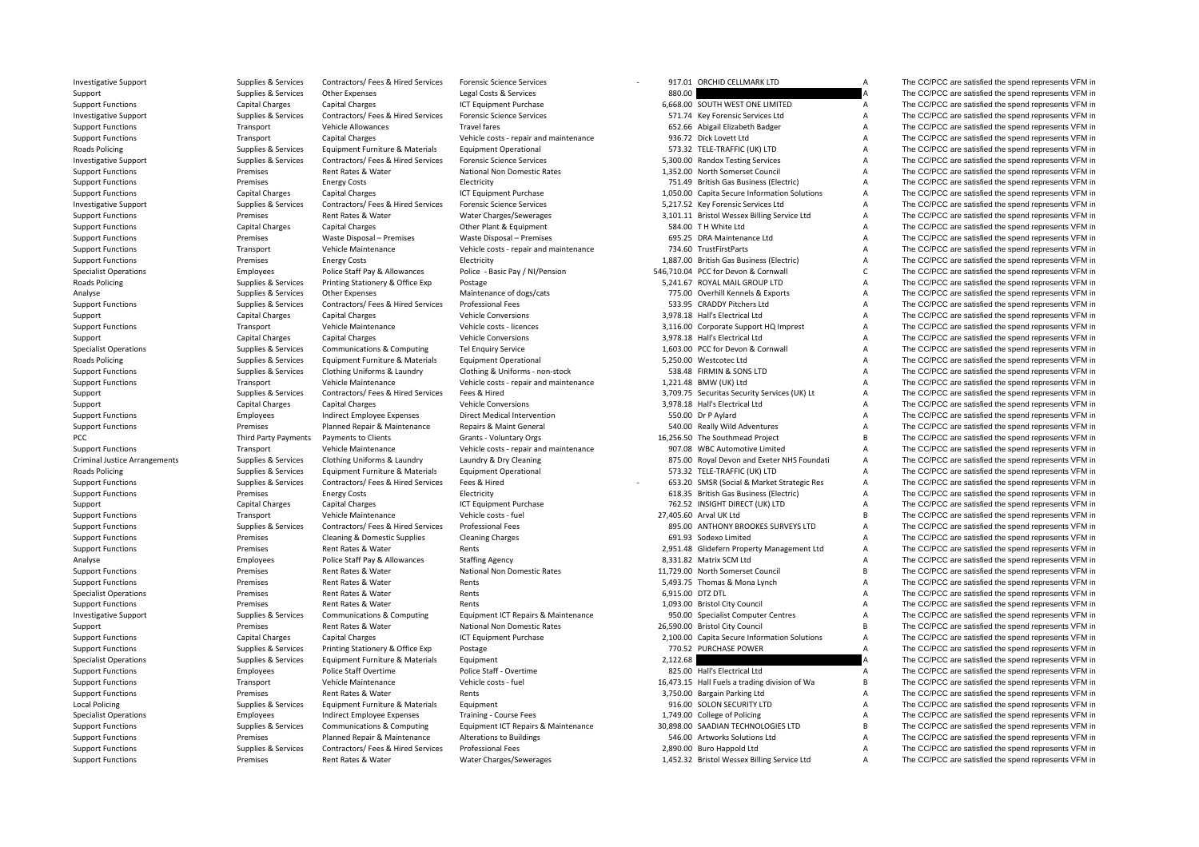| | | | | | | | |
|---|---|---|---|---|---|---|---|
| Investigative Support | Supplies & Services | Contractors/ Fees & Hired Services | Forensic Science Services | - 917.01 | ORCHID CELLMARK LTD | A | The CC/PCC are satisfied the spend represents VFM in |
| Support | Supplies & Services | Other Expenses | Legal Costs & Services | 880.00 | | A | The CC/PCC are satisfied the spend represents VFM in |
| Support Functions | Capital Charges | Capital Charges | ICT Equipment Purchase | 6,668.00 | SOUTH WEST ONE LIMITED | A | The CC/PCC are satisfied the spend represents VFM in |
| Investigative Support | Supplies & Services | Contractors/ Fees & Hired Services | Forensic Science Services | 571.74 | Key Forensic Services Ltd | A | The CC/PCC are satisfied the spend represents VFM in |
| Support Functions | Transport | Vehicle Allowances | Travel fares | 652.66 | Abigail Elizabeth Badger | A | The CC/PCC are satisfied the spend represents VFM in |
| Support Functions | Transport | Capital Charges | Vehicle costs - repair and maintenance | 936.72 | Dick Lovett Ltd | A | The CC/PCC are satisfied the spend represents VFM in |
| Roads Policing | Supplies & Services | Equipment Furniture & Materials | Equipment Operational | 573.32 | TELE-TRAFFIC (UK) LTD | A | The CC/PCC are satisfied the spend represents VFM in |
| Investigative Support | Supplies & Services | Contractors/ Fees & Hired Services | Forensic Science Services | 5,300.00 | Randox Testing Services | A | The CC/PCC are satisfied the spend represents VFM in |
| Support Functions | Premises | Rent Rates & Water | National Non Domestic Rates | 1,352.00 | North Somerset Council | A | The CC/PCC are satisfied the spend represents VFM in |
| Support Functions | Premises | Energy Costs | Electricity | 751.49 | British Gas Business (Electric) | A | The CC/PCC are satisfied the spend represents VFM in |
| Support Functions | Capital Charges | Capital Charges | ICT Equipment Purchase | 1,050.00 | Capita Secure Information Solutions | A | The CC/PCC are satisfied the spend represents VFM in |
| Investigative Support | Supplies & Services | Contractors/ Fees & Hired Services | Forensic Science Services | 5,217.52 | Key Forensic Services Ltd | A | The CC/PCC are satisfied the spend represents VFM in |
| Support Functions | Premises | Rent Rates & Water | Water Charges/Sewerages | 3,101.11 | Bristol Wessex Billing Service Ltd | A | The CC/PCC are satisfied the spend represents VFM in |
| Support Functions | Capital Charges | Capital Charges | Other Plant & Equipment | 584.00 | T H White Ltd | A | The CC/PCC are satisfied the spend represents VFM in |
| Support Functions | Premises | Waste Disposal – Premises | Waste Disposal – Premises | 695.25 | DRA Maintenance Ltd | A | The CC/PCC are satisfied the spend represents VFM in |
| Support Functions | Transport | Vehicle Maintenance | Vehicle costs - repair and maintenance | 734.60 | TrustFirstParts | A | The CC/PCC are satisfied the spend represents VFM in |
| Support Functions | Premises | Energy Costs | Electricity | 1,887.00 | British Gas Business (Electric) | A | The CC/PCC are satisfied the spend represents VFM in |
| Specialist Operations | Employees | Police Staff Pay & Allowances | Police - Basic Pay / NI/Pension | 546,710.04 | PCC for Devon & Cornwall | C | The CC/PCC are satisfied the spend represents VFM in |
| Roads Policing | Supplies & Services | Printing Stationery & Office Exp | Postage | 5,241.67 | ROYAL MAIL GROUP LTD | A | The CC/PCC are satisfied the spend represents VFM in |
| Analyse | Supplies & Services | Other Expenses | Maintenance of dogs/cats | 775.00 | Overhill Kennels & Exports | A | The CC/PCC are satisfied the spend represents VFM in |
| Support Functions | Supplies & Services | Contractors/ Fees & Hired Services | Professional Fees | 533.95 | CRADDY Pitchers Ltd | A | The CC/PCC are satisfied the spend represents VFM in |
| Support | Capital Charges | Capital Charges | Vehicle Conversions | 3,978.18 | Hall's Electrical Ltd | A | The CC/PCC are satisfied the spend represents VFM in |
| Support Functions | Transport | Vehicle Maintenance | Vehicle costs - licences | 3,116.00 | Corporate Support HQ Imprest | A | The CC/PCC are satisfied the spend represents VFM in |
| Support | Capital Charges | Capital Charges | Vehicle Conversions | 3,978.18 | Hall's Electrical Ltd | A | The CC/PCC are satisfied the spend represents VFM in |
| Specialist Operations | Supplies & Services | Communications & Computing | Tel Enquiry Service | 1,603.00 | PCC for Devon & Cornwall | A | The CC/PCC are satisfied the spend represents VFM in |
| Roads Policing | Supplies & Services | Equipment Furniture & Materials | Equipment Operational | 5,250.00 | Westcotec Ltd | A | The CC/PCC are satisfied the spend represents VFM in |
| Support Functions | Supplies & Services | Clothing Uniforms & Laundry | Clothing & Uniforms - non-stock | 538.48 | FIRMIN & SONS LTD | A | The CC/PCC are satisfied the spend represents VFM in |
| Support Functions | Transport | Vehicle Maintenance | Vehicle costs - repair and maintenance | 1,221.48 | BMW (UK) Ltd | A | The CC/PCC are satisfied the spend represents VFM in |
| Support | Supplies & Services | Contractors/ Fees & Hired Services | Fees & Hired | 3,709.75 | Securitas Security Services (UK) Lt | A | The CC/PCC are satisfied the spend represents VFM in |
| Support | Capital Charges | Capital Charges | Vehicle Conversions | 3,978.18 | Hall's Electrical Ltd | A | The CC/PCC are satisfied the spend represents VFM in |
| Support Functions | Employees | Indirect Employee Expenses | Direct Medical Intervention | 550.00 | Dr P Aylard | A | The CC/PCC are satisfied the spend represents VFM in |
| Support Functions | Premises | Planned Repair & Maintenance | Repairs & Maint General | 540.00 | Really Wild Adventures | A | The CC/PCC are satisfied the spend represents VFM in |
| PCC | Third Party Payments | Payments to Clients | Grants - Voluntary Orgs | 16,256.50 | The Southmead Project | B | The CC/PCC are satisfied the spend represents VFM in |
| Support Functions | Transport | Vehicle Maintenance | Vehicle costs - repair and maintenance | 907.08 | WBC Automotive Limited | A | The CC/PCC are satisfied the spend represents VFM in |
| Criminal Justice Arrangements | Supplies & Services | Clothing Uniforms & Laundry | Laundry & Dry Cleaning | 875.00 | Royal Devon and Exeter NHS Foundati | A | The CC/PCC are satisfied the spend represents VFM in |
| Roads Policing | Supplies & Services | Equipment Furniture & Materials | Equipment Operational | 573.32 | TELE-TRAFFIC (UK) LTD | A | The CC/PCC are satisfied the spend represents VFM in |
| Support Functions | Supplies & Services | Contractors/ Fees & Hired Services | Fees & Hired | - 653.20 | SMSR (Social & Market Strategic Res | A | The CC/PCC are satisfied the spend represents VFM in |
| Support Functions | Premises | Energy Costs | Electricity | 618.35 | British Gas Business (Electric) | A | The CC/PCC are satisfied the spend represents VFM in |
| Support | Capital Charges | Capital Charges | ICT Equipment Purchase | 762.52 | INSIGHT DIRECT (UK) LTD | A | The CC/PCC are satisfied the spend represents VFM in |
| Support Functions | Transport | Vehicle Maintenance | Vehicle costs - fuel | 27,405.60 | Arval UK Ltd | B | The CC/PCC are satisfied the spend represents VFM in |
| Support Functions | Supplies & Services | Contractors/ Fees & Hired Services | Professional Fees | 895.00 | ANTHONY BROOKES SURVEYS LTD | A | The CC/PCC are satisfied the spend represents VFM in |
| Support Functions | Premises | Cleaning & Domestic Supplies | Cleaning Charges | 691.93 | Sodexo Limited | A | The CC/PCC are satisfied the spend represents VFM in |
| Support Functions | Premises | Rent Rates & Water | Rents | 2,951.48 | Glidefern Property Management Ltd | A | The CC/PCC are satisfied the spend represents VFM in |
| Analyse | Employees | Police Staff Pay & Allowances | Staffing Agency | 8,331.82 | Matrix SCM Ltd | A | The CC/PCC are satisfied the spend represents VFM in |
| Support Functions | Premises | Rent Rates & Water | National Non Domestic Rates | 11,729.00 | North Somerset Council | B | The CC/PCC are satisfied the spend represents VFM in |
| Support Functions | Premises | Rent Rates & Water | Rents | 5,493.75 | Thomas & Mona Lynch | A | The CC/PCC are satisfied the spend represents VFM in |
| Specialist Operations | Premises | Rent Rates & Water | Rents | 6,915.00 | DTZ DTL | A | The CC/PCC are satisfied the spend represents VFM in |
| Support Functions | Premises | Rent Rates & Water | Rents | 1,093.00 | Bristol City Council | A | The CC/PCC are satisfied the spend represents VFM in |
| Investigative Support | Supplies & Services | Communications & Computing | Equipment ICT Repairs & Maintenance | 950.00 | Specialist Computer Centres | A | The CC/PCC are satisfied the spend represents VFM in |
| Support | Premises | Rent Rates & Water | National Non Domestic Rates | 26,590.00 | Bristol City Council | B | The CC/PCC are satisfied the spend represents VFM in |
| Support Functions | Capital Charges | Capital Charges | ICT Equipment Purchase | 2,100.00 | Capita Secure Information Solutions | A | The CC/PCC are satisfied the spend represents VFM in |
| Support Functions | Supplies & Services | Printing Stationery & Office Exp | Postage | 770.52 | PURCHASE POWER | A | The CC/PCC are satisfied the spend represents VFM in |
| Specialist Operations | Supplies & Services | Equipment Furniture & Materials | Equipment | 2,122.68 | | A | The CC/PCC are satisfied the spend represents VFM in |
| Support Functions | Employees | Police Staff Overtime | Police Staff - Overtime | 825.00 | Hall's Electrical Ltd | A | The CC/PCC are satisfied the spend represents VFM in |
| Support Functions | Transport | Vehicle Maintenance | Vehicle costs - fuel | 16,473.15 | Hall Fuels a trading division of Wa | B | The CC/PCC are satisfied the spend represents VFM in |
| Support Functions | Premises | Rent Rates & Water | Rents | 3,750.00 | Bargain Parking Ltd | A | The CC/PCC are satisfied the spend represents VFM in |
| Local Policing | Supplies & Services | Equipment Furniture & Materials | Equipment | 916.00 | SOLON SECURITY LTD | A | The CC/PCC are satisfied the spend represents VFM in |
| Specialist Operations | Employees | Indirect Employee Expenses | Training - Course Fees | 1,749.00 | College of Policing | A | The CC/PCC are satisfied the spend represents VFM in |
| Support Functions | Supplies & Services | Communications & Computing | Equipment ICT Repairs & Maintenance | 30,898.00 | SAADIAN TECHNOLOGIES LTD | B | The CC/PCC are satisfied the spend represents VFM in |
| Support Functions | Premises | Planned Repair & Maintenance | Alterations to Buildings | 546.00 | Artworks Solutions Ltd | A | The CC/PCC are satisfied the spend represents VFM in |
| Support Functions | Supplies & Services | Contractors/ Fees & Hired Services | Professional Fees | 2,890.00 | Buro Happold Ltd | A | The CC/PCC are satisfied the spend represents VFM in |
| Support Functions | Premises | Rent Rates & Water | Water Charges/Sewerages | 1,452.32 | Bristol Wessex Billing Service Ltd | A | The CC/PCC are satisfied the spend represents VFM in |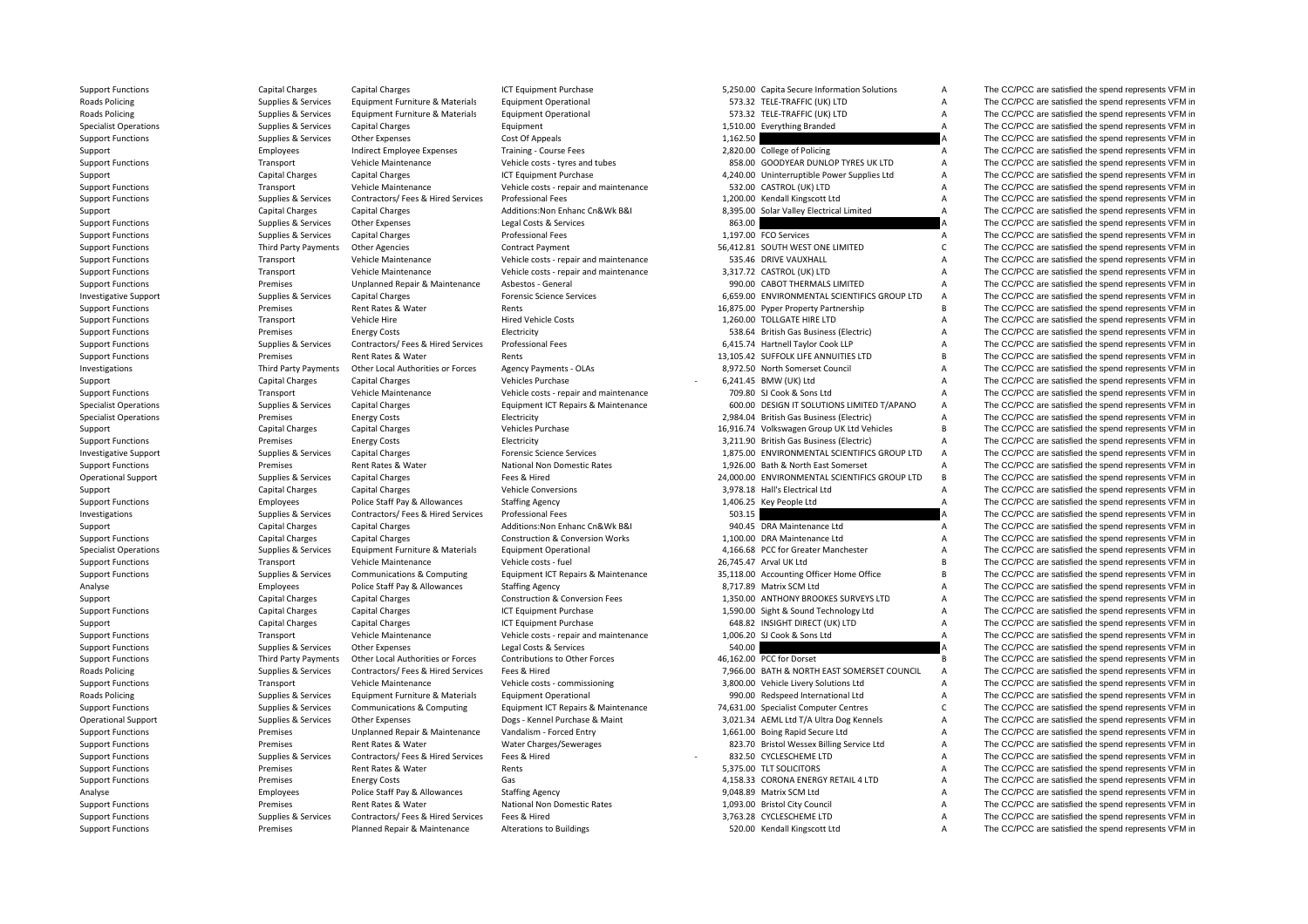| | | | | | | | |
|---|---|---|---|---|---|---|---|
| Support Functions | Capital Charges | Capital Charges | ICT Equipment Purchase | 5,250.00 | Capita Secure Information Solutions | A | The CC/PCC are satisfied the spend represents VFM in |
| Roads Policing | Supplies & Services | Equipment Furniture & Materials | Equipment Operational | 573.32 | TELE-TRAFFIC (UK) LTD | A | The CC/PCC are satisfied the spend represents VFM in |
| Roads Policing | Supplies & Services | Equipment Furniture & Materials | Equipment Operational | 573.32 | TELE-TRAFFIC (UK) LTD | A | The CC/PCC are satisfied the spend represents VFM in |
| Specialist Operations | Supplies & Services | Capital Charges | Equipment | 1,510.00 | Everything Branded | A | The CC/PCC are satisfied the spend represents VFM in |
| Support Functions | Supplies & Services | Other Expenses | Cost Of Appeals | 1,162.50 | | A | The CC/PCC are satisfied the spend represents VFM in |
| Support | Employees | Indirect Employee Expenses | Training - Course Fees | 2,820.00 | College of Policing | A | The CC/PCC are satisfied the spend represents VFM in |
| Support Functions | Transport | Vehicle Maintenance | Vehicle costs - tyres and tubes | 858.00 | GOODYEAR DUNLOP TYRES UK LTD | A | The CC/PCC are satisfied the spend represents VFM in |
| Support | Capital Charges | Capital Charges | ICT Equipment Purchase | 4,240.00 | Uninterruptible Power Supplies Ltd | A | The CC/PCC are satisfied the spend represents VFM in |
| Support Functions | Transport | Vehicle Maintenance | Vehicle costs - repair and maintenance | 532.00 | CASTROL (UK) LTD | A | The CC/PCC are satisfied the spend represents VFM in |
| Support Functions | Supplies & Services | Contractors/ Fees & Hired Services | Professional Fees | 1,200.00 | Kendall Kingscott Ltd | A | The CC/PCC are satisfied the spend represents VFM in |
| Support | Capital Charges | Capital Charges | Additions:Non Enhanc Cn&Wk B&I | 8,395.00 | Solar Valley Electrical Limited | A | The CC/PCC are satisfied the spend represents VFM in |
| Support Functions | Supplies & Services | Other Expenses | Legal Costs & Services | 863.00 | | A | The CC/PCC are satisfied the spend represents VFM in |
| Support Functions | Supplies & Services | Capital Charges | Professional Fees | 1,197.00 | FCO Services | A | The CC/PCC are satisfied the spend represents VFM in |
| Support Functions | Third Party Payments | Other Agencies | Contract Payment | 56,412.81 | SOUTH WEST ONE LIMITED | C | The CC/PCC are satisfied the spend represents VFM in |
| Support Functions | Transport | Vehicle Maintenance | Vehicle costs - repair and maintenance | 535.46 | DRIVE VAUXHALL | A | The CC/PCC are satisfied the spend represents VFM in |
| Support Functions | Transport | Vehicle Maintenance | Vehicle costs - repair and maintenance | 3,317.72 | CASTROL (UK) LTD | A | The CC/PCC are satisfied the spend represents VFM in |
| Support Functions | Premises | Unplanned Repair & Maintenance | Asbestos - General | 990.00 | CABOT THERMALS LIMITED | A | The CC/PCC are satisfied the spend represents VFM in |
| Investigative Support | Supplies & Services | Capital Charges | Forensic Science Services | 6,659.00 | ENVIRONMENTAL SCIENTIFICS GROUP LTD | A | The CC/PCC are satisfied the spend represents VFM in |
| Support Functions | Premises | Rent Rates & Water | Rents | 16,875.00 | Pyper Property Partnership | B | The CC/PCC are satisfied the spend represents VFM in |
| Support Functions | Transport | Vehicle Hire | Hired Vehicle Costs | 1,260.00 | TOLLGATE HIRE LTD | A | The CC/PCC are satisfied the spend represents VFM in |
| Support Functions | Premises | Energy Costs | Electricity | 538.64 | British Gas Business (Electric) | A | The CC/PCC are satisfied the spend represents VFM in |
| Support Functions | Supplies & Services | Contractors/ Fees & Hired Services | Professional Fees | 6,415.74 | Hartnell Taylor Cook LLP | A | The CC/PCC are satisfied the spend represents VFM in |
| Support Functions | Premises | Rent Rates & Water | Rents | 13,105.42 | SUFFOLK LIFE ANNUITIES LTD | B | The CC/PCC are satisfied the spend represents VFM in |
| Investigations | Third Party Payments | Other Local Authorities or Forces | Agency Payments - OLAs | 8,972.50 | North Somerset Council | A | The CC/PCC are satisfied the spend represents VFM in |
| Support | Capital Charges | Capital Charges | Vehicles Purchase | -6,241.45 | BMW (UK) Ltd | A | The CC/PCC are satisfied the spend represents VFM in |
| Support Functions | Transport | Vehicle Maintenance | Vehicle costs - repair and maintenance | 709.80 | SJ Cook & Sons Ltd | A | The CC/PCC are satisfied the spend represents VFM in |
| Specialist Operations | Supplies & Services | Capital Charges | Equipment ICT Repairs & Maintenance | 600.00 | DESIGN IT SOLUTIONS LIMITED T/APANO | A | The CC/PCC are satisfied the spend represents VFM in |
| Specialist Operations | Premises | Energy Costs | Electricity | 2,984.04 | British Gas Business (Electric) | A | The CC/PCC are satisfied the spend represents VFM in |
| Support | Capital Charges | Capital Charges | Vehicles Purchase | 16,916.74 | Volkswagen Group UK Ltd Vehicles | B | The CC/PCC are satisfied the spend represents VFM in |
| Support Functions | Premises | Energy Costs | Electricity | 3,211.90 | British Gas Business (Electric) | A | The CC/PCC are satisfied the spend represents VFM in |
| Investigative Support | Supplies & Services | Capital Charges | Forensic Science Services | 1,875.00 | ENVIRONMENTAL SCIENTIFICS GROUP LTD | A | The CC/PCC are satisfied the spend represents VFM in |
| Support Functions | Premises | Rent Rates & Water | National Non Domestic Rates | 1,926.00 | Bath & North East Somerset | A | The CC/PCC are satisfied the spend represents VFM in |
| Operational Support | Supplies & Services | Capital Charges | Fees & Hired | 24,000.00 | ENVIRONMENTAL SCIENTIFICS GROUP LTD | B | The CC/PCC are satisfied the spend represents VFM in |
| Support | Capital Charges | Capital Charges | Vehicle Conversions | 3,978.18 | Hall's Electrical Ltd | A | The CC/PCC are satisfied the spend represents VFM in |
| Support Functions | Employees | Police Staff Pay & Allowances | Staffing Agency | 1,406.25 | Key People Ltd | A | The CC/PCC are satisfied the spend represents VFM in |
| Investigations | Supplies & Services | Contractors/ Fees & Hired Services | Professional Fees | 503.15 | | A | The CC/PCC are satisfied the spend represents VFM in |
| Support | Capital Charges | Capital Charges | Additions:Non Enhanc Cn&Wk B&I | 940.45 | DRA Maintenance Ltd | A | The CC/PCC are satisfied the spend represents VFM in |
| Support Functions | Capital Charges | Capital Charges | Construction & Conversion Works | 1,100.00 | DRA Maintenance Ltd | A | The CC/PCC are satisfied the spend represents VFM in |
| Specialist Operations | Supplies & Services | Equipment Furniture & Materials | Equipment Operational | 4,166.68 | PCC for Greater Manchester | A | The CC/PCC are satisfied the spend represents VFM in |
| Support Functions | Transport | Vehicle Maintenance | Vehicle costs - fuel | 26,745.47 | Arval UK Ltd | B | The CC/PCC are satisfied the spend represents VFM in |
| Support Functions | Supplies & Services | Communications & Computing | Equipment ICT Repairs & Maintenance | 35,118.00 | Accounting Officer Home Office | B | The CC/PCC are satisfied the spend represents VFM in |
| Analyse | Employees | Police Staff Pay & Allowances | Staffing Agency | 8,717.89 | Matrix SCM Ltd | A | The CC/PCC are satisfied the spend represents VFM in |
| Support | Capital Charges | Capital Charges | Construction & Conversion Fees | 1,350.00 | ANTHONY BROOKES SURVEYS LTD | A | The CC/PCC are satisfied the spend represents VFM in |
| Support Functions | Capital Charges | Capital Charges | ICT Equipment Purchase | 1,590.00 | Sight & Sound Technology Ltd | A | The CC/PCC are satisfied the spend represents VFM in |
| Support | Capital Charges | Capital Charges | ICT Equipment Purchase | 648.82 | INSIGHT DIRECT (UK) LTD | A | The CC/PCC are satisfied the spend represents VFM in |
| Support Functions | Transport | Vehicle Maintenance | Vehicle costs - repair and maintenance | 1,006.20 | SJ Cook & Sons Ltd | A | The CC/PCC are satisfied the spend represents VFM in |
| Support Functions | Supplies & Services | Other Expenses | Legal Costs & Services | 540.00 | | A | The CC/PCC are satisfied the spend represents VFM in |
| Support Functions | Third Party Payments | Other Local Authorities or Forces | Contributions to Other Forces | 46,162.00 | PCC for Dorset | B | The CC/PCC are satisfied the spend represents VFM in |
| Roads Policing | Supplies & Services | Contractors/ Fees & Hired Services | Fees & Hired | 7,966.00 | BATH & NORTH EAST SOMERSET COUNCIL | A | The CC/PCC are satisfied the spend represents VFM in |
| Support Functions | Transport | Vehicle Maintenance | Vehicle costs - commissioning | 3,800.00 | Vehicle Livery Solutions Ltd | A | The CC/PCC are satisfied the spend represents VFM in |
| Roads Policing | Supplies & Services | Equipment Furniture & Materials | Equipment Operational | 990.00 | Redspeed International Ltd | A | The CC/PCC are satisfied the spend represents VFM in |
| Support Functions | Supplies & Services | Communications & Computing | Equipment ICT Repairs & Maintenance | 74,631.00 | Specialist Computer Centres | C | The CC/PCC are satisfied the spend represents VFM in |
| Operational Support | Supplies & Services | Other Expenses | Dogs - Kennel Purchase & Maint | 3,021.34 | AEML Ltd T/A Ultra Dog Kennels | A | The CC/PCC are satisfied the spend represents VFM in |
| Support Functions | Premises | Unplanned Repair & Maintenance | Vandalism - Forced Entry | 1,661.00 | Boing Rapid Secure Ltd | A | The CC/PCC are satisfied the spend represents VFM in |
| Support Functions | Premises | Rent Rates & Water | Water Charges/Sewerages | 823.70 | Bristol Wessex Billing Service Ltd | A | The CC/PCC are satisfied the spend represents VFM in |
| Support Functions | Supplies & Services | Contractors/ Fees & Hired Services | Fees & Hired | -832.50 | CYCLESCHEME LTD | A | The CC/PCC are satisfied the spend represents VFM in |
| Support Functions | Premises | Rent Rates & Water | Rents | 5,375.00 | TLT SOLICITORS | A | The CC/PCC are satisfied the spend represents VFM in |
| Support Functions | Premises | Energy Costs | Gas | 4,158.33 | CORONA ENERGY RETAIL 4 LTD | A | The CC/PCC are satisfied the spend represents VFM in |
| Analyse | Employees | Police Staff Pay & Allowances | Staffing Agency | 9,048.89 | Matrix SCM Ltd | A | The CC/PCC are satisfied the spend represents VFM in |
| Support Functions | Premises | Rent Rates & Water | National Non Domestic Rates | 1,093.00 | Bristol City Council | A | The CC/PCC are satisfied the spend represents VFM in |
| Support Functions | Supplies & Services | Contractors/ Fees & Hired Services | Fees & Hired | 3,763.28 | CYCLESCHEME LTD | A | The CC/PCC are satisfied the spend represents VFM in |
| Support Functions | Premises | Planned Repair & Maintenance | Alterations to Buildings | 520.00 | Kendall Kingscott Ltd | A | The CC/PCC are satisfied the spend represents VFM in |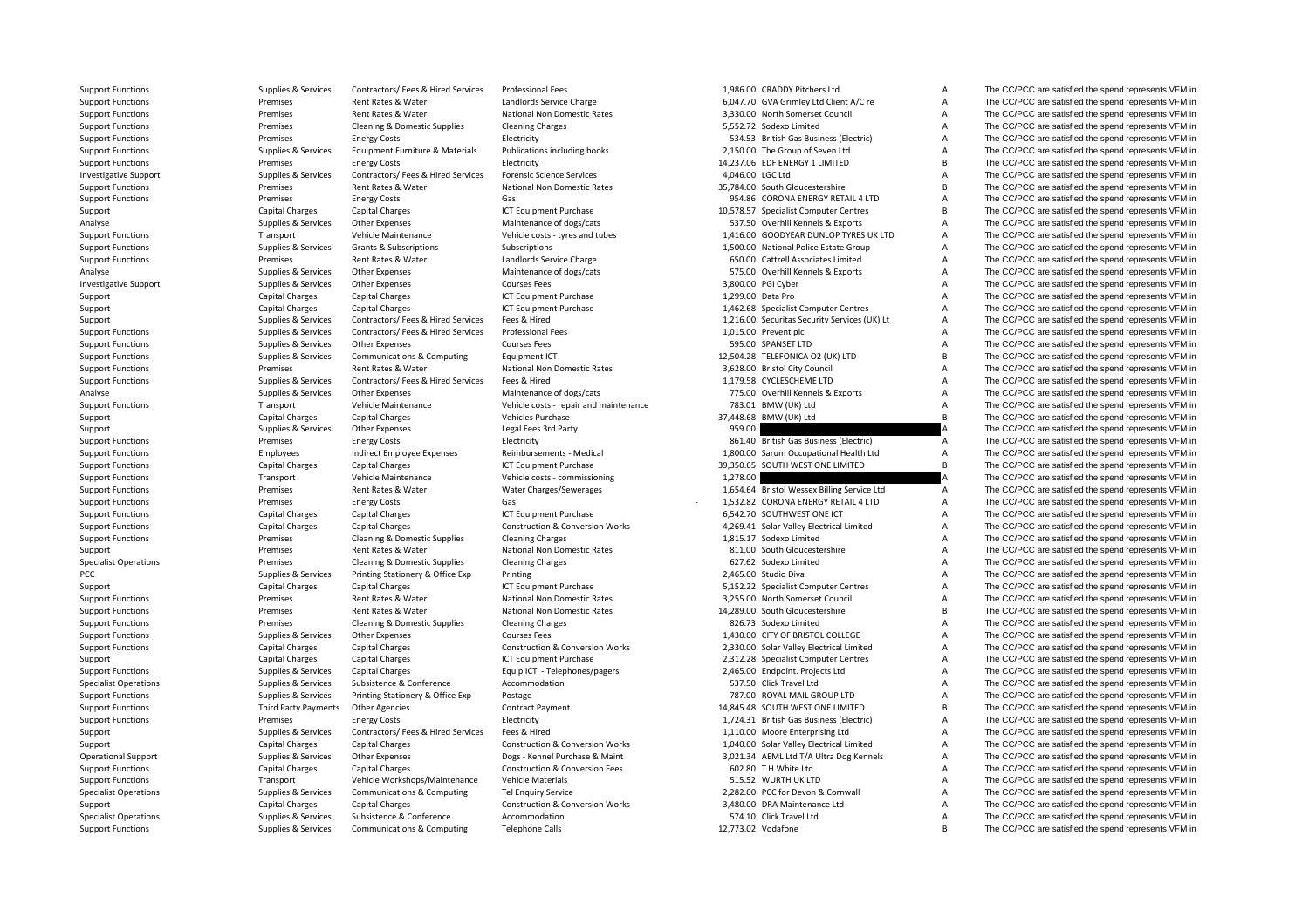| | | | | | | | |
|---|---|---|---|---|---|---|---|
| Support Functions | Supplies & Services | Contractors/ Fees & Hired Services | Professional Fees | 1,986.00 | CRADDY Pitchers Ltd | A | The CC/PCC are satisfied the spend represents VFM in |
| Support Functions | Premises | Rent Rates & Water | Landlords Service Charge | 6,047.70 | GVA Grimley Ltd Client A/C re | A | The CC/PCC are satisfied the spend represents VFM in |
| Support Functions | Premises | Rent Rates & Water | National Non Domestic Rates | 3,330.00 | North Somerset Council | A | The CC/PCC are satisfied the spend represents VFM in |
| Support Functions | Premises | Cleaning & Domestic Supplies | Cleaning Charges | 5,552.72 | Sodexo Limited | A | The CC/PCC are satisfied the spend represents VFM in |
| Support Functions | Premises | Energy Costs | Electricity | 534.53 | British Gas Business (Electric) | A | The CC/PCC are satisfied the spend represents VFM in |
| Support Functions | Supplies & Services | Equipment Furniture & Materials | Publications including books | 2,150.00 | The Group of Seven Ltd | A | The CC/PCC are satisfied the spend represents VFM in |
| Support Functions | Premises | Energy Costs | Electricity | 14,237.06 | EDF ENERGY 1 LIMITED | B | The CC/PCC are satisfied the spend represents VFM in |
| Investigative Support | Supplies & Services | Contractors/ Fees & Hired Services | Forensic Science Services | 4,046.00 | LGC Ltd | A | The CC/PCC are satisfied the spend represents VFM in |
| Support Functions | Premises | Rent Rates & Water | National Non Domestic Rates | 35,784.00 | South Gloucestershire | B | The CC/PCC are satisfied the spend represents VFM in |
| Support Functions | Premises | Energy Costs | Gas | 954.86 | CORONA ENERGY RETAIL 4 LTD | A | The CC/PCC are satisfied the spend represents VFM in |
| Support | Capital Charges | Capital Charges | ICT Equipment Purchase | 10,578.57 | Specialist Computer Centres | B | The CC/PCC are satisfied the spend represents VFM in |
| Analyse | Supplies & Services | Other Expenses | Maintenance of dogs/cats | 537.50 | Overhill Kennels & Exports | A | The CC/PCC are satisfied the spend represents VFM in |
| Support Functions | Transport | Vehicle Maintenance | Vehicle costs - tyres and tubes | 1,416.00 | GOODYEAR DUNLOP TYRES UK LTD | A | The CC/PCC are satisfied the spend represents VFM in |
| Support Functions | Supplies & Services | Grants & Subscriptions | Subscriptions | 1,500.00 | National Police Estate Group | A | The CC/PCC are satisfied the spend represents VFM in |
| Support Functions | Premises | Rent Rates & Water | Landlords Service Charge | 650.00 | Cattrell Associates Limited | A | The CC/PCC are satisfied the spend represents VFM in |
| Analyse | Supplies & Services | Other Expenses | Maintenance of dogs/cats | 575.00 | Overhill Kennels & Exports | A | The CC/PCC are satisfied the spend represents VFM in |
| Investigative Support | Supplies & Services | Other Expenses | Courses Fees | 3,800.00 | PGI Cyber | A | The CC/PCC are satisfied the spend represents VFM in |
| Support | Capital Charges | Capital Charges | ICT Equipment Purchase | 1,299.00 | Data Pro | A | The CC/PCC are satisfied the spend represents VFM in |
| Support | Capital Charges | Capital Charges | ICT Equipment Purchase | 1,462.68 | Specialist Computer Centres | A | The CC/PCC are satisfied the spend represents VFM in |
| Support | Supplies & Services | Contractors/ Fees & Hired Services | Fees & Hired | 1,216.00 | Securitas Security Services (UK) Lt | A | The CC/PCC are satisfied the spend represents VFM in |
| Support Functions | Supplies & Services | Contractors/ Fees & Hired Services | Professional Fees | 1,015.00 | Prevent plc | A | The CC/PCC are satisfied the spend represents VFM in |
| Support Functions | Supplies & Services | Other Expenses | Courses Fees | 595.00 | SPANSET LTD | A | The CC/PCC are satisfied the spend represents VFM in |
| Support Functions | Supplies & Services | Communications & Computing | Equipment ICT | 12,504.28 | TELEFONICA O2 (UK) LTD | B | The CC/PCC are satisfied the spend represents VFM in |
| Support Functions | Premises | Rent Rates & Water | National Non Domestic Rates | 3,628.00 | Bristol City Council | A | The CC/PCC are satisfied the spend represents VFM in |
| Support Functions | Supplies & Services | Contractors/ Fees & Hired Services | Fees & Hired | 1,179.58 | CYCLESCHEME LTD | A | The CC/PCC are satisfied the spend represents VFM in |
| Analyse | Supplies & Services | Other Expenses | Maintenance of dogs/cats | 775.00 | Overhill Kennels & Exports | A | The CC/PCC are satisfied the spend represents VFM in |
| Support Functions | Transport | Vehicle Maintenance | Vehicle costs - repair and maintenance | 783.01 | BMW (UK) Ltd | A | The CC/PCC are satisfied the spend represents VFM in |
| Support | Capital Charges | Capital Charges | Vehicles Purchase | 37,448.68 | BMW (UK) Ltd | B | The CC/PCC are satisfied the spend represents VFM in |
| Support | Supplies & Services | Other Expenses | Legal Fees 3rd Party | 959.00 | | A | The CC/PCC are satisfied the spend represents VFM in |
| Support Functions | Premises | Energy Costs | Electricity | 861.40 | British Gas Business (Electric) | A | The CC/PCC are satisfied the spend represents VFM in |
| Support Functions | Employees | Indirect Employee Expenses | Reimbursements - Medical | 1,800.00 | Sarum Occupational Health Ltd | A | The CC/PCC are satisfied the spend represents VFM in |
| Support Functions | Capital Charges | Capital Charges | ICT Equipment Purchase | 39,350.65 | SOUTH WEST ONE LIMITED | B | The CC/PCC are satisfied the spend represents VFM in |
| Support Functions | Transport | Vehicle Maintenance | Vehicle costs - commissioning | 1,278.00 | | A | The CC/PCC are satisfied the spend represents VFM in |
| Support Functions | Premises | Rent Rates & Water | Water Charges/Sewerages | 1,654.64 | Bristol Wessex Billing Service Ltd | A | The CC/PCC are satisfied the spend represents VFM in |
| Support Functions | Premises | Energy Costs | Gas | - 1,532.82 | CORONA ENERGY RETAIL 4 LTD | A | The CC/PCC are satisfied the spend represents VFM in |
| Support Functions | Capital Charges | Capital Charges | ICT Equipment Purchase | 6,542.70 | SOUTHWEST ONE ICT | A | The CC/PCC are satisfied the spend represents VFM in |
| Support Functions | Capital Charges | Capital Charges | Construction & Conversion Works | 4,269.41 | Solar Valley Electrical Limited | A | The CC/PCC are satisfied the spend represents VFM in |
| Support Functions | Premises | Cleaning & Domestic Supplies | Cleaning Charges | 1,815.17 | Sodexo Limited | A | The CC/PCC are satisfied the spend represents VFM in |
| Support | Premises | Rent Rates & Water | National Non Domestic Rates | 811.00 | South Gloucestershire | A | The CC/PCC are satisfied the spend represents VFM in |
| Specialist Operations | Premises | Cleaning & Domestic Supplies | Cleaning Charges | 627.62 | Sodexo Limited | A | The CC/PCC are satisfied the spend represents VFM in |
| PCC | Supplies & Services | Printing Stationery & Office Exp | Printing | 2,465.00 | Studio Diva | A | The CC/PCC are satisfied the spend represents VFM in |
| Support | Capital Charges | Capital Charges | ICT Equipment Purchase | 5,152.22 | Specialist Computer Centres | A | The CC/PCC are satisfied the spend represents VFM in |
| Support Functions | Premises | Rent Rates & Water | National Non Domestic Rates | 3,255.00 | North Somerset Council | A | The CC/PCC are satisfied the spend represents VFM in |
| Support Functions | Premises | Rent Rates & Water | National Non Domestic Rates | 14,289.00 | South Gloucestershire | B | The CC/PCC are satisfied the spend represents VFM in |
| Support Functions | Premises | Cleaning & Domestic Supplies | Cleaning Charges | 826.73 | Sodexo Limited | A | The CC/PCC are satisfied the spend represents VFM in |
| Support Functions | Supplies & Services | Other Expenses | Courses Fees | 1,430.00 | CITY OF BRISTOL COLLEGE | A | The CC/PCC are satisfied the spend represents VFM in |
| Support Functions | Capital Charges | Capital Charges | Construction & Conversion Works | 2,330.00 | Solar Valley Electrical Limited | A | The CC/PCC are satisfied the spend represents VFM in |
| Support | Capital Charges | Capital Charges | ICT Equipment Purchase | 2,312.28 | Specialist Computer Centres | A | The CC/PCC are satisfied the spend represents VFM in |
| Support Functions | Supplies & Services | Capital Charges | Equip ICT - Telephones/pagers | 2,465.00 | Endpoint. Projects Ltd | A | The CC/PCC are satisfied the spend represents VFM in |
| Specialist Operations | Supplies & Services | Subsistence & Conference | Accommodation | 537.50 | Click Travel Ltd | A | The CC/PCC are satisfied the spend represents VFM in |
| Support Functions | Supplies & Services | Printing Stationery & Office Exp | Postage | 787.00 | ROYAL MAIL GROUP LTD | A | The CC/PCC are satisfied the spend represents VFM in |
| Support Functions | Third Party Payments | Other Agencies | Contract Payment | 14,845.48 | SOUTH WEST ONE LIMITED | B | The CC/PCC are satisfied the spend represents VFM in |
| Support Functions | Premises | Energy Costs | Electricity | 1,724.31 | British Gas Business (Electric) | A | The CC/PCC are satisfied the spend represents VFM in |
| Support | Supplies & Services | Contractors/ Fees & Hired Services | Fees & Hired | 1,110.00 | Moore Enterprising Ltd | A | The CC/PCC are satisfied the spend represents VFM in |
| Support | Capital Charges | Capital Charges | Construction & Conversion Works | 1,040.00 | Solar Valley Electrical Limited | A | The CC/PCC are satisfied the spend represents VFM in |
| Operational Support | Supplies & Services | Other Expenses | Dogs - Kennel Purchase & Maint | 3,021.34 | AEML Ltd T/A Ultra Dog Kennels | A | The CC/PCC are satisfied the spend represents VFM in |
| Support Functions | Capital Charges | Capital Charges | Construction & Conversion Fees | 602.80 | T H White Ltd | A | The CC/PCC are satisfied the spend represents VFM in |
| Support Functions | Transport | Vehicle Workshops/Maintenance | Vehicle Materials | 515.52 | WURTH UK LTD | A | The CC/PCC are satisfied the spend represents VFM in |
| Specialist Operations | Supplies & Services | Communications & Computing | Tel Enquiry Service | 2,282.00 | PCC for Devon & Cornwall | A | The CC/PCC are satisfied the spend represents VFM in |
| Support | Capital Charges | Capital Charges | Construction & Conversion Works | 3,480.00 | DRA Maintenance Ltd | A | The CC/PCC are satisfied the spend represents VFM in |
| Specialist Operations | Supplies & Services | Subsistence & Conference | Accommodation | 574.10 | Click Travel Ltd | A | The CC/PCC are satisfied the spend represents VFM in |
| Support Functions | Supplies & Services | Communications & Computing | Telephone Calls | 12,773.02 | Vodafone | B | The CC/PCC are satisfied the spend represents VFM in |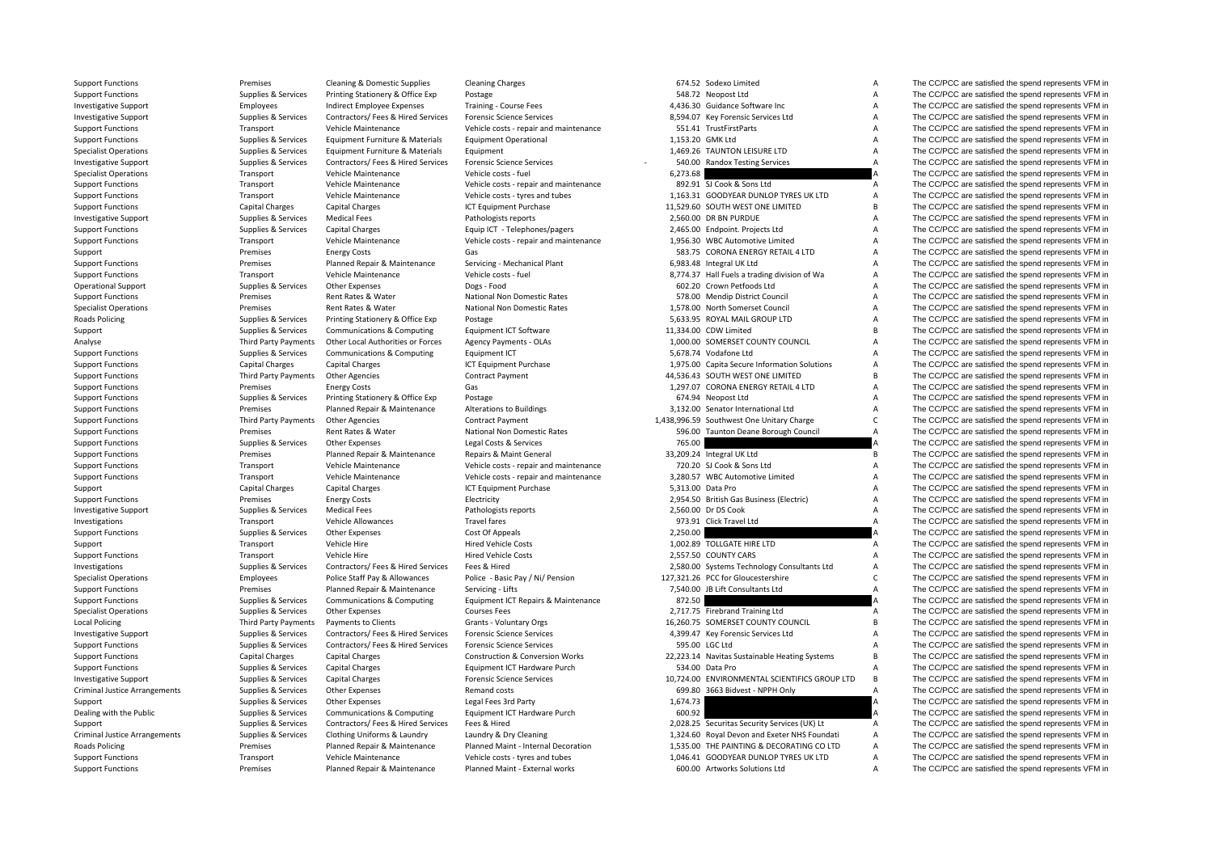| | | | | | | | |
|---|---|---|---|---|---|---|---|
| Support Functions | Premises | Cleaning & Domestic Supplies | Cleaning Charges | 674.52 | Sodexo Limited | A | The CC/PCC are satisfied the spend represents VFM in |
| Support Functions | Supplies & Services | Printing Stationery & Office Exp | Postage | 548.72 | Neopost Ltd | A | The CC/PCC are satisfied the spend represents VFM in |
| Investigative Support | Employees | Indirect Employee Expenses | Training - Course Fees | 4,436.30 | Guidance Software Inc | A | The CC/PCC are satisfied the spend represents VFM in |
| Investigative Support | Supplies & Services | Contractors/ Fees & Hired Services | Forensic Science Services | 8,594.07 | Key Forensic Services Ltd | A | The CC/PCC are satisfied the spend represents VFM in |
| Support Functions | Transport | Vehicle Maintenance | Vehicle costs - repair and maintenance | 551.41 | TrustFirstParts | A | The CC/PCC are satisfied the spend represents VFM in |
| Support Functions | Supplies & Services | Equipment Furniture & Materials | Equipment Operational | 1,153.20 | GMK Ltd | A | The CC/PCC are satisfied the spend represents VFM in |
| Specialist Operations | Supplies & Services | Equipment Furniture & Materials | Equipment | 1,469.26 | TAUNTON LEISURE LTD | A | The CC/PCC are satisfied the spend represents VFM in |
| Investigative Support | Supplies & Services | Contractors/ Fees & Hired Services | Forensic Science Services | - 540.00 | Randox Testing Services | A | The CC/PCC are satisfied the spend represents VFM in |
| Specialist Operations | Transport | Vehicle Maintenance | Vehicle costs - fuel | 6,273.68 | | A | The CC/PCC are satisfied the spend represents VFM in |
| Support Functions | Transport | Vehicle Maintenance | Vehicle costs - repair and maintenance | 892.91 | SJ Cook & Sons Ltd | A | The CC/PCC are satisfied the spend represents VFM in |
| Support Functions | Transport | Vehicle Maintenance | Vehicle costs - tyres and tubes | 1,163.31 | GOODYEAR DUNLOP TYRES UK LTD | A | The CC/PCC are satisfied the spend represents VFM in |
| Support Functions | Capital Charges | Capital Charges | ICT Equipment Purchase | 11,529.60 | SOUTH WEST ONE LIMITED | B | The CC/PCC are satisfied the spend represents VFM in |
| Investigative Support | Supplies & Services | Medical Fees | Pathologists reports | 2,560.00 | DR BN PURDUE | A | The CC/PCC are satisfied the spend represents VFM in |
| Support Functions | Supplies & Services | Capital Charges | Equip ICT - Telephones/pagers | 2,465.00 | Endpoint. Projects Ltd | A | The CC/PCC are satisfied the spend represents VFM in |
| Support Functions | Transport | Vehicle Maintenance | Vehicle costs - repair and maintenance | 1,956.30 | WBC Automotive Limited | A | The CC/PCC are satisfied the spend represents VFM in |
| Support | Premises | Energy Costs | Gas | 583.75 | CORONA ENERGY RETAIL 4 LTD | A | The CC/PCC are satisfied the spend represents VFM in |
| Support Functions | Premises | Planned Repair & Maintenance | Servicing - Mechanical Plant | 6,983.48 | Integral UK Ltd | A | The CC/PCC are satisfied the spend represents VFM in |
| Support Functions | Transport | Vehicle Maintenance | Vehicle costs - fuel | 8,774.37 | Hall Fuels a trading division of Wa | A | The CC/PCC are satisfied the spend represents VFM in |
| Operational Support | Supplies & Services | Other Expenses | Dogs - Food | 602.20 | Crown Petfoods Ltd | A | The CC/PCC are satisfied the spend represents VFM in |
| Support Functions | Premises | Rent Rates & Water | National Non Domestic Rates | 578.00 | Mendip District Council | A | The CC/PCC are satisfied the spend represents VFM in |
| Specialist Operations | Premises | Rent Rates & Water | National Non Domestic Rates | 1,578.00 | North Somerset Council | A | The CC/PCC are satisfied the spend represents VFM in |
| Roads Policing | Supplies & Services | Printing Stationery & Office Exp | Postage | 5,633.95 | ROYAL MAIL GROUP LTD | A | The CC/PCC are satisfied the spend represents VFM in |
| Support | Supplies & Services | Communications & Computing | Equipment ICT Software | 11,334.00 | CDW Limited | B | The CC/PCC are satisfied the spend represents VFM in |
| Analyse | Third Party Payments | Other Local Authorities or Forces | Agency Payments - OLAs | 1,000.00 | SOMERSET COUNTY COUNCIL | A | The CC/PCC are satisfied the spend represents VFM in |
| Support Functions | Supplies & Services | Communications & Computing | Equipment ICT | 5,678.74 | Vodafone Ltd | A | The CC/PCC are satisfied the spend represents VFM in |
| Support Functions | Capital Charges | Capital Charges | ICT Equipment Purchase | 1,975.00 | Capita Secure Information Solutions | A | The CC/PCC are satisfied the spend represents VFM in |
| Support Functions | Third Party Payments | Other Agencies | Contract Payment | 44,536.43 | SOUTH WEST ONE LIMITED | B | The CC/PCC are satisfied the spend represents VFM in |
| Support Functions | Premises | Energy Costs | Gas | 1,297.07 | CORONA ENERGY RETAIL 4 LTD | A | The CC/PCC are satisfied the spend represents VFM in |
| Support Functions | Supplies & Services | Printing Stationery & Office Exp | Postage | 674.94 | Neopost Ltd | A | The CC/PCC are satisfied the spend represents VFM in |
| Support Functions | Premises | Planned Repair & Maintenance | Alterations to Buildings | 3,132.00 | Senator International Ltd | A | The CC/PCC are satisfied the spend represents VFM in |
| Support Functions | Third Party Payments | Other Agencies | Contract Payment | 1,438,996.59 | Southwest One Unitary Charge | C | The CC/PCC are satisfied the spend represents VFM in |
| Support Functions | Premises | Rent Rates & Water | National Non Domestic Rates | 596.00 | Taunton Deane Borough Council | A | The CC/PCC are satisfied the spend represents VFM in |
| Support Functions | Supplies & Services | Other Expenses | Legal Costs & Services | 765.00 | | A | The CC/PCC are satisfied the spend represents VFM in |
| Support Functions | Premises | Planned Repair & Maintenance | Repairs & Maint General | 33,209.24 | Integral UK Ltd | B | The CC/PCC are satisfied the spend represents VFM in |
| Support Functions | Transport | Vehicle Maintenance | Vehicle costs - repair and maintenance | 720.20 | SJ Cook & Sons Ltd | A | The CC/PCC are satisfied the spend represents VFM in |
| Support Functions | Transport | Vehicle Maintenance | Vehicle costs - repair and maintenance | 3,280.57 | WBC Automotive Limited | A | The CC/PCC are satisfied the spend represents VFM in |
| Support | Capital Charges | Capital Charges | ICT Equipment Purchase | 5,313.00 | Data Pro | A | The CC/PCC are satisfied the spend represents VFM in |
| Support Functions | Premises | Energy Costs | Electricity | 2,954.50 | British Gas Business (Electric) | A | The CC/PCC are satisfied the spend represents VFM in |
| Investigative Support | Supplies & Services | Medical Fees | Pathologists reports | 2,560.00 | Dr DS Cook | A | The CC/PCC are satisfied the spend represents VFM in |
| Investigations | Transport | Vehicle Allowances | Travel fares | 973.91 | Click Travel Ltd | A | The CC/PCC are satisfied the spend represents VFM in |
| Support Functions | Supplies & Services | Other Expenses | Cost Of Appeals | 2,250.00 | | A | The CC/PCC are satisfied the spend represents VFM in |
| Support | Transport | Vehicle Hire | Hired Vehicle Costs | 1,002.89 | TOLLGATE HIRE LTD | A | The CC/PCC are satisfied the spend represents VFM in |
| Support Functions | Transport | Vehicle Hire | Hired Vehicle Costs | 2,557.50 | COUNTY CARS | A | The CC/PCC are satisfied the spend represents VFM in |
| Investigations | Supplies & Services | Contractors/ Fees & Hired Services | Fees & Hired | 2,580.00 | Systems Technology Consultants Ltd | A | The CC/PCC are satisfied the spend represents VFM in |
| Specialist Operations | Employees | Police Staff Pay & Allowances | Police - Basic Pay / Ni/ Pension | 127,321.26 | PCC for Gloucestershire | C | The CC/PCC are satisfied the spend represents VFM in |
| Support Functions | Premises | Planned Repair & Maintenance | Servicing - Lifts | 7,540.00 | JB Lift Consultants Ltd | A | The CC/PCC are satisfied the spend represents VFM in |
| Support Functions | Supplies & Services | Communications & Computing | Equipment ICT Repairs & Maintenance | 872.50 | | A | The CC/PCC are satisfied the spend represents VFM in |
| Specialist Operations | Supplies & Services | Other Expenses | Courses Fees | 2,717.75 | Firebrand Training Ltd | A | The CC/PCC are satisfied the spend represents VFM in |
| Local Policing | Third Party Payments | Payments to Clients | Grants - Voluntary Orgs | 16,260.75 | SOMERSET COUNTY COUNCIL | B | The CC/PCC are satisfied the spend represents VFM in |
| Investigative Support | Supplies & Services | Contractors/ Fees & Hired Services | Forensic Science Services | 4,399.47 | Key Forensic Services Ltd | A | The CC/PCC are satisfied the spend represents VFM in |
| Support Functions | Supplies & Services | Contractors/ Fees & Hired Services | Forensic Science Services | 595.00 | LGC Ltd | A | The CC/PCC are satisfied the spend represents VFM in |
| Support Functions | Capital Charges | Capital Charges | Construction & Conversion Works | 22,223.14 | Navitas Sustainable Heating Systems | B | The CC/PCC are satisfied the spend represents VFM in |
| Support Functions | Supplies & Services | Capital Charges | Equipment ICT Hardware Purch | 534.00 | Data Pro | A | The CC/PCC are satisfied the spend represents VFM in |
| Investigative Support | Supplies & Services | Capital Charges | Forensic Science Services | 10,724.00 | ENVIRONMENTAL SCIENTIFICS GROUP LTD | B | The CC/PCC are satisfied the spend represents VFM in |
| Criminal Justice Arrangements | Supplies & Services | Other Expenses | Remand costs | 699.80 | 3663 Bidvest - NPPH Only | A | The CC/PCC are satisfied the spend represents VFM in |
| Support | Supplies & Services | Other Expenses | Legal Fees 3rd Party | 1,674.73 | | A | The CC/PCC are satisfied the spend represents VFM in |
| Dealing with the Public | Supplies & Services | Communications & Computing | Equipment ICT Hardware Purch | 600.92 | | A | The CC/PCC are satisfied the spend represents VFM in |
| Support | Supplies & Services | Contractors/ Fees & Hired Services | Fees & Hired | 2,028.25 | Securitas Security Services (UK) Lt | A | The CC/PCC are satisfied the spend represents VFM in |
| Criminal Justice Arrangements | Supplies & Services | Clothing Uniforms & Laundry | Laundry & Dry Cleaning | 1,324.60 | Royal Devon and Exeter NHS Foundati | A | The CC/PCC are satisfied the spend represents VFM in |
| Roads Policing | Premises | Planned Repair & Maintenance | Planned Maint - Internal Decoration | 1,535.00 | THE PAINTING & DECORATING CO LTD | A | The CC/PCC are satisfied the spend represents VFM in |
| Support Functions | Transport | Vehicle Maintenance | Vehicle costs - tyres and tubes | 1,046.41 | GOODYEAR DUNLOP TYRES UK LTD | A | The CC/PCC are satisfied the spend represents VFM in |
| Support Functions | Premises | Planned Repair & Maintenance | Planned Maint - External works | 600.00 | Artworks Solutions Ltd | A | The CC/PCC are satisfied the spend represents VFM in |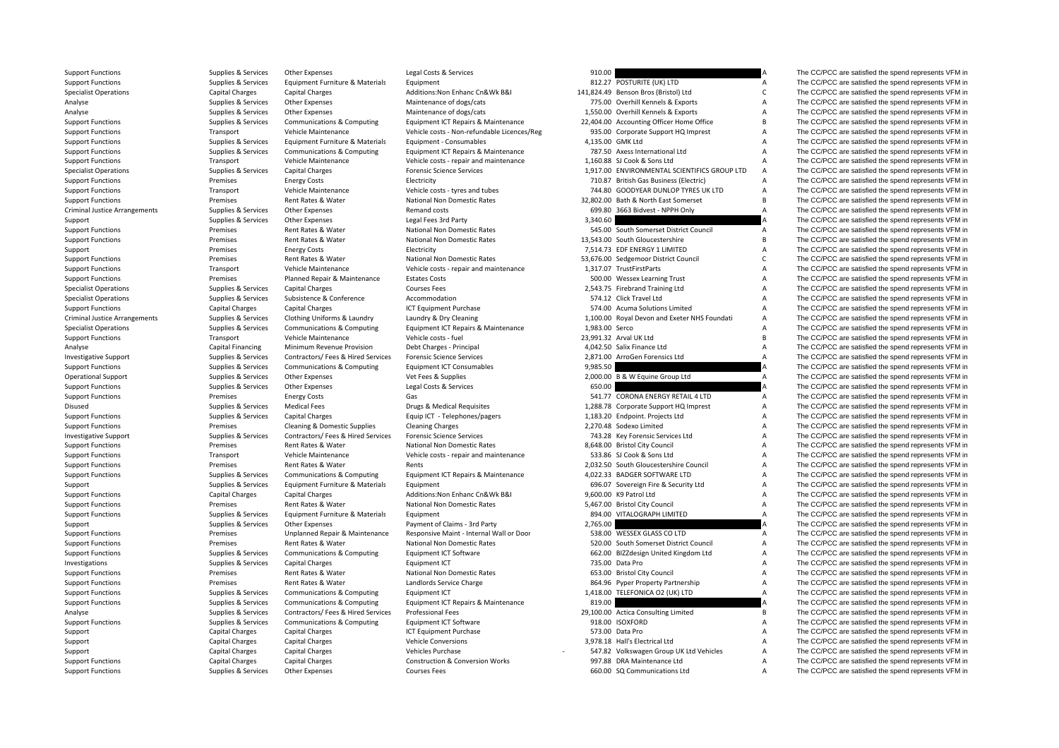| | | | | | | | |
|---|---|---|---|---|---|---|---|
| Support Functions | Supplies & Services | Other Expenses | Legal Costs & Services | 910.00 | | A | The CC/PCC are satisfied the spend represents VFM in |
| Support Functions | Supplies & Services | Equipment Furniture & Materials | Equipment | 812.27 | POSTURITE (UK) LTD | A | The CC/PCC are satisfied the spend represents VFM in |
| Specialist Operations | Capital Charges | Capital Charges | Additions:Non Enhanc Cn&Wk B&I | 141,824.49 | Benson Bros (Bristol) Ltd | C | The CC/PCC are satisfied the spend represents VFM in |
| Analyse | Supplies & Services | Other Expenses | Maintenance of dogs/cats | 775.00 | Overhill Kennels & Exports | A | The CC/PCC are satisfied the spend represents VFM in |
| Analyse | Supplies & Services | Other Expenses | Maintenance of dogs/cats | 1,550.00 | Overhill Kennels & Exports | A | The CC/PCC are satisfied the spend represents VFM in |
| Support Functions | Supplies & Services | Communications & Computing | Equipment ICT Repairs & Maintenance | 22,404.00 | Accounting Officer Home Office | B | The CC/PCC are satisfied the spend represents VFM in |
| Support Functions | Transport | Vehicle Maintenance | Vehicle costs - Non-refundable Licences/Reg | 935.00 | Corporate Support HQ Imprest | A | The CC/PCC are satisfied the spend represents VFM in |
| Support Functions | Supplies & Services | Equipment Furniture & Materials | Equipment - Consumables | 4,135.00 | GMK Ltd | A | The CC/PCC are satisfied the spend represents VFM in |
| Support Functions | Supplies & Services | Communications & Computing | Equipment ICT Repairs & Maintenance | 787.50 | Axess International Ltd | A | The CC/PCC are satisfied the spend represents VFM in |
| Support Functions | Transport | Vehicle Maintenance | Vehicle costs - repair and maintenance | 1,160.88 | SJ Cook & Sons Ltd | A | The CC/PCC are satisfied the spend represents VFM in |
| Specialist Operations | Supplies & Services | Capital Charges | Forensic Science Services | 1,917.00 | ENVIRONMENTAL SCIENTIFICS GROUP LTD | A | The CC/PCC are satisfied the spend represents VFM in |
| Support Functions | Premises | Energy Costs | Electricity | 710.87 | British Gas Business (Electric) | A | The CC/PCC are satisfied the spend represents VFM in |
| Support Functions | Transport | Vehicle Maintenance | Vehicle costs - tyres and tubes | 744.80 | GOODYEAR DUNLOP TYRES UK LTD | A | The CC/PCC are satisfied the spend represents VFM in |
| Support Functions | Premises | Rent Rates & Water | National Non Domestic Rates | 32,802.00 | Bath & North East Somerset | B | The CC/PCC are satisfied the spend represents VFM in |
| Criminal Justice Arrangements | Supplies & Services | Other Expenses | Remand costs | 699.80 | 3663 Bidvest - NPPH Only | A | The CC/PCC are satisfied the spend represents VFM in |
| Support | Supplies & Services | Other Expenses | Legal Fees 3rd Party | 3,340.60 | | A | The CC/PCC are satisfied the spend represents VFM in |
| Support Functions | Premises | Rent Rates & Water | National Non Domestic Rates | 545.00 | South Somerset District Council | A | The CC/PCC are satisfied the spend represents VFM in |
| Support Functions | Premises | Rent Rates & Water | National Non Domestic Rates | 13,543.00 | South Gloucestershire | B | The CC/PCC are satisfied the spend represents VFM in |
| Support | Premises | Energy Costs | Electricity | 7,514.73 | EDF ENERGY 1 LIMITED | A | The CC/PCC are satisfied the spend represents VFM in |
| Support Functions | Premises | Rent Rates & Water | National Non Domestic Rates | 53,676.00 | Sedgemoor District Council | C | The CC/PCC are satisfied the spend represents VFM in |
| Support Functions | Transport | Vehicle Maintenance | Vehicle costs - repair and maintenance | 1,317.07 | TrustFirstParts | A | The CC/PCC are satisfied the spend represents VFM in |
| Support Functions | Premises | Planned Repair & Maintenance | Estates Costs | 500.00 | Wessex Learning Trust | A | The CC/PCC are satisfied the spend represents VFM in |
| Specialist Operations | Supplies & Services | Capital Charges | Courses Fees | 2,543.75 | Firebrand Training Ltd | A | The CC/PCC are satisfied the spend represents VFM in |
| Specialist Operations | Supplies & Services | Subsistence & Conference | Accommodation | 574.12 | Click Travel Ltd | A | The CC/PCC are satisfied the spend represents VFM in |
| Support Functions | Capital Charges | Capital Charges | ICT Equipment Purchase | 574.00 | Acuma Solutions Limited | A | The CC/PCC are satisfied the spend represents VFM in |
| Criminal Justice Arrangements | Supplies & Services | Clothing Uniforms & Laundry | Laundry & Dry Cleaning | 1,100.00 | Royal Devon and Exeter NHS Foundati | A | The CC/PCC are satisfied the spend represents VFM in |
| Specialist Operations | Supplies & Services | Communications & Computing | Equipment ICT Repairs & Maintenance | 1,983.00 | Serco | A | The CC/PCC are satisfied the spend represents VFM in |
| Support Functions | Transport | Vehicle Maintenance | Vehicle costs - fuel | 23,991.32 | Arval UK Ltd | B | The CC/PCC are satisfied the spend represents VFM in |
| Analyse | Capital Financing | Minimum Revenue Provision | Debt Charges - Principal | 4,042.50 | Salix Finance Ltd | A | The CC/PCC are satisfied the spend represents VFM in |
| Investigative Support | Supplies & Services | Contractors/ Fees & Hired Services | Forensic Science Services | 2,871.00 | ArroGen Forensics Ltd | A | The CC/PCC are satisfied the spend represents VFM in |
| Support Functions | Supplies & Services | Communications & Computing | Equipment ICT Consumables | 9,985.50 | | A | The CC/PCC are satisfied the spend represents VFM in |
| Operational Support | Supplies & Services | Other Expenses | Vet Fees & Supplies | 2,000.00 | B & W Equine Group Ltd | A | The CC/PCC are satisfied the spend represents VFM in |
| Support Functions | Supplies & Services | Other Expenses | Legal Costs & Services | 650.00 | | A | The CC/PCC are satisfied the spend represents VFM in |
| Support Functions | Premises | Energy Costs | Gas | 541.77 | CORONA ENERGY RETAIL 4 LTD | A | The CC/PCC are satisfied the spend represents VFM in |
| Disused | Supplies & Services | Medical Fees | Drugs & Medical Requisites | 1,288.78 | Corporate Support HQ Imprest | A | The CC/PCC are satisfied the spend represents VFM in |
| Support Functions | Supplies & Services | Capital Charges | Equip ICT - Telephones/pagers | 1,183.20 | Endpoint. Projects Ltd | A | The CC/PCC are satisfied the spend represents VFM in |
| Support Functions | Premises | Cleaning & Domestic Supplies | Cleaning Charges | 2,270.48 | Sodexo Limited | A | The CC/PCC are satisfied the spend represents VFM in |
| Investigative Support | Supplies & Services | Contractors/ Fees & Hired Services | Forensic Science Services | 743.28 | Key Forensic Services Ltd | A | The CC/PCC are satisfied the spend represents VFM in |
| Support Functions | Premises | Rent Rates & Water | National Non Domestic Rates | 8,648.00 | Bristol City Council | A | The CC/PCC are satisfied the spend represents VFM in |
| Support Functions | Transport | Vehicle Maintenance | Vehicle costs - repair and maintenance | 533.86 | SJ Cook & Sons Ltd | A | The CC/PCC are satisfied the spend represents VFM in |
| Support Functions | Premises | Rent Rates & Water | Rents | 2,032.50 | South Gloucestershire Council | A | The CC/PCC are satisfied the spend represents VFM in |
| Support Functions | Supplies & Services | Communications & Computing | Equipment ICT Repairs & Maintenance | 4,022.33 | BADGER SOFTWARE LTD | A | The CC/PCC are satisfied the spend represents VFM in |
| Support | Supplies & Services | Equipment Furniture & Materials | Equipment | 696.07 | Sovereign Fire & Security Ltd | A | The CC/PCC are satisfied the spend represents VFM in |
| Support Functions | Capital Charges | Capital Charges | Additions:Non Enhanc Cn&Wk B&I | 9,600.00 | K9 Patrol Ltd | A | The CC/PCC are satisfied the spend represents VFM in |
| Support Functions | Premises | Rent Rates & Water | National Non Domestic Rates | 5,467.00 | Bristol City Council | A | The CC/PCC are satisfied the spend represents VFM in |
| Support Functions | Supplies & Services | Equipment Furniture & Materials | Equipment | 894.00 | VITALOGRAPH LIMITED | A | The CC/PCC are satisfied the spend represents VFM in |
| Support | Supplies & Services | Other Expenses | Payment of Claims - 3rd Party | 2,765.00 | | A | The CC/PCC are satisfied the spend represents VFM in |
| Support Functions | Premises | Unplanned Repair & Maintenance | Responsive Maint - Internal Wall or Door | 538.00 | WESSEX GLASS CO LTD | A | The CC/PCC are satisfied the spend represents VFM in |
| Support Functions | Premises | Rent Rates & Water | National Non Domestic Rates | 520.00 | South Somerset District Council | A | The CC/PCC are satisfied the spend represents VFM in |
| Support Functions | Supplies & Services | Communications & Computing | Equipment ICT Software | 662.00 | BIZZdesign United Kingdom Ltd | A | The CC/PCC are satisfied the spend represents VFM in |
| Investigations | Supplies & Services | Capital Charges | Equipment ICT | 735.00 | Data Pro | A | The CC/PCC are satisfied the spend represents VFM in |
| Support Functions | Premises | Rent Rates & Water | National Non Domestic Rates | 653.00 | Bristol City Council | A | The CC/PCC are satisfied the spend represents VFM in |
| Support Functions | Premises | Rent Rates & Water | Landlords Service Charge | 864.96 | Pyper Property Partnership | A | The CC/PCC are satisfied the spend represents VFM in |
| Support Functions | Supplies & Services | Communications & Computing | Equipment ICT | 1,418.00 | TELEFONICA O2 (UK) LTD | A | The CC/PCC are satisfied the spend represents VFM in |
| Support Functions | Supplies & Services | Communications & Computing | Equipment ICT Repairs & Maintenance | 819.00 | | A | The CC/PCC are satisfied the spend represents VFM in |
| Analyse | Supplies & Services | Contractors/ Fees & Hired Services | Professional Fees | 29,100.00 | Actica Consulting Limited | B | The CC/PCC are satisfied the spend represents VFM in |
| Support Functions | Supplies & Services | Communications & Computing | Equipment ICT Software | 918.00 | ISOXFORD | A | The CC/PCC are satisfied the spend represents VFM in |
| Support | Capital Charges | Capital Charges | ICT Equipment Purchase | 573.00 | Data Pro | A | The CC/PCC are satisfied the spend represents VFM in |
| Support | Capital Charges | Capital Charges | Vehicle Conversions | 3,978.18 | Hall's Electrical Ltd | A | The CC/PCC are satisfied the spend represents VFM in |
| Support | Capital Charges | Capital Charges | Vehicles Purchase | - 547.82 | Volkswagen Group UK Ltd Vehicles | A | The CC/PCC are satisfied the spend represents VFM in |
| Support Functions | Capital Charges | Capital Charges | Construction & Conversion Works | 997.88 | DRA Maintenance Ltd | A | The CC/PCC are satisfied the spend represents VFM in |
| Support Functions | Supplies & Services | Other Expenses | Courses Fees | 660.00 | SQ Communications Ltd | A | The CC/PCC are satisfied the spend represents VFM in |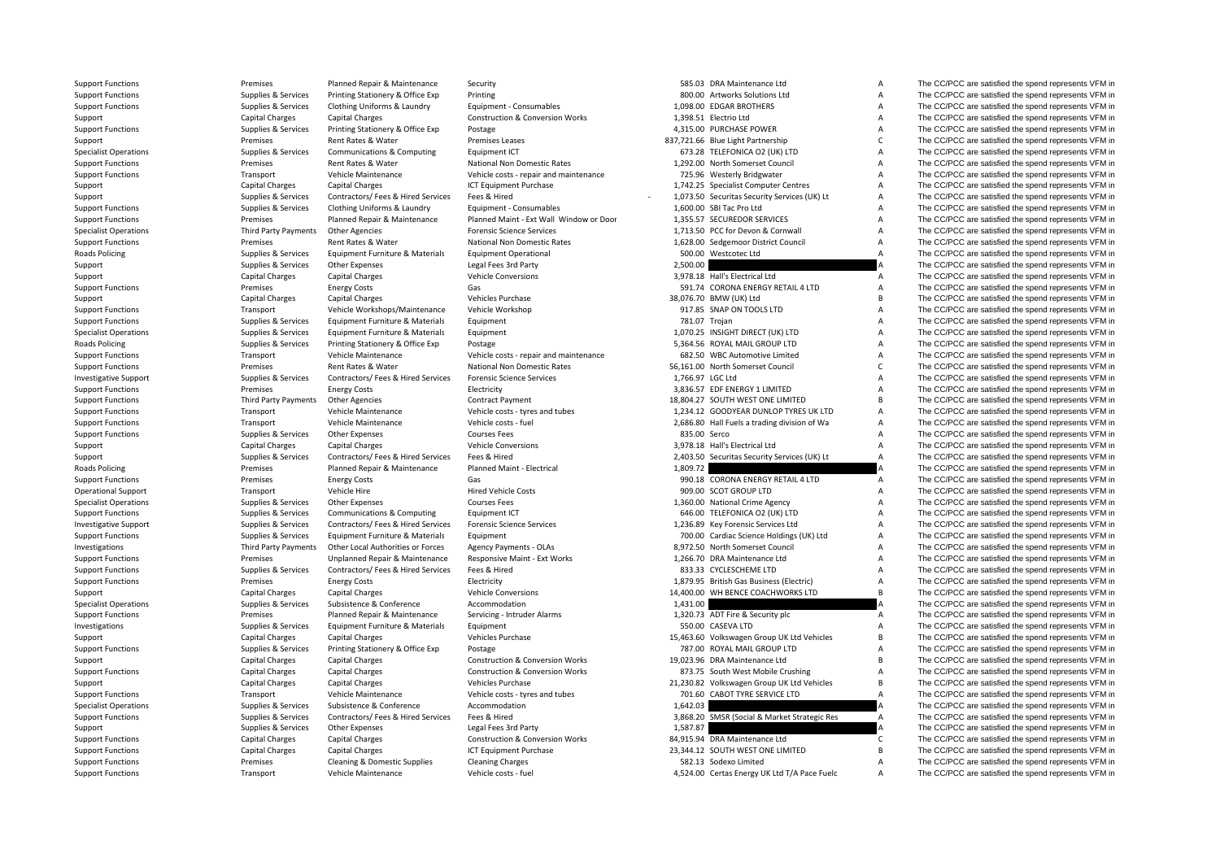| | | | | | | | |
|---|---|---|---|---|---|---|---|
| Support Functions | Premises | Planned Repair & Maintenance | Security | 585.03 | DRA Maintenance Ltd | A | The CC/PCC are satisfied the spend represents VFM in |
| Support Functions | Supplies & Services | Printing Stationery & Office Exp | Printing | 800.00 | Artworks Solutions Ltd | A | The CC/PCC are satisfied the spend represents VFM in |
| Support Functions | Supplies & Services | Clothing Uniforms & Laundry | Equipment - Consumables | 1,098.00 | EDGAR BROTHERS | A | The CC/PCC are satisfied the spend represents VFM in |
| Support | Capital Charges | Capital Charges | Construction & Conversion Works | 1,398.51 | Electrio Ltd | A | The CC/PCC are satisfied the spend represents VFM in |
| Support Functions | Supplies & Services | Printing Stationery & Office Exp | Postage | 4,315.00 | PURCHASE POWER | A | The CC/PCC are satisfied the spend represents VFM in |
| Support | Premises | Rent Rates & Water | Premises Leases | 837,721.66 | Blue Light Partnership | C | The CC/PCC are satisfied the spend represents VFM in |
| Specialist Operations | Supplies & Services | Communications & Computing | Equipment ICT | 673.28 | TELEFONICA O2 (UK) LTD | A | The CC/PCC are satisfied the spend represents VFM in |
| Support Functions | Premises | Rent Rates & Water | National Non Domestic Rates | 1,292.00 | North Somerset Council | A | The CC/PCC are satisfied the spend represents VFM in |
| Support Functions | Transport | Vehicle Maintenance | Vehicle costs - repair and maintenance | 725.96 | Westerly Bridgwater | A | The CC/PCC are satisfied the spend represents VFM in |
| Support | Capital Charges | Capital Charges | ICT Equipment Purchase | 1,742.25 | Specialist Computer Centres | A | The CC/PCC are satisfied the spend represents VFM in |
| Support | Supplies & Services | Contractors/ Fees & Hired Services | Fees & Hired | - 1,073.50 | Securitas Security Services (UK) Lt | A | The CC/PCC are satisfied the spend represents VFM in |
| Support Functions | Supplies & Services | Clothing Uniforms & Laundry | Equipment - Consumables | 1,600.00 | SBI Tac Pro Ltd | A | The CC/PCC are satisfied the spend represents VFM in |
| Support Functions | Premises | Planned Repair & Maintenance | Planned Maint - Ext Wall Window or Door | 1,355.57 | SECUREDOR SERVICES | A | The CC/PCC are satisfied the spend represents VFM in |
| Specialist Operations | Third Party Payments | Other Agencies | Forensic Science Services | 1,713.50 | PCC for Devon & Cornwall | A | The CC/PCC are satisfied the spend represents VFM in |
| Support Functions | Premises | Rent Rates & Water | National Non Domestic Rates | 1,628.00 | Sedgemoor District Council | A | The CC/PCC are satisfied the spend represents VFM in |
| Roads Policing | Supplies & Services | Equipment Furniture & Materials | Equipment Operational | 500.00 | Westcotec Ltd | A | The CC/PCC are satisfied the spend represents VFM in |
| Support | Supplies & Services | Other Expenses | Legal Fees 3rd Party | 2,500.00 | | A | The CC/PCC are satisfied the spend represents VFM in |
| Support | Capital Charges | Capital Charges | Vehicle Conversions | 3,978.18 | Hall's Electrical Ltd | A | The CC/PCC are satisfied the spend represents VFM in |
| Support Functions | Premises | Energy Costs | Gas | 591.74 | CORONA ENERGY RETAIL 4 LTD | A | The CC/PCC are satisfied the spend represents VFM in |
| Support | Capital Charges | Capital Charges | Vehicles Purchase | 38,076.70 | BMW (UK) Ltd | B | The CC/PCC are satisfied the spend represents VFM in |
| Support Functions | Transport | Vehicle Workshops/Maintenance | Vehicle Workshop | 917.85 | SNAP ON TOOLS LTD | A | The CC/PCC are satisfied the spend represents VFM in |
| Support Functions | Supplies & Services | Equipment Furniture & Materials | Equipment | 781.07 | Trojan | A | The CC/PCC are satisfied the spend represents VFM in |
| Specialist Operations | Supplies & Services | Equipment Furniture & Materials | Equipment | 1,070.25 | INSIGHT DIRECT (UK) LTD | A | The CC/PCC are satisfied the spend represents VFM in |
| Roads Policing | Supplies & Services | Printing Stationery & Office Exp | Postage | 5,364.56 | ROYAL MAIL GROUP LTD | A | The CC/PCC are satisfied the spend represents VFM in |
| Support Functions | Transport | Vehicle Maintenance | Vehicle costs - repair and maintenance | 682.50 | WBC Automotive Limited | A | The CC/PCC are satisfied the spend represents VFM in |
| Support Functions | Premises | Rent Rates & Water | National Non Domestic Rates | 56,161.00 | North Somerset Council | C | The CC/PCC are satisfied the spend represents VFM in |
| Investigative Support | Supplies & Services | Contractors/ Fees & Hired Services | Forensic Science Services | 1,766.97 | LGC Ltd | A | The CC/PCC are satisfied the spend represents VFM in |
| Support Functions | Premises | Energy Costs | Electricity | 3,836.57 | EDF ENERGY 1 LIMITED | A | The CC/PCC are satisfied the spend represents VFM in |
| Support Functions | Third Party Payments | Other Agencies | Contract Payment | 18,804.27 | SOUTH WEST ONE LIMITED | B | The CC/PCC are satisfied the spend represents VFM in |
| Support Functions | Transport | Vehicle Maintenance | Vehicle costs - tyres and tubes | 1,234.12 | GOODYEAR DUNLOP TYRES UK LTD | A | The CC/PCC are satisfied the spend represents VFM in |
| Support Functions | Transport | Vehicle Maintenance | Vehicle costs - fuel | 2,686.80 | Hall Fuels a trading division of Wa | A | The CC/PCC are satisfied the spend represents VFM in |
| Support Functions | Supplies & Services | Other Expenses | Courses Fees | 835.00 | Serco | A | The CC/PCC are satisfied the spend represents VFM in |
| Support | Capital Charges | Capital Charges | Vehicle Conversions | 3,978.18 | Hall's Electrical Ltd | A | The CC/PCC are satisfied the spend represents VFM in |
| Support | Supplies & Services | Contractors/ Fees & Hired Services | Fees & Hired | 2,403.50 | Securitas Security Services (UK) Lt | A | The CC/PCC are satisfied the spend represents VFM in |
| Roads Policing | Premises | Planned Repair & Maintenance | Planned Maint - Electrical | 1,809.72 | | A | The CC/PCC are satisfied the spend represents VFM in |
| Support Functions | Premises | Energy Costs | Gas | 990.18 | CORONA ENERGY RETAIL 4 LTD | A | The CC/PCC are satisfied the spend represents VFM in |
| Operational Support | Transport | Vehicle Hire | Hired Vehicle Costs | 909.00 | SCOT GROUP LTD | A | The CC/PCC are satisfied the spend represents VFM in |
| Specialist Operations | Supplies & Services | Other Expenses | Courses Fees | 1,360.00 | National Crime Agency | A | The CC/PCC are satisfied the spend represents VFM in |
| Support Functions | Supplies & Services | Communications & Computing | Equipment ICT | 646.00 | TELEFONICA O2 (UK) LTD | A | The CC/PCC are satisfied the spend represents VFM in |
| Investigative Support | Supplies & Services | Contractors/ Fees & Hired Services | Forensic Science Services | 1,236.89 | Key Forensic Services Ltd | A | The CC/PCC are satisfied the spend represents VFM in |
| Support Functions | Supplies & Services | Equipment Furniture & Materials | Equipment | 700.00 | Cardiac Science Holdings (UK) Ltd | A | The CC/PCC are satisfied the spend represents VFM in |
| Investigations | Third Party Payments | Other Local Authorities or Forces | Agency Payments - OLAs | 8,972.50 | North Somerset Council | A | The CC/PCC are satisfied the spend represents VFM in |
| Support Functions | Premises | Unplanned Repair & Maintenance | Responsive Maint - Ext Works | 1,266.70 | DRA Maintenance Ltd | A | The CC/PCC are satisfied the spend represents VFM in |
| Support Functions | Supplies & Services | Contractors/ Fees & Hired Services | Fees & Hired | 833.33 | CYCLESCHEME LTD | A | The CC/PCC are satisfied the spend represents VFM in |
| Support Functions | Premises | Energy Costs | Electricity | 1,879.95 | British Gas Business (Electric) | A | The CC/PCC are satisfied the spend represents VFM in |
| Support | Capital Charges | Capital Charges | Vehicle Conversions | 14,400.00 | WH BENCE COACHWORKS LTD | B | The CC/PCC are satisfied the spend represents VFM in |
| Specialist Operations | Supplies & Services | Subsistence & Conference | Accommodation | 1,431.00 | | A | The CC/PCC are satisfied the spend represents VFM in |
| Support Functions | Premises | Planned Repair & Maintenance | Servicing - Intruder Alarms | 1,320.73 | ADT Fire & Security plc | A | The CC/PCC are satisfied the spend represents VFM in |
| Investigations | Supplies & Services | Equipment Furniture & Materials | Equipment | 550.00 | CASEVA LTD | A | The CC/PCC are satisfied the spend represents VFM in |
| Support | Capital Charges | Capital Charges | Vehicles Purchase | 15,463.60 | Volkswagen Group UK Ltd Vehicles | B | The CC/PCC are satisfied the spend represents VFM in |
| Support Functions | Supplies & Services | Printing Stationery & Office Exp | Postage | 787.00 | ROYAL MAIL GROUP LTD | A | The CC/PCC are satisfied the spend represents VFM in |
| Support | Capital Charges | Capital Charges | Construction & Conversion Works | 19,023.96 | DRA Maintenance Ltd | B | The CC/PCC are satisfied the spend represents VFM in |
| Support Functions | Capital Charges | Capital Charges | Construction & Conversion Works | 873.75 | South West Mobile Crushing | A | The CC/PCC are satisfied the spend represents VFM in |
| Support | Capital Charges | Capital Charges | Vehicles Purchase | 21,230.82 | Volkswagen Group UK Ltd Vehicles | B | The CC/PCC are satisfied the spend represents VFM in |
| Support Functions | Transport | Vehicle Maintenance | Vehicle costs - tyres and tubes | 701.60 | CABOT TYRE SERVICE LTD | A | The CC/PCC are satisfied the spend represents VFM in |
| Specialist Operations | Supplies & Services | Subsistence & Conference | Accommodation | 1,642.03 | | A | The CC/PCC are satisfied the spend represents VFM in |
| Support Functions | Supplies & Services | Contractors/ Fees & Hired Services | Fees & Hired | 3,868.20 | SMSR (Social & Market Strategic Res | A | The CC/PCC are satisfied the spend represents VFM in |
| Support | Supplies & Services | Other Expenses | Legal Fees 3rd Party | 1,587.87 | | A | The CC/PCC are satisfied the spend represents VFM in |
| Support Functions | Capital Charges | Capital Charges | Construction & Conversion Works | 84,915.94 | DRA Maintenance Ltd | C | The CC/PCC are satisfied the spend represents VFM in |
| Support Functions | Capital Charges | Capital Charges | ICT Equipment Purchase | 23,344.12 | SOUTH WEST ONE LIMITED | B | The CC/PCC are satisfied the spend represents VFM in |
| Support Functions | Premises | Cleaning & Domestic Supplies | Cleaning Charges | 582.13 | Sodexo Limited | A | The CC/PCC are satisfied the spend represents VFM in |
| Support Functions | Transport | Vehicle Maintenance | Vehicle costs - fuel | 4,524.00 | Certas Energy UK Ltd T/A Pace Fuelc | A | The CC/PCC are satisfied the spend represents VFM in |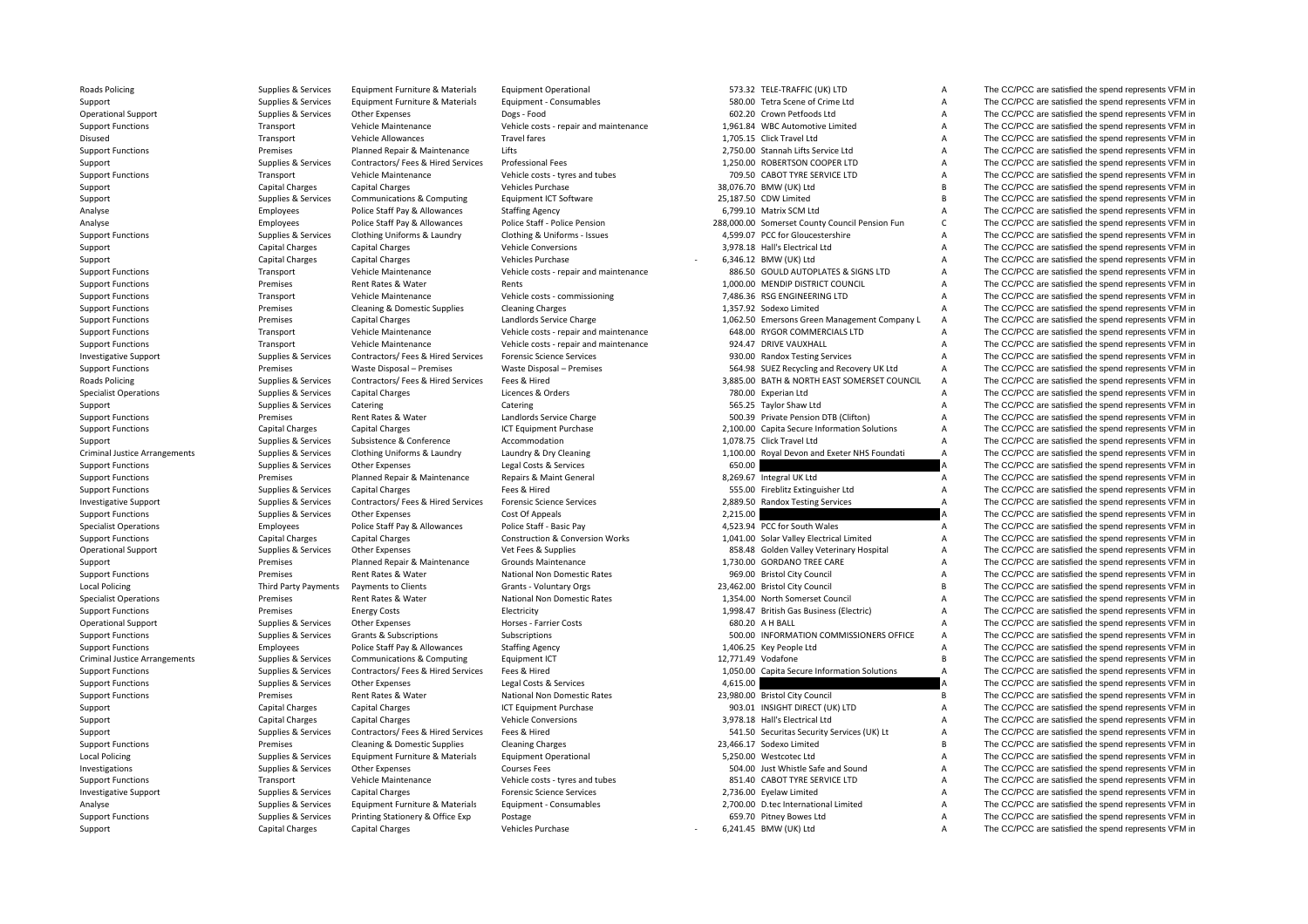| | | | | | | | |
|---|---|---|---|---|---|---|---|
| Roads Policing | Supplies & Services | Equipment Furniture & Materials | Equipment Operational | 573.32 | TELE-TRAFFIC (UK) LTD | A | The CC/PCC are satisfied the spend represents VFM in |
| Support | Supplies & Services | Equipment Furniture & Materials | Equipment - Consumables | 580.00 | Tetra Scene of Crime Ltd | A | The CC/PCC are satisfied the spend represents VFM in |
| Operational Support | Supplies & Services | Other Expenses | Dogs - Food | 602.20 | Crown Petfoods Ltd | A | The CC/PCC are satisfied the spend represents VFM in |
| Support Functions | Transport | Vehicle Maintenance | Vehicle costs - repair and maintenance | 1,961.84 | WBC Automotive Limited | A | The CC/PCC are satisfied the spend represents VFM in |
| Disused | Transport | Vehicle Allowances | Travel fares | 1,705.15 | Click Travel Ltd | A | The CC/PCC are satisfied the spend represents VFM in |
| Support Functions | Premises | Planned Repair & Maintenance | Lifts | 2,750.00 | Stannah Lifts Service Ltd | A | The CC/PCC are satisfied the spend represents VFM in |
| Support | Supplies & Services | Contractors/ Fees & Hired Services | Professional Fees | 1,250.00 | ROBERTSON COOPER LTD | A | The CC/PCC are satisfied the spend represents VFM in |
| Support Functions | Transport | Vehicle Maintenance | Vehicle costs - tyres and tubes | 709.50 | CABOT TYRE SERVICE LTD | A | The CC/PCC are satisfied the spend represents VFM in |
| Support | Capital Charges | Capital Charges | Vehicles Purchase | 38,076.70 | BMW (UK) Ltd | B | The CC/PCC are satisfied the spend represents VFM in |
| Support | Supplies & Services | Communications & Computing | Equipment ICT Software | 25,187.50 | CDW Limited | B | The CC/PCC are satisfied the spend represents VFM in |
| Analyse | Employees | Police Staff Pay & Allowances | Staffing Agency | 6,799.10 | Matrix SCM Ltd | A | The CC/PCC are satisfied the spend represents VFM in |
| Analyse | Employees | Police Staff Pay & Allowances | Police Staff - Police Pension | 288,000.00 | Somerset County Council Pension Fun | C | The CC/PCC are satisfied the spend represents VFM in |
| Support Functions | Supplies & Services | Clothing Uniforms & Laundry | Clothing & Uniforms - Issues | 4,599.07 | PCC for Gloucestershire | A | The CC/PCC are satisfied the spend represents VFM in |
| Support | Capital Charges | Capital Charges | Vehicle Conversions | 3,978.18 | Hall's Electrical Ltd | A | The CC/PCC are satisfied the spend represents VFM in |
| Support | Capital Charges | Capital Charges | Vehicles Purchase | - 6,346.12 | BMW (UK) Ltd | A | The CC/PCC are satisfied the spend represents VFM in |
| Support Functions | Transport | Vehicle Maintenance | Vehicle costs - repair and maintenance | 886.50 | GOULD AUTOPLATES & SIGNS LTD | A | The CC/PCC are satisfied the spend represents VFM in |
| Support Functions | Premises | Rent Rates & Water | Rents | 1,000.00 | MENDIP DISTRICT COUNCIL | A | The CC/PCC are satisfied the spend represents VFM in |
| Support Functions | Transport | Vehicle Maintenance | Vehicle costs - commissioning | 7,486.36 | RSG ENGINEERING LTD | A | The CC/PCC are satisfied the spend represents VFM in |
| Support Functions | Premises | Cleaning & Domestic Supplies | Cleaning Charges | 1,357.92 | Sodexo Limited | A | The CC/PCC are satisfied the spend represents VFM in |
| Support Functions | Premises | Capital Charges | Landlords Service Charge | 1,062.50 | Emersons Green Management Company L | A | The CC/PCC are satisfied the spend represents VFM in |
| Support Functions | Transport | Vehicle Maintenance | Vehicle costs - repair and maintenance | 648.00 | RYGOR COMMERCIALS LTD | A | The CC/PCC are satisfied the spend represents VFM in |
| Support Functions | Transport | Vehicle Maintenance | Vehicle costs - repair and maintenance | 924.47 | DRIVE VAUXHALL | A | The CC/PCC are satisfied the spend represents VFM in |
| Investigative Support | Supplies & Services | Contractors/ Fees & Hired Services | Forensic Science Services | 930.00 | Randox Testing Services | A | The CC/PCC are satisfied the spend represents VFM in |
| Support Functions | Premises | Waste Disposal – Premises | Waste Disposal – Premises | 564.98 | SUEZ Recycling and Recovery UK Ltd | A | The CC/PCC are satisfied the spend represents VFM in |
| Roads Policing | Supplies & Services | Contractors/ Fees & Hired Services | Fees & Hired | 3,885.00 | BATH & NORTH EAST SOMERSET COUNCIL | A | The CC/PCC are satisfied the spend represents VFM in |
| Specialist Operations | Supplies & Services | Capital Charges | Licences & Orders | 780.00 | Experian Ltd | A | The CC/PCC are satisfied the spend represents VFM in |
| Support | Supplies & Services | Catering | Catering | 565.25 | Taylor Shaw Ltd | A | The CC/PCC are satisfied the spend represents VFM in |
| Support Functions | Premises | Rent Rates & Water | Landlords Service Charge | 500.39 | Private Pension DTB (Clifton) | A | The CC/PCC are satisfied the spend represents VFM in |
| Support Functions | Capital Charges | Capital Charges | ICT Equipment Purchase | 2,100.00 | Capita Secure Information Solutions | A | The CC/PCC are satisfied the spend represents VFM in |
| Support | Supplies & Services | Subsistence & Conference | Accommodation | 1,078.75 | Click Travel Ltd | A | The CC/PCC are satisfied the spend represents VFM in |
| Criminal Justice Arrangements | Supplies & Services | Clothing Uniforms & Laundry | Laundry & Dry Cleaning | 1,100.00 | Royal Devon and Exeter NHS Foundati | A | The CC/PCC are satisfied the spend represents VFM in |
| Support Functions | Supplies & Services | Other Expenses | Legal Costs & Services | 650.00 | | A | The CC/PCC are satisfied the spend represents VFM in |
| Support Functions | Premises | Planned Repair & Maintenance | Repairs & Maint General | 8,269.67 | Integral UK Ltd | A | The CC/PCC are satisfied the spend represents VFM in |
| Support Functions | Supplies & Services | Capital Charges | Fees & Hired | 555.00 | Fireblitz Extinguisher Ltd | A | The CC/PCC are satisfied the spend represents VFM in |
| Investigative Support | Supplies & Services | Contractors/ Fees & Hired Services | Forensic Science Services | 2,889.50 | Randox Testing Services | A | The CC/PCC are satisfied the spend represents VFM in |
| Support Functions | Supplies & Services | Other Expenses | Cost Of Appeals | 2,215.00 | | A | The CC/PCC are satisfied the spend represents VFM in |
| Specialist Operations | Employees | Police Staff Pay & Allowances | Police Staff - Basic Pay | 4,523.94 | PCC for South Wales | A | The CC/PCC are satisfied the spend represents VFM in |
| Support Functions | Capital Charges | Capital Charges | Construction & Conversion Works | 1,041.00 | Solar Valley Electrical Limited | A | The CC/PCC are satisfied the spend represents VFM in |
| Operational Support | Supplies & Services | Other Expenses | Vet Fees & Supplies | 858.48 | Golden Valley Veterinary Hospital | A | The CC/PCC are satisfied the spend represents VFM in |
| Support | Premises | Planned Repair & Maintenance | Grounds Maintenance | 1,730.00 | GORDANO TREE CARE | A | The CC/PCC are satisfied the spend represents VFM in |
| Support Functions | Premises | Rent Rates & Water | National Non Domestic Rates | 969.00 | Bristol City Council | A | The CC/PCC are satisfied the spend represents VFM in |
| Local Policing | Third Party Payments | Payments to Clients | Grants - Voluntary Orgs | 23,462.00 | Bristol City Council | B | The CC/PCC are satisfied the spend represents VFM in |
| Specialist Operations | Premises | Rent Rates & Water | National Non Domestic Rates | 1,354.00 | North Somerset Council | A | The CC/PCC are satisfied the spend represents VFM in |
| Support Functions | Premises | Energy Costs | Electricity | 1,998.47 | British Gas Business (Electric) | A | The CC/PCC are satisfied the spend represents VFM in |
| Operational Support | Supplies & Services | Other Expenses | Horses - Farrier Costs | 680.20 | A H BALL | A | The CC/PCC are satisfied the spend represents VFM in |
| Support Functions | Supplies & Services | Grants & Subscriptions | Subscriptions | 500.00 | INFORMATION COMMISSIONERS OFFICE | A | The CC/PCC are satisfied the spend represents VFM in |
| Support Functions | Employees | Police Staff Pay & Allowances | Staffing Agency | 1,406.25 | Key People Ltd | A | The CC/PCC are satisfied the spend represents VFM in |
| Criminal Justice Arrangements | Supplies & Services | Communications & Computing | Equipment ICT | 12,771.49 | Vodafone | B | The CC/PCC are satisfied the spend represents VFM in |
| Support Functions | Supplies & Services | Contractors/ Fees & Hired Services | Fees & Hired | 1,050.00 | Capita Secure Information Solutions | A | The CC/PCC are satisfied the spend represents VFM in |
| Support Functions | Supplies & Services | Other Expenses | Legal Costs & Services | 4,615.00 | | A | The CC/PCC are satisfied the spend represents VFM in |
| Support Functions | Premises | Rent Rates & Water | National Non Domestic Rates | 23,980.00 | Bristol City Council | B | The CC/PCC are satisfied the spend represents VFM in |
| Support | Capital Charges | Capital Charges | ICT Equipment Purchase | 903.01 | INSIGHT DIRECT (UK) LTD | A | The CC/PCC are satisfied the spend represents VFM in |
| Support | Capital Charges | Capital Charges | Vehicle Conversions | 3,978.18 | Hall's Electrical Ltd | A | The CC/PCC are satisfied the spend represents VFM in |
| Support | Supplies & Services | Contractors/ Fees & Hired Services | Fees & Hired | 541.50 | Securitas Security Services (UK) Lt | A | The CC/PCC are satisfied the spend represents VFM in |
| Support Functions | Premises | Cleaning & Domestic Supplies | Cleaning Charges | 23,466.17 | Sodexo Limited | B | The CC/PCC are satisfied the spend represents VFM in |
| Local Policing | Supplies & Services | Equipment Furniture & Materials | Equipment Operational | 5,250.00 | Westcotec Ltd | A | The CC/PCC are satisfied the spend represents VFM in |
| Investigations | Supplies & Services | Other Expenses | Courses Fees | 504.00 | Just Whistle Safe and Sound | A | The CC/PCC are satisfied the spend represents VFM in |
| Support Functions | Transport | Vehicle Maintenance | Vehicle costs - tyres and tubes | 851.40 | CABOT TYRE SERVICE LTD | A | The CC/PCC are satisfied the spend represents VFM in |
| Investigative Support | Supplies & Services | Capital Charges | Forensic Science Services | 2,736.00 | Eyelaw Limited | A | The CC/PCC are satisfied the spend represents VFM in |
| Analyse | Supplies & Services | Equipment Furniture & Materials | Equipment - Consumables | 2,700.00 | D.tec International Limited | A | The CC/PCC are satisfied the spend represents VFM in |
| Support Functions | Supplies & Services | Printing Stationery & Office Exp | Postage | 659.70 | Pitney Bowes Ltd | A | The CC/PCC are satisfied the spend represents VFM in |
| Support | Capital Charges | Capital Charges | Vehicles Purchase | - 6,241.45 | BMW (UK) Ltd | A | The CC/PCC are satisfied the spend represents VFM in |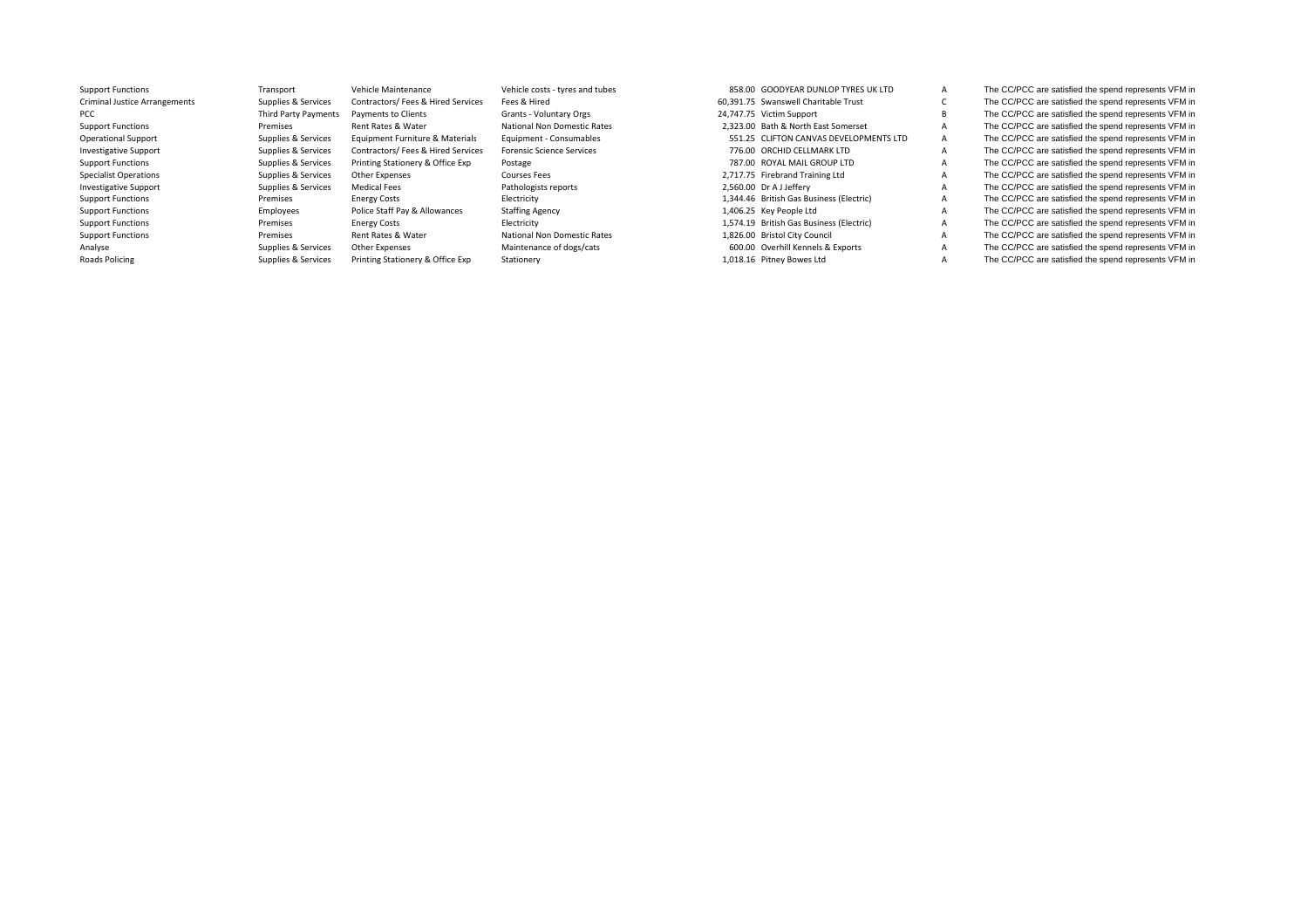| | | | | | | | |
|---|---|---|---|---|---|---|---|
| Support Functions | Transport | Vehicle Maintenance | Vehicle costs - tyres and tubes | 858.00 | GOODYEAR DUNLOP TYRES UK LTD | A | The CC/PCC are satisfied the spend represents VFM in |
| Criminal Justice Arrangements | Supplies & Services | Contractors/ Fees & Hired Services | Fees & Hired | 60,391.75 | Swanswell Charitable Trust | C | The CC/PCC are satisfied the spend represents VFM in |
| PCC | Third Party Payments | Payments to Clients | Grants - Voluntary Orgs | 24,747.75 | Victim Support | B | The CC/PCC are satisfied the spend represents VFM in |
| Support Functions | Premises | Rent Rates & Water | National Non Domestic Rates | 2,323.00 | Bath & North East Somerset | A | The CC/PCC are satisfied the spend represents VFM in |
| Operational Support | Supplies & Services | Equipment Furniture & Materials | Equipment - Consumables | 551.25 | CLIFTON CANVAS DEVELOPMENTS LTD | A | The CC/PCC are satisfied the spend represents VFM in |
| Investigative Support | Supplies & Services | Contractors/ Fees & Hired Services | Forensic Science Services | 776.00 | ORCHID CELLMARK LTD | A | The CC/PCC are satisfied the spend represents VFM in |
| Support Functions | Supplies & Services | Printing Stationery & Office Exp | Postage | 787.00 | ROYAL MAIL GROUP LTD | A | The CC/PCC are satisfied the spend represents VFM in |
| Specialist Operations | Supplies & Services | Other Expenses | Courses Fees | 2,717.75 | Firebrand Training Ltd | A | The CC/PCC are satisfied the spend represents VFM in |
| Investigative Support | Supplies & Services | Medical Fees | Pathologists reports | 2,560.00 | Dr A J Jeffery | A | The CC/PCC are satisfied the spend represents VFM in |
| Support Functions | Premises | Energy Costs | Electricity | 1,344.46 | British Gas Business (Electric) | A | The CC/PCC are satisfied the spend represents VFM in |
| Support Functions | Employees | Police Staff Pay & Allowances | Staffing Agency | 1,406.25 | Key People Ltd | A | The CC/PCC are satisfied the spend represents VFM in |
| Support Functions | Premises | Energy Costs | Electricity | 1,574.19 | British Gas Business (Electric) | A | The CC/PCC are satisfied the spend represents VFM in |
| Support Functions | Premises | Rent Rates & Water | National Non Domestic Rates | 1,826.00 | Bristol City Council | A | The CC/PCC are satisfied the spend represents VFM in |
| Analyse | Supplies & Services | Other Expenses | Maintenance of dogs/cats | 600.00 | Overhill Kennels & Exports | A | The CC/PCC are satisfied the spend represents VFM in |
| Roads Policing | Supplies & Services | Printing Stationery & Office Exp | Stationery | 1,018.16 | Pitney Bowes Ltd | A | The CC/PCC are satisfied the spend represents VFM in |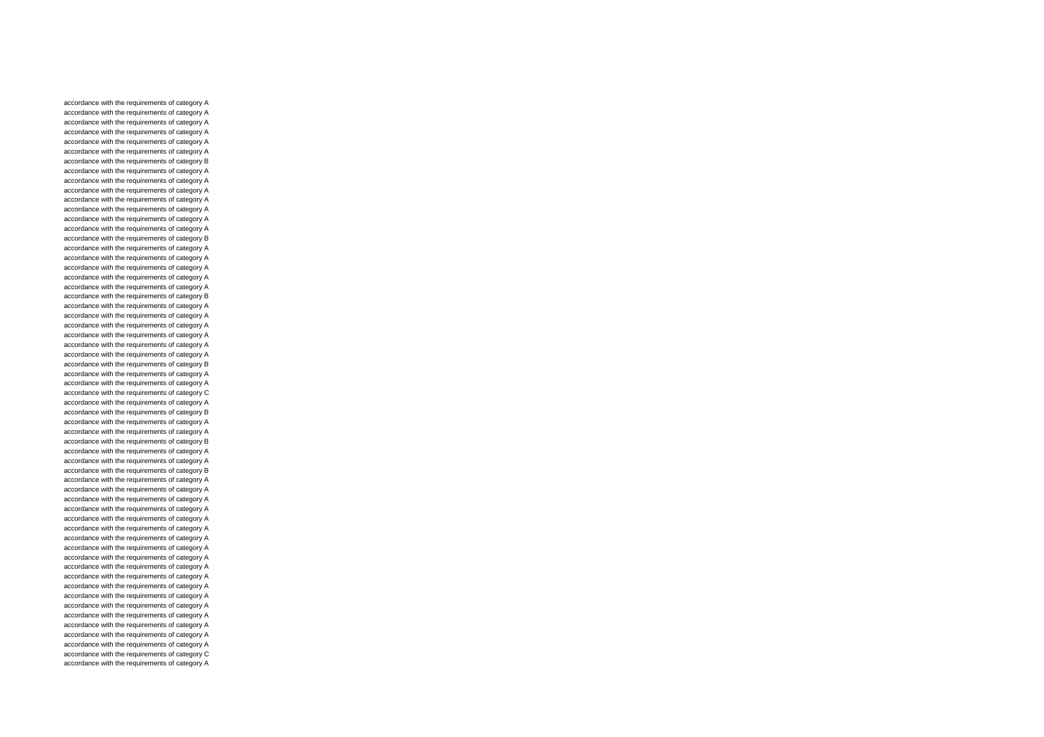accordance with the requirements of category A
accordance with the requirements of category A
accordance with the requirements of category A
accordance with the requirements of category A
accordance with the requirements of category A
accordance with the requirements of category A
accordance with the requirements of category B
accordance with the requirements of category A
accordance with the requirements of category A
accordance with the requirements of category A
accordance with the requirements of category A
accordance with the requirements of category A
accordance with the requirements of category A
accordance with the requirements of category A
accordance with the requirements of category B
accordance with the requirements of category A
accordance with the requirements of category A
accordance with the requirements of category A
accordance with the requirements of category A
accordance with the requirements of category A
accordance with the requirements of category B
accordance with the requirements of category A
accordance with the requirements of category A
accordance with the requirements of category A
accordance with the requirements of category A
accordance with the requirements of category A
accordance with the requirements of category A
accordance with the requirements of category B
accordance with the requirements of category A
accordance with the requirements of category A
accordance with the requirements of category C
accordance with the requirements of category A
accordance with the requirements of category B
accordance with the requirements of category A
accordance with the requirements of category A
accordance with the requirements of category B
accordance with the requirements of category A
accordance with the requirements of category A
accordance with the requirements of category B
accordance with the requirements of category A
accordance with the requirements of category A
accordance with the requirements of category A
accordance with the requirements of category A
accordance with the requirements of category A
accordance with the requirements of category A
accordance with the requirements of category A
accordance with the requirements of category A
accordance with the requirements of category A
accordance with the requirements of category A
accordance with the requirements of category A
accordance with the requirements of category A
accordance with the requirements of category A
accordance with the requirements of category A
accordance with the requirements of category A
accordance with the requirements of category A
accordance with the requirements of category A
accordance with the requirements of category A
accordance with the requirements of category C
accordance with the requirements of category A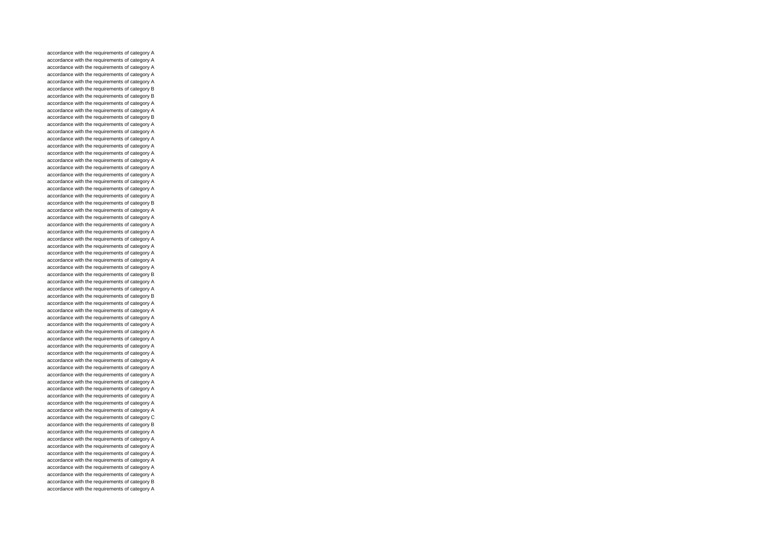accordance with the requirements of category A
accordance with the requirements of category A
accordance with the requirements of category A
accordance with the requirements of category A
accordance with the requirements of category A
accordance with the requirements of category B
accordance with the requirements of category B
accordance with the requirements of category A
accordance with the requirements of category A
accordance with the requirements of category B
accordance with the requirements of category A
accordance with the requirements of category A
accordance with the requirements of category A
accordance with the requirements of category A
accordance with the requirements of category A
accordance with the requirements of category A
accordance with the requirements of category A
accordance with the requirements of category A
accordance with the requirements of category A
accordance with the requirements of category A
accordance with the requirements of category A
accordance with the requirements of category B
accordance with the requirements of category A
accordance with the requirements of category A
accordance with the requirements of category A
accordance with the requirements of category A
accordance with the requirements of category A
accordance with the requirements of category A
accordance with the requirements of category A
accordance with the requirements of category A
accordance with the requirements of category A
accordance with the requirements of category B
accordance with the requirements of category A
accordance with the requirements of category A
accordance with the requirements of category B
accordance with the requirements of category A
accordance with the requirements of category A
accordance with the requirements of category A
accordance with the requirements of category A
accordance with the requirements of category A
accordance with the requirements of category A
accordance with the requirements of category A
accordance with the requirements of category A
accordance with the requirements of category A
accordance with the requirements of category A
accordance with the requirements of category A
accordance with the requirements of category A
accordance with the requirements of category A
accordance with the requirements of category A
accordance with the requirements of category A
accordance with the requirements of category A
accordance with the requirements of category C
accordance with the requirements of category B
accordance with the requirements of category A
accordance with the requirements of category A
accordance with the requirements of category A
accordance with the requirements of category A
accordance with the requirements of category A
accordance with the requirements of category A
accordance with the requirements of category A
accordance with the requirements of category B
accordance with the requirements of category A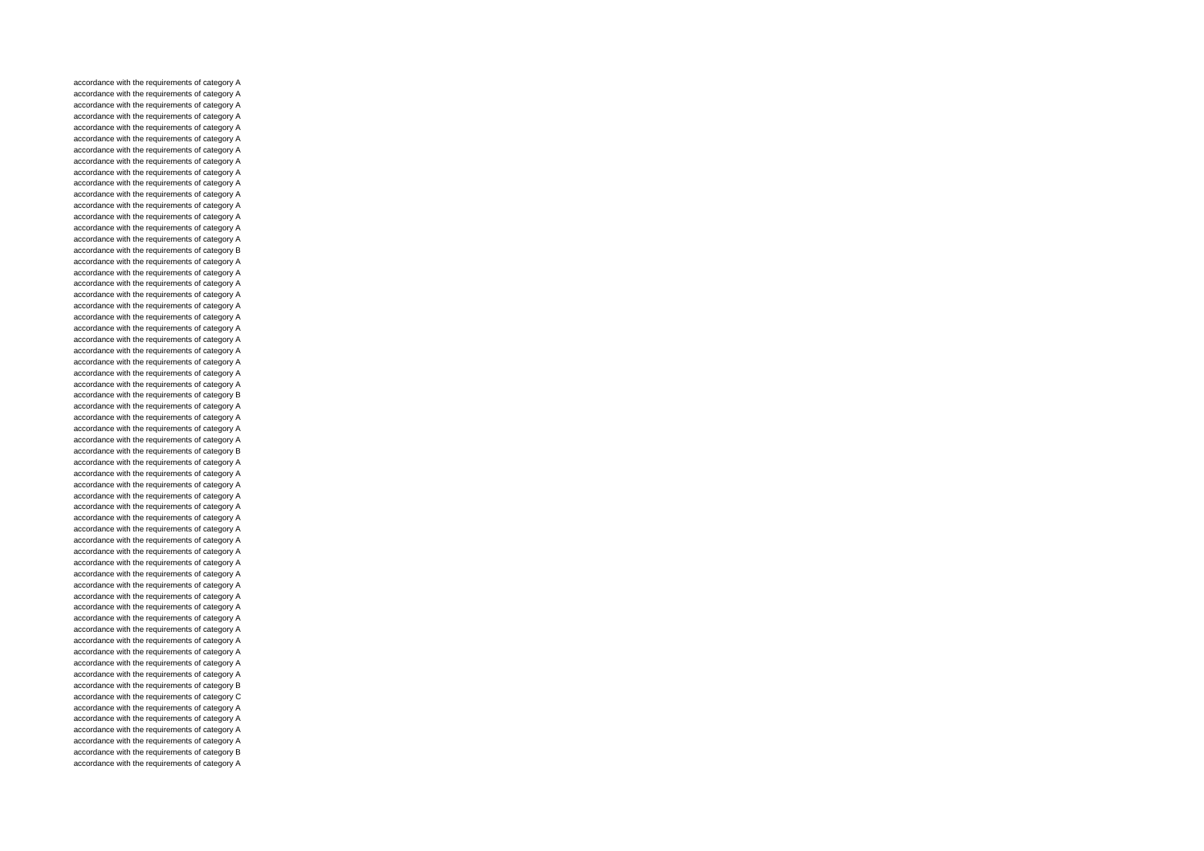accordance with the requirements of category A
accordance with the requirements of category A
accordance with the requirements of category A
accordance with the requirements of category A
accordance with the requirements of category A
accordance with the requirements of category A
accordance with the requirements of category A
accordance with the requirements of category A
accordance with the requirements of category A
accordance with the requirements of category A
accordance with the requirements of category A
accordance with the requirements of category A
accordance with the requirements of category A
accordance with the requirements of category A
accordance with the requirements of category A
accordance with the requirements of category B
accordance with the requirements of category A
accordance with the requirements of category A
accordance with the requirements of category A
accordance with the requirements of category A
accordance with the requirements of category A
accordance with the requirements of category A
accordance with the requirements of category A
accordance with the requirements of category A
accordance with the requirements of category A
accordance with the requirements of category A
accordance with the requirements of category A
accordance with the requirements of category A
accordance with the requirements of category B
accordance with the requirements of category A
accordance with the requirements of category A
accordance with the requirements of category A
accordance with the requirements of category A
accordance with the requirements of category B
accordance with the requirements of category A
accordance with the requirements of category A
accordance with the requirements of category A
accordance with the requirements of category A
accordance with the requirements of category A
accordance with the requirements of category A
accordance with the requirements of category A
accordance with the requirements of category A
accordance with the requirements of category A
accordance with the requirements of category A
accordance with the requirements of category A
accordance with the requirements of category A
accordance with the requirements of category A
accordance with the requirements of category A
accordance with the requirements of category A
accordance with the requirements of category A
accordance with the requirements of category A
accordance with the requirements of category A
accordance with the requirements of category A
accordance with the requirements of category A
accordance with the requirements of category B
accordance with the requirements of category C
accordance with the requirements of category A
accordance with the requirements of category A
accordance with the requirements of category A
accordance with the requirements of category A
accordance with the requirements of category B
accordance with the requirements of category A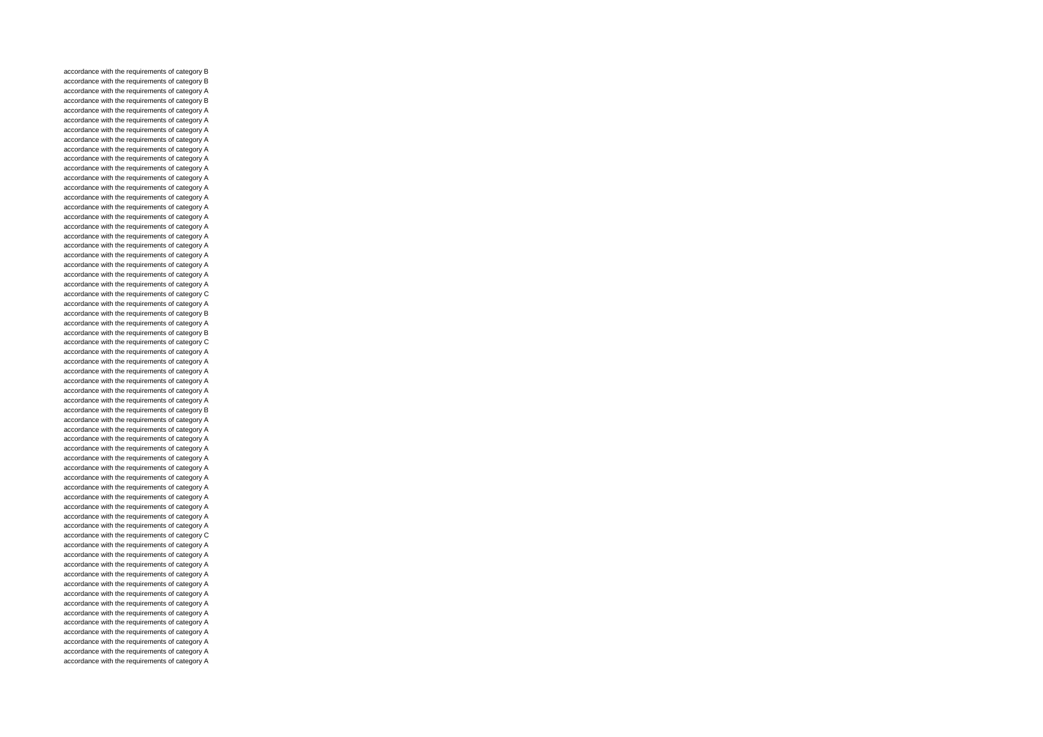accordance with the requirements of category B
accordance with the requirements of category B
accordance with the requirements of category A
accordance with the requirements of category B
accordance with the requirements of category A
accordance with the requirements of category A
accordance with the requirements of category A
accordance with the requirements of category A
accordance with the requirements of category A
accordance with the requirements of category A
accordance with the requirements of category A
accordance with the requirements of category A
accordance with the requirements of category A
accordance with the requirements of category A
accordance with the requirements of category A
accordance with the requirements of category A
accordance with the requirements of category A
accordance with the requirements of category A
accordance with the requirements of category A
accordance with the requirements of category A
accordance with the requirements of category A
accordance with the requirements of category A
accordance with the requirements of category A
accordance with the requirements of category C
accordance with the requirements of category A
accordance with the requirements of category B
accordance with the requirements of category A
accordance with the requirements of category B
accordance with the requirements of category C
accordance with the requirements of category A
accordance with the requirements of category A
accordance with the requirements of category A
accordance with the requirements of category A
accordance with the requirements of category A
accordance with the requirements of category A
accordance with the requirements of category B
accordance with the requirements of category A
accordance with the requirements of category A
accordance with the requirements of category A
accordance with the requirements of category A
accordance with the requirements of category A
accordance with the requirements of category A
accordance with the requirements of category A
accordance with the requirements of category A
accordance with the requirements of category A
accordance with the requirements of category A
accordance with the requirements of category A
accordance with the requirements of category A
accordance with the requirements of category C
accordance with the requirements of category A
accordance with the requirements of category A
accordance with the requirements of category A
accordance with the requirements of category A
accordance with the requirements of category A
accordance with the requirements of category A
accordance with the requirements of category A
accordance with the requirements of category A
accordance with the requirements of category A
accordance with the requirements of category A
accordance with the requirements of category A
accordance with the requirements of category A
accordance with the requirements of category A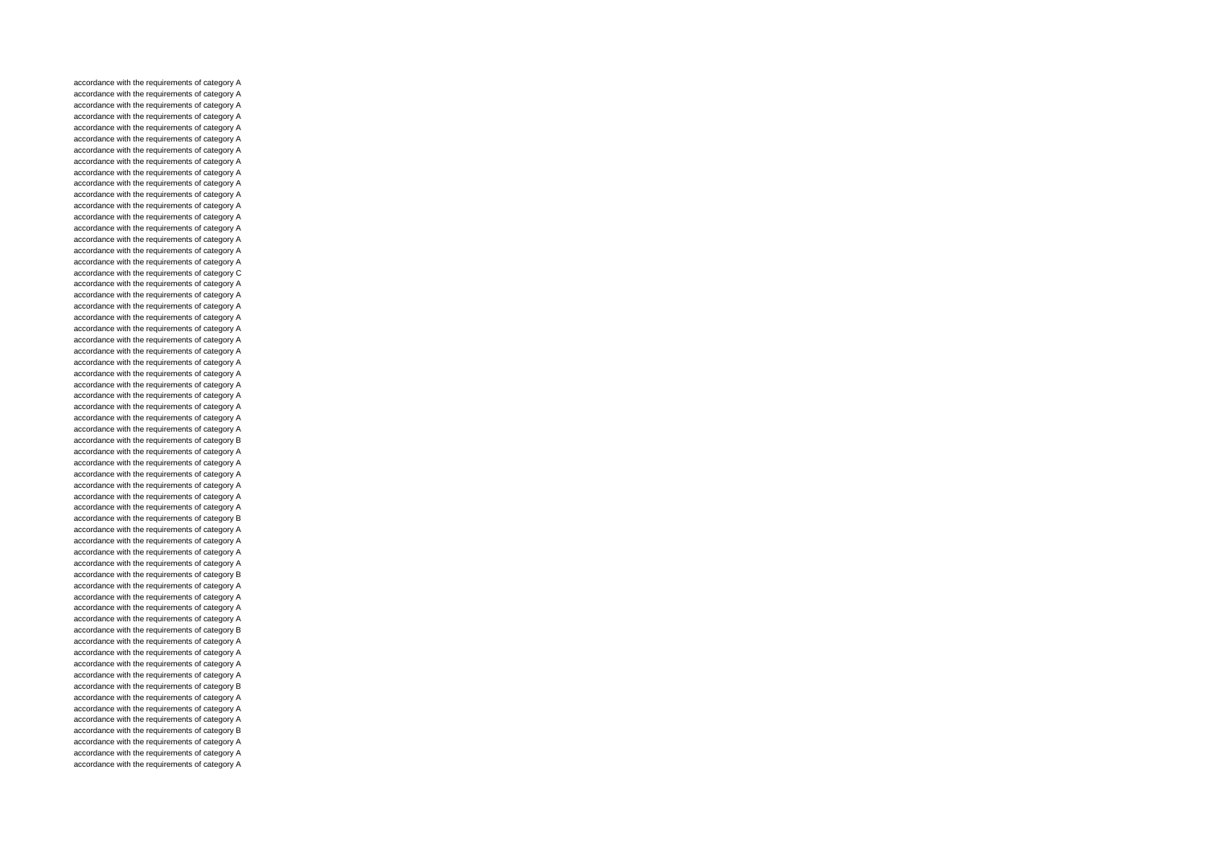accordance with the requirements of category A
accordance with the requirements of category A
accordance with the requirements of category A
accordance with the requirements of category A
accordance with the requirements of category A
accordance with the requirements of category A
accordance with the requirements of category A
accordance with the requirements of category A
accordance with the requirements of category A
accordance with the requirements of category A
accordance with the requirements of category A
accordance with the requirements of category A
accordance with the requirements of category A
accordance with the requirements of category A
accordance with the requirements of category A
accordance with the requirements of category A
accordance with the requirements of category A
accordance with the requirements of category C
accordance with the requirements of category A
accordance with the requirements of category A
accordance with the requirements of category A
accordance with the requirements of category A
accordance with the requirements of category A
accordance with the requirements of category A
accordance with the requirements of category A
accordance with the requirements of category A
accordance with the requirements of category A
accordance with the requirements of category A
accordance with the requirements of category A
accordance with the requirements of category A
accordance with the requirements of category A
accordance with the requirements of category A
accordance with the requirements of category B
accordance with the requirements of category A
accordance with the requirements of category A
accordance with the requirements of category A
accordance with the requirements of category A
accordance with the requirements of category A
accordance with the requirements of category A
accordance with the requirements of category B
accordance with the requirements of category A
accordance with the requirements of category A
accordance with the requirements of category A
accordance with the requirements of category A
accordance with the requirements of category B
accordance with the requirements of category A
accordance with the requirements of category A
accordance with the requirements of category A
accordance with the requirements of category A
accordance with the requirements of category B
accordance with the requirements of category A
accordance with the requirements of category A
accordance with the requirements of category A
accordance with the requirements of category A
accordance with the requirements of category B
accordance with the requirements of category A
accordance with the requirements of category A
accordance with the requirements of category A
accordance with the requirements of category B
accordance with the requirements of category A
accordance with the requirements of category A
accordance with the requirements of category A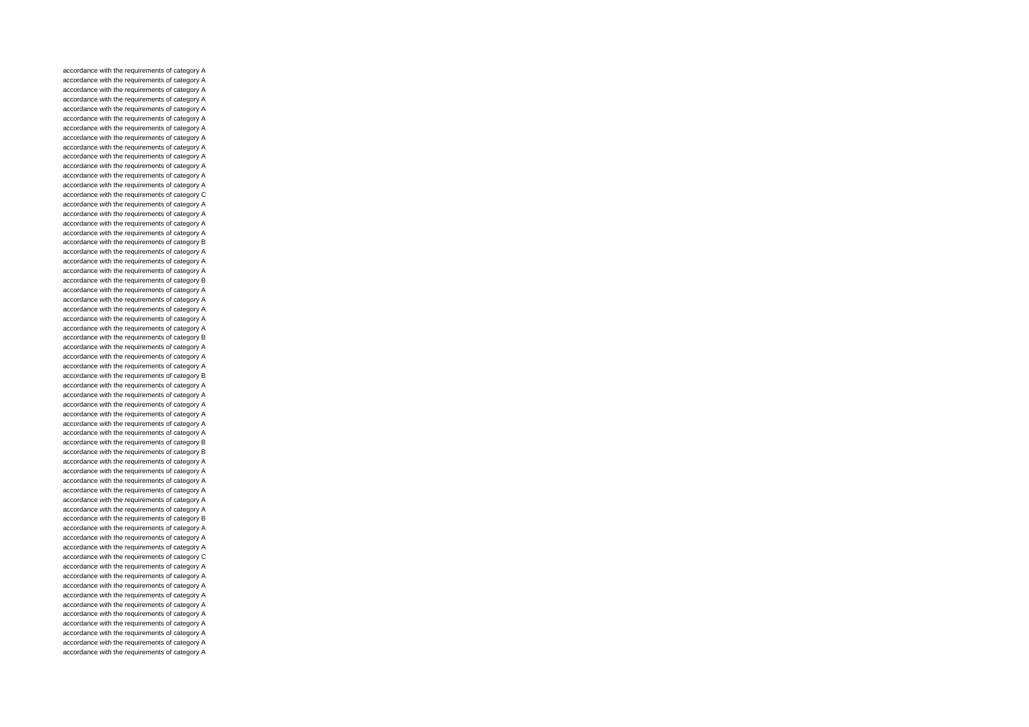accordance with the requirements of category A
accordance with the requirements of category A
accordance with the requirements of category A
accordance with the requirements of category A
accordance with the requirements of category A
accordance with the requirements of category A
accordance with the requirements of category A
accordance with the requirements of category A
accordance with the requirements of category A
accordance with the requirements of category A
accordance with the requirements of category A
accordance with the requirements of category A
accordance with the requirements of category A
accordance with the requirements of category C
accordance with the requirements of category A
accordance with the requirements of category A
accordance with the requirements of category A
accordance with the requirements of category A
accordance with the requirements of category B
accordance with the requirements of category A
accordance with the requirements of category A
accordance with the requirements of category A
accordance with the requirements of category B
accordance with the requirements of category A
accordance with the requirements of category A
accordance with the requirements of category A
accordance with the requirements of category A
accordance with the requirements of category A
accordance with the requirements of category B
accordance with the requirements of category A
accordance with the requirements of category A
accordance with the requirements of category A
accordance with the requirements of category B
accordance with the requirements of category A
accordance with the requirements of category A
accordance with the requirements of category A
accordance with the requirements of category A
accordance with the requirements of category A
accordance with the requirements of category A
accordance with the requirements of category B
accordance with the requirements of category B
accordance with the requirements of category A
accordance with the requirements of category A
accordance with the requirements of category A
accordance with the requirements of category A
accordance with the requirements of category A
accordance with the requirements of category A
accordance with the requirements of category B
accordance with the requirements of category A
accordance with the requirements of category A
accordance with the requirements of category A
accordance with the requirements of category C
accordance with the requirements of category A
accordance with the requirements of category A
accordance with the requirements of category A
accordance with the requirements of category A
accordance with the requirements of category A
accordance with the requirements of category A
accordance with the requirements of category A
accordance with the requirements of category A
accordance with the requirements of category A
accordance with the requirements of category A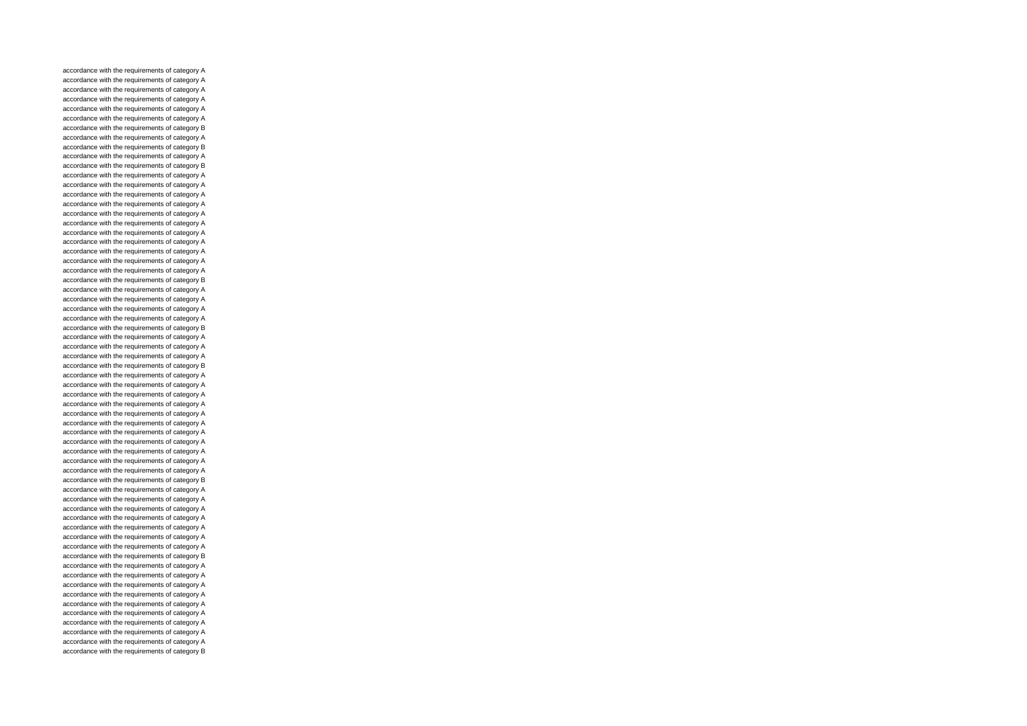accordance with the requirements of category A
accordance with the requirements of category A
accordance with the requirements of category A
accordance with the requirements of category A
accordance with the requirements of category A
accordance with the requirements of category A
accordance with the requirements of category B
accordance with the requirements of category A
accordance with the requirements of category B
accordance with the requirements of category A
accordance with the requirements of category B
accordance with the requirements of category A
accordance with the requirements of category A
accordance with the requirements of category A
accordance with the requirements of category A
accordance with the requirements of category A
accordance with the requirements of category A
accordance with the requirements of category A
accordance with the requirements of category A
accordance with the requirements of category A
accordance with the requirements of category A
accordance with the requirements of category A
accordance with the requirements of category B
accordance with the requirements of category A
accordance with the requirements of category A
accordance with the requirements of category A
accordance with the requirements of category A
accordance with the requirements of category B
accordance with the requirements of category A
accordance with the requirements of category A
accordance with the requirements of category A
accordance with the requirements of category B
accordance with the requirements of category A
accordance with the requirements of category A
accordance with the requirements of category A
accordance with the requirements of category A
accordance with the requirements of category A
accordance with the requirements of category A
accordance with the requirements of category A
accordance with the requirements of category A
accordance with the requirements of category A
accordance with the requirements of category A
accordance with the requirements of category A
accordance with the requirements of category B
accordance with the requirements of category A
accordance with the requirements of category A
accordance with the requirements of category A
accordance with the requirements of category A
accordance with the requirements of category A
accordance with the requirements of category A
accordance with the requirements of category A
accordance with the requirements of category B
accordance with the requirements of category A
accordance with the requirements of category A
accordance with the requirements of category A
accordance with the requirements of category A
accordance with the requirements of category A
accordance with the requirements of category A
accordance with the requirements of category A
accordance with the requirements of category A
accordance with the requirements of category A
accordance with the requirements of category B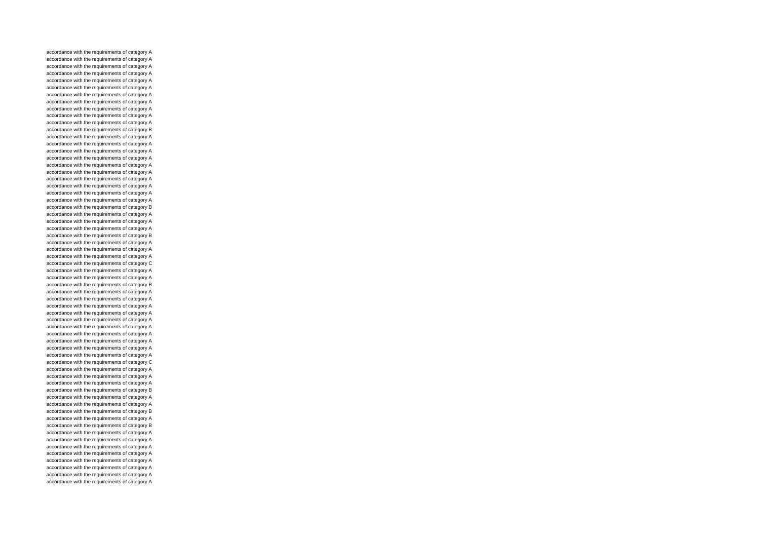accordance with the requirements of category A
accordance with the requirements of category A
accordance with the requirements of category A
accordance with the requirements of category A
accordance with the requirements of category A
accordance with the requirements of category A
accordance with the requirements of category A
accordance with the requirements of category A
accordance with the requirements of category A
accordance with the requirements of category A
accordance with the requirements of category A
accordance with the requirements of category B
accordance with the requirements of category A
accordance with the requirements of category A
accordance with the requirements of category A
accordance with the requirements of category A
accordance with the requirements of category A
accordance with the requirements of category A
accordance with the requirements of category A
accordance with the requirements of category A
accordance with the requirements of category A
accordance with the requirements of category A
accordance with the requirements of category B
accordance with the requirements of category A
accordance with the requirements of category A
accordance with the requirements of category A
accordance with the requirements of category B
accordance with the requirements of category A
accordance with the requirements of category A
accordance with the requirements of category A
accordance with the requirements of category C
accordance with the requirements of category A
accordance with the requirements of category A
accordance with the requirements of category B
accordance with the requirements of category A
accordance with the requirements of category A
accordance with the requirements of category A
accordance with the requirements of category A
accordance with the requirements of category A
accordance with the requirements of category A
accordance with the requirements of category A
accordance with the requirements of category A
accordance with the requirements of category A
accordance with the requirements of category A
accordance with the requirements of category C
accordance with the requirements of category A
accordance with the requirements of category A
accordance with the requirements of category A
accordance with the requirements of category B
accordance with the requirements of category A
accordance with the requirements of category A
accordance with the requirements of category B
accordance with the requirements of category A
accordance with the requirements of category B
accordance with the requirements of category A
accordance with the requirements of category A
accordance with the requirements of category A
accordance with the requirements of category A
accordance with the requirements of category A
accordance with the requirements of category A
accordance with the requirements of category A
accordance with the requirements of category A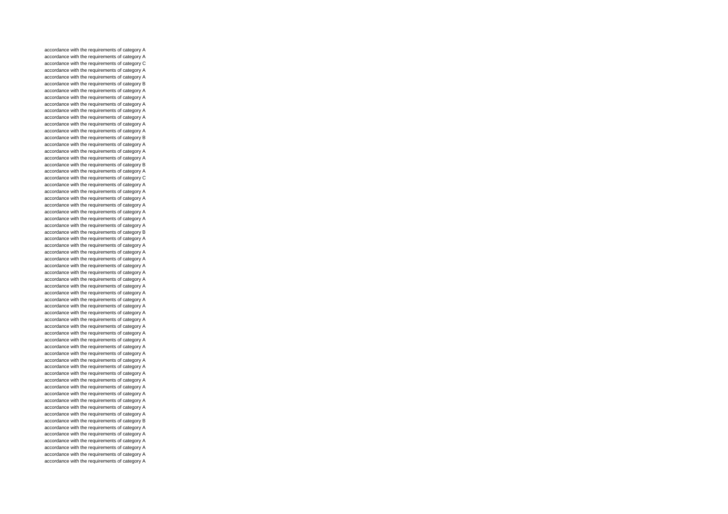accordance with the requirements of category A
accordance with the requirements of category A
accordance with the requirements of category C
accordance with the requirements of category A
accordance with the requirements of category A
accordance with the requirements of category B
accordance with the requirements of category A
accordance with the requirements of category A
accordance with the requirements of category A
accordance with the requirements of category A
accordance with the requirements of category A
accordance with the requirements of category A
accordance with the requirements of category A
accordance with the requirements of category B
accordance with the requirements of category A
accordance with the requirements of category A
accordance with the requirements of category A
accordance with the requirements of category B
accordance with the requirements of category A
accordance with the requirements of category C
accordance with the requirements of category A
accordance with the requirements of category A
accordance with the requirements of category A
accordance with the requirements of category A
accordance with the requirements of category A
accordance with the requirements of category A
accordance with the requirements of category A
accordance with the requirements of category B
accordance with the requirements of category A
accordance with the requirements of category A
accordance with the requirements of category A
accordance with the requirements of category A
accordance with the requirements of category A
accordance with the requirements of category A
accordance with the requirements of category A
accordance with the requirements of category A
accordance with the requirements of category A
accordance with the requirements of category A
accordance with the requirements of category A
accordance with the requirements of category A
accordance with the requirements of category A
accordance with the requirements of category A
accordance with the requirements of category A
accordance with the requirements of category A
accordance with the requirements of category A
accordance with the requirements of category A
accordance with the requirements of category A
accordance with the requirements of category A
accordance with the requirements of category A
accordance with the requirements of category A
accordance with the requirements of category A
accordance with the requirements of category A
accordance with the requirements of category A
accordance with the requirements of category A
accordance with the requirements of category A
accordance with the requirements of category A
accordance with the requirements of category B
accordance with the requirements of category A
accordance with the requirements of category A
accordance with the requirements of category A
accordance with the requirements of category A
accordance with the requirements of category A
accordance with the requirements of category A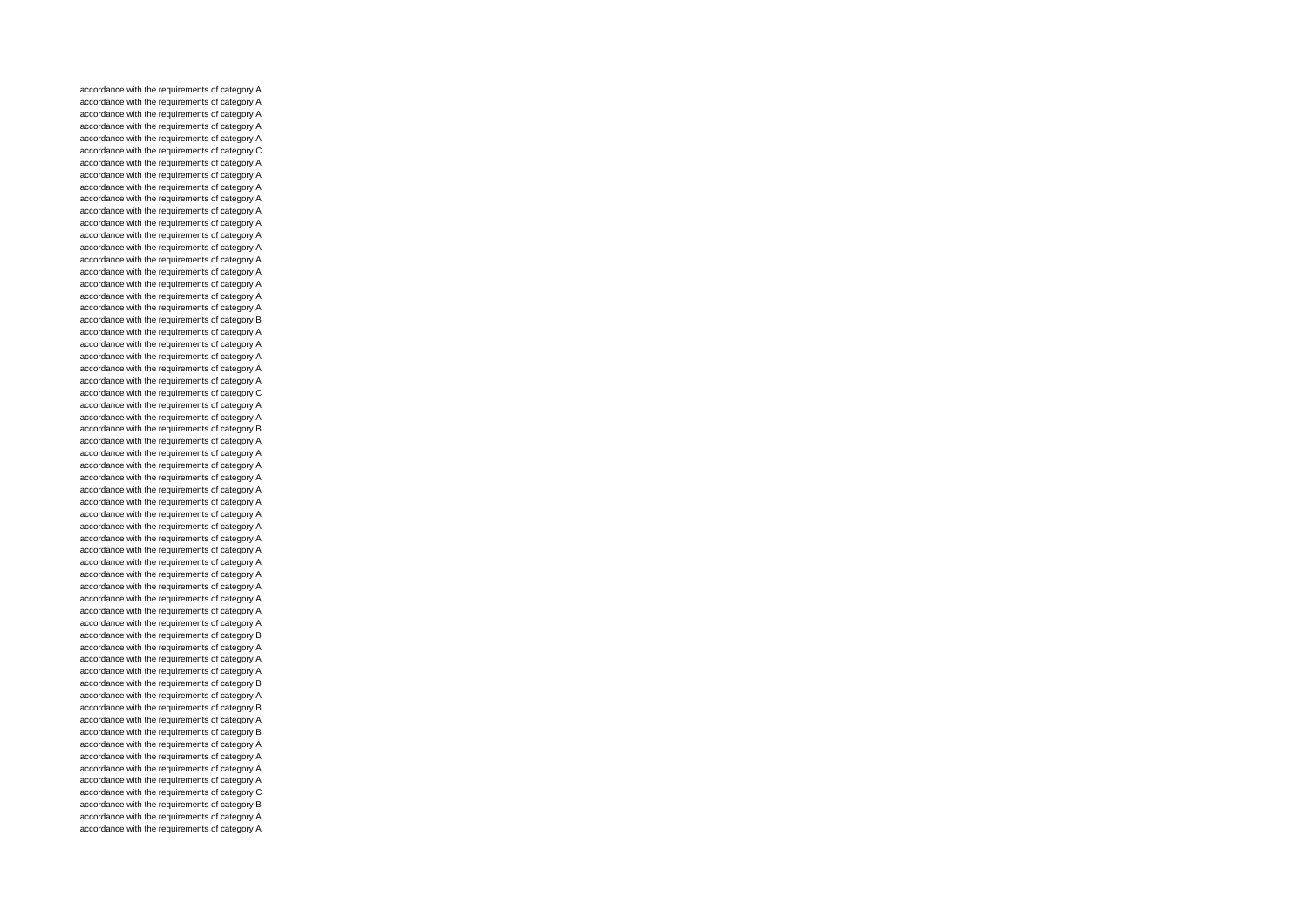accordance with the requirements of category A
accordance with the requirements of category A
accordance with the requirements of category A
accordance with the requirements of category A
accordance with the requirements of category A
accordance with the requirements of category C
accordance with the requirements of category A
accordance with the requirements of category A
accordance with the requirements of category A
accordance with the requirements of category A
accordance with the requirements of category A
accordance with the requirements of category A
accordance with the requirements of category A
accordance with the requirements of category A
accordance with the requirements of category A
accordance with the requirements of category A
accordance with the requirements of category A
accordance with the requirements of category A
accordance with the requirements of category A
accordance with the requirements of category B
accordance with the requirements of category A
accordance with the requirements of category A
accordance with the requirements of category A
accordance with the requirements of category A
accordance with the requirements of category A
accordance with the requirements of category C
accordance with the requirements of category A
accordance with the requirements of category A
accordance with the requirements of category B
accordance with the requirements of category A
accordance with the requirements of category A
accordance with the requirements of category A
accordance with the requirements of category A
accordance with the requirements of category A
accordance with the requirements of category A
accordance with the requirements of category A
accordance with the requirements of category A
accordance with the requirements of category A
accordance with the requirements of category A
accordance with the requirements of category A
accordance with the requirements of category A
accordance with the requirements of category A
accordance with the requirements of category A
accordance with the requirements of category A
accordance with the requirements of category A
accordance with the requirements of category B
accordance with the requirements of category A
accordance with the requirements of category A
accordance with the requirements of category A
accordance with the requirements of category B
accordance with the requirements of category A
accordance with the requirements of category B
accordance with the requirements of category A
accordance with the requirements of category B
accordance with the requirements of category A
accordance with the requirements of category A
accordance with the requirements of category A
accordance with the requirements of category A
accordance with the requirements of category C
accordance with the requirements of category B
accordance with the requirements of category A
accordance with the requirements of category A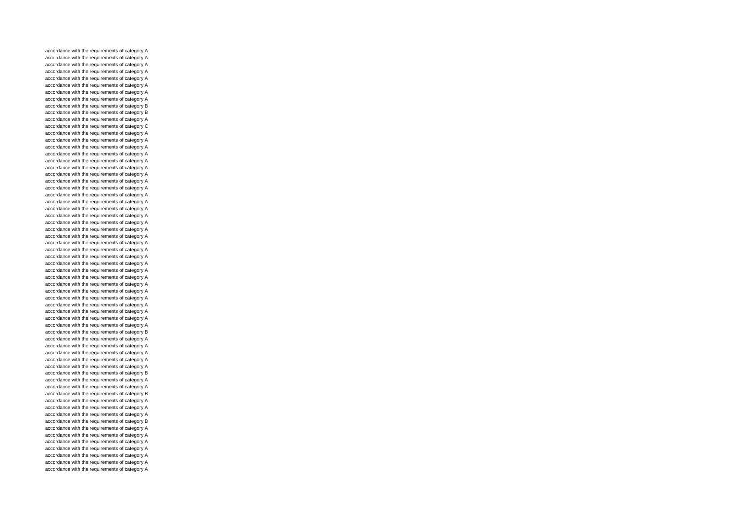accordance with the requirements of category A
accordance with the requirements of category A
accordance with the requirements of category A
accordance with the requirements of category A
accordance with the requirements of category A
accordance with the requirements of category A
accordance with the requirements of category A
accordance with the requirements of category A
accordance with the requirements of category B
accordance with the requirements of category B
accordance with the requirements of category A
accordance with the requirements of category C
accordance with the requirements of category A
accordance with the requirements of category A
accordance with the requirements of category A
accordance with the requirements of category A
accordance with the requirements of category A
accordance with the requirements of category A
accordance with the requirements of category A
accordance with the requirements of category A
accordance with the requirements of category A
accordance with the requirements of category A
accordance with the requirements of category A
accordance with the requirements of category A
accordance with the requirements of category A
accordance with the requirements of category A
accordance with the requirements of category A
accordance with the requirements of category A
accordance with the requirements of category A
accordance with the requirements of category A
accordance with the requirements of category A
accordance with the requirements of category A
accordance with the requirements of category A
accordance with the requirements of category A
accordance with the requirements of category A
accordance with the requirements of category A
accordance with the requirements of category A
accordance with the requirements of category A
accordance with the requirements of category A
accordance with the requirements of category A
accordance with the requirements of category A
accordance with the requirements of category B
accordance with the requirements of category A
accordance with the requirements of category A
accordance with the requirements of category A
accordance with the requirements of category A
accordance with the requirements of category A
accordance with the requirements of category B
accordance with the requirements of category A
accordance with the requirements of category A
accordance with the requirements of category B
accordance with the requirements of category A
accordance with the requirements of category A
accordance with the requirements of category A
accordance with the requirements of category B
accordance with the requirements of category A
accordance with the requirements of category A
accordance with the requirements of category A
accordance with the requirements of category A
accordance with the requirements of category A
accordance with the requirements of category A
accordance with the requirements of category A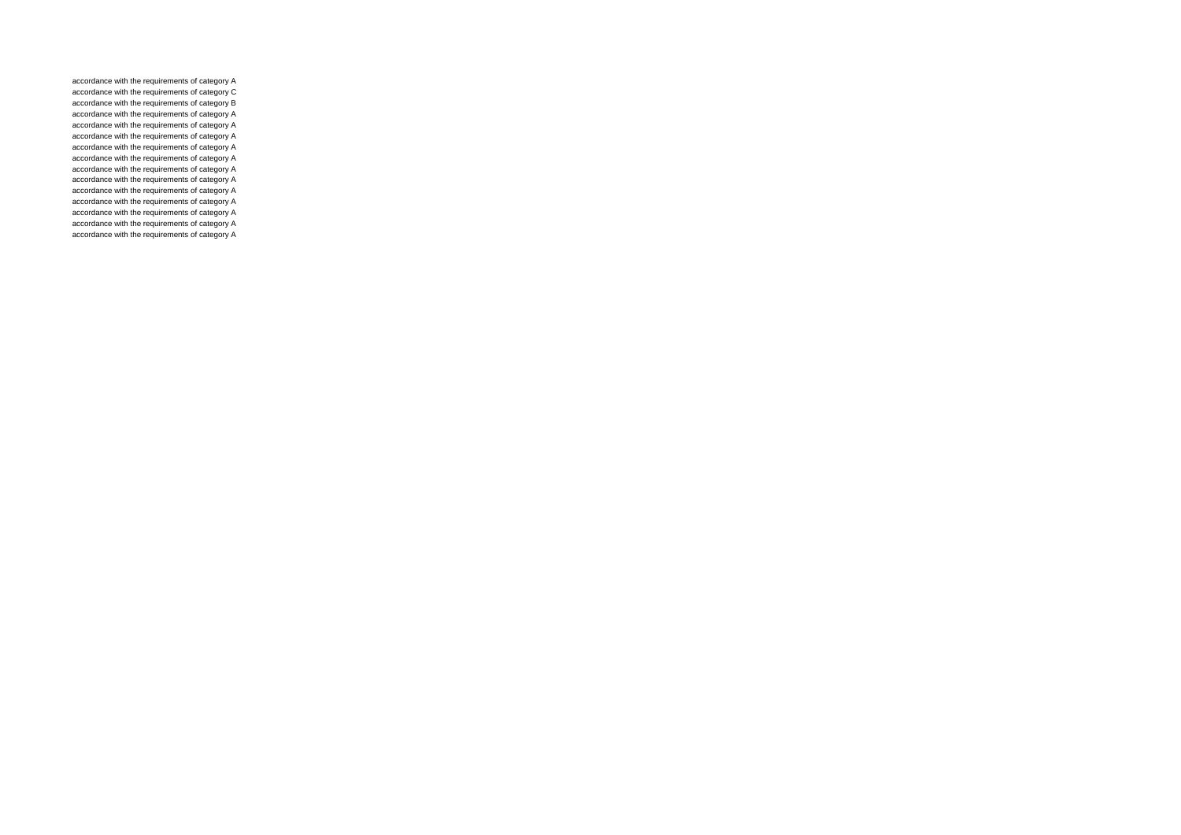accordance with the requirements of category A
accordance with the requirements of category C
accordance with the requirements of category B
accordance with the requirements of category A
accordance with the requirements of category A
accordance with the requirements of category A
accordance with the requirements of category A
accordance with the requirements of category A
accordance with the requirements of category A
accordance with the requirements of category A
accordance with the requirements of category A
accordance with the requirements of category A
accordance with the requirements of category A
accordance with the requirements of category A
accordance with the requirements of category A